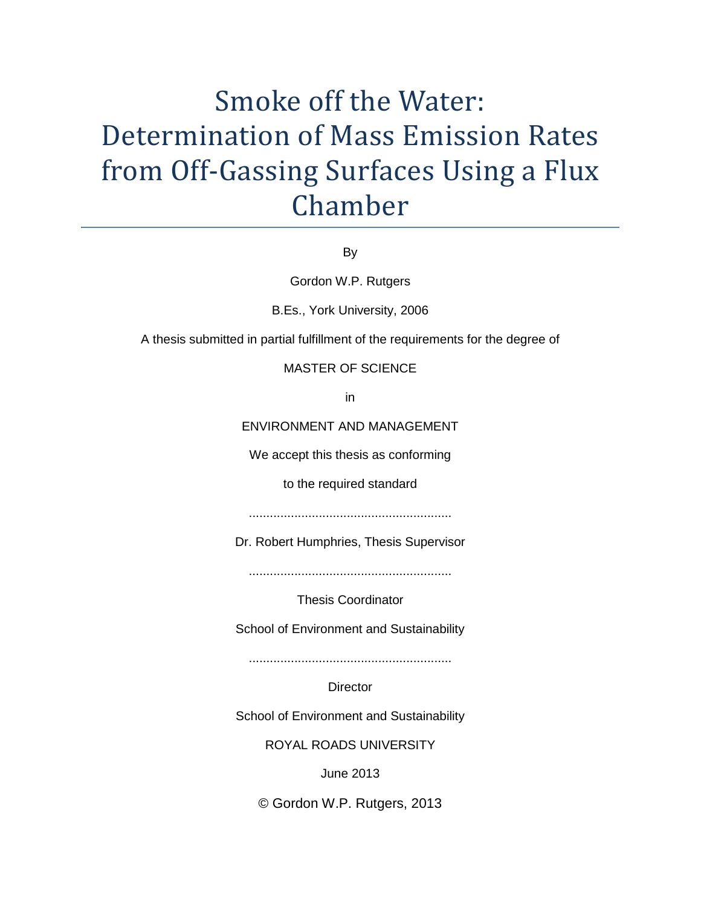# Smoke off the Water: Determination of Mass Emission Rates from Off-Gassing Surfaces Using a Flux Chamber

By

Gordon W.P. Rutgers

B.Es., York University, 2006

A thesis submitted in partial fulfillment of the requirements for the degree of

MASTER OF SCIENCE

in

ENVIRONMENT AND MANAGEMENT

We accept this thesis as conforming

to the required standard

..........................................................

Dr. Robert Humphries, Thesis Supervisor

..........................................................

Thesis Coordinator

School of Environment and Sustainability

..........................................................

Director

School of Environment and Sustainability

ROYAL ROADS UNIVERSITY

June 2013

© Gordon W.P. Rutgers, 2013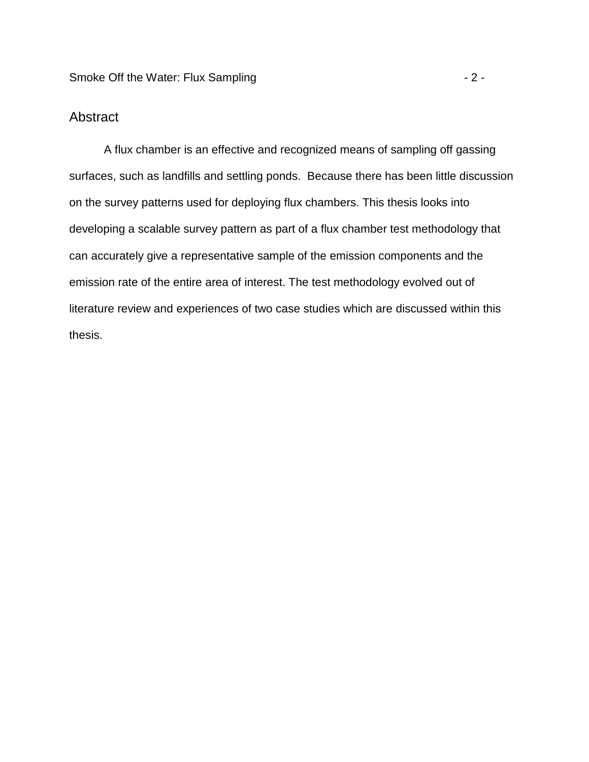## Abstract

A flux chamber is an effective and recognized means of sampling off gassing surfaces, such as landfills and settling ponds. Because there has been little discussion on the survey patterns used for deploying flux chambers. This thesis looks into developing a scalable survey pattern as part of a flux chamber test methodology that can accurately give a representative sample of the emission components and the emission rate of the entire area of interest. The test methodology evolved out of literature review and experiences of two case studies which are discussed within this thesis.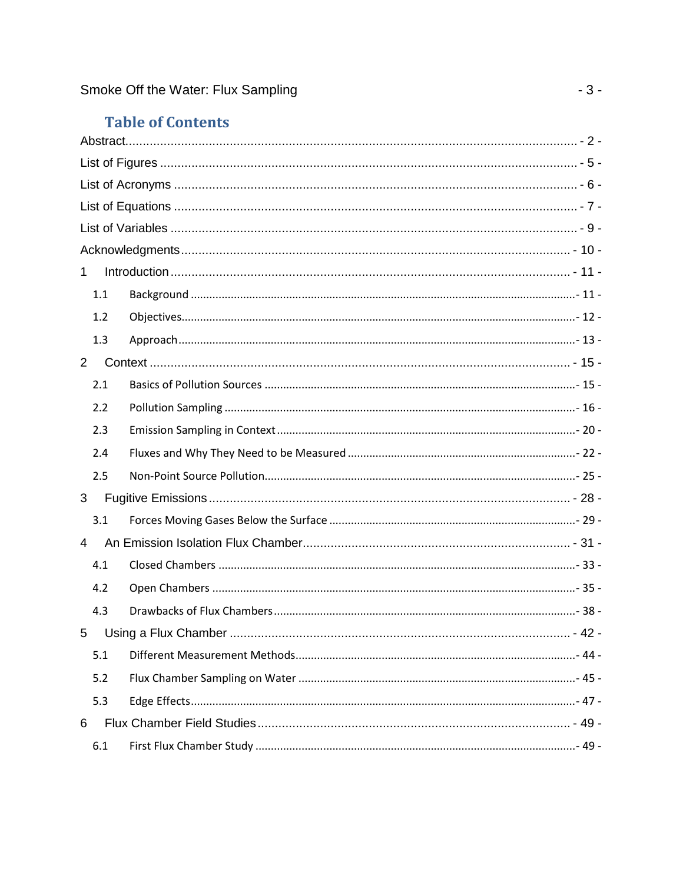# Table of Contents

Abstract.......... - 2 -

List of Figures .......... - 5 -

List of Acronyms .......... - 6 -

List of Equations .......... - 7 -

List of Variables .......... - 9 -

Acknowledgments.......... - 10 -

1 Introduction .......... - 11 -

- 1.1 Background .......... - 11 -
- 1.2 Objectives.......... - 12 -
- 1.3 Approach.......... - 13 -

2 Context .......... - 15 -

- 2.1 Basics of Pollution Sources .......... - 15 -
- 2.2 Pollution Sampling .......... - 16 -
- 2.3 Emission Sampling in Context .......... - 20 -
- 2.4 Fluxes and Why They Need to be Measured .......... - 22 -
- 2.5 Non-Point Source Pollution.......... - 25 -

3 Fugitive Emissions .......... - 28 -

- 3.1 Forces Moving Gases Below the Surface .......... - 29 -

4 An Emission Isolation Flux Chamber.......... - 31 -

- 4.1 Closed Chambers .......... - 33 -
- 4.2 Open Chambers .......... - 35 -
- 4.3 Drawbacks of Flux Chambers.......... - 38 -

5 Using a Flux Chamber .......... - 42 -

- 5.1 Different Measurement Methods.......... - 44 -
- 5.2 Flux Chamber Sampling on Water .......... - 45 -
- 5.3 Edge Effects.......... - 47 -

6 Flux Chamber Field Studies .......... - 49 -

- 6.1 First Flux Chamber Study .......... - 49 -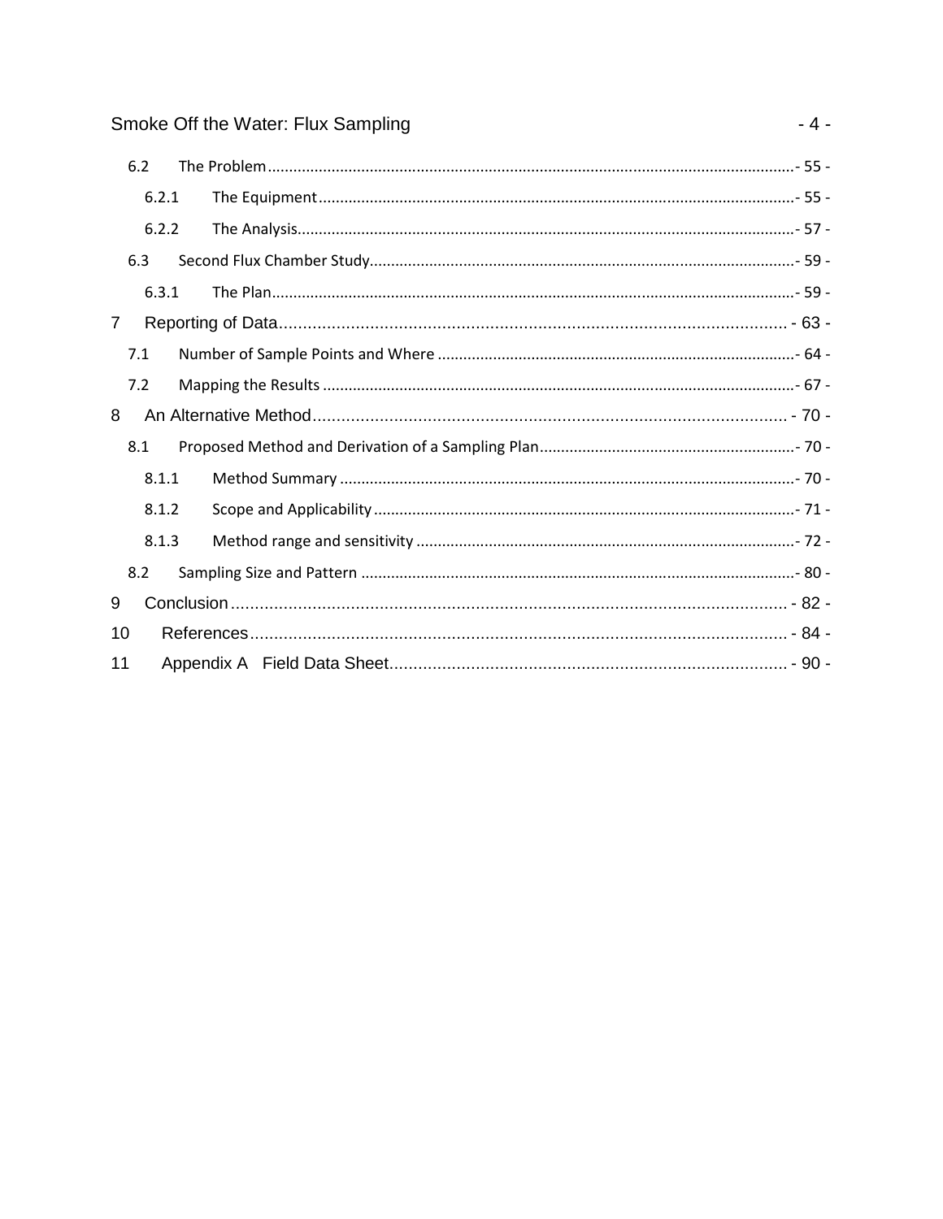6.2 The Problem - 55 -

6.2.1 The Equipment - 55 -

6.2.2 The Analysis - 57 -

6.3 Second Flux Chamber Study - 59 -

6.3.1 The Plan - 59 -

7 Reporting of Data - 63 -

7.1 Number of Sample Points and Where - 64 -

7.2 Mapping the Results - 67 -

8 An Alternative Method - 70 -

8.1 Proposed Method and Derivation of a Sampling Plan - 70 -

8.1.1 Method Summary - 70 -

8.1.2 Scope and Applicability - 71 -

8.1.3 Method range and sensitivity - 72 -

8.2 Sampling Size and Pattern - 80 -

9 Conclusion - 82 -

10 References - 84 -

11 Appendix A Field Data Sheet - 90 -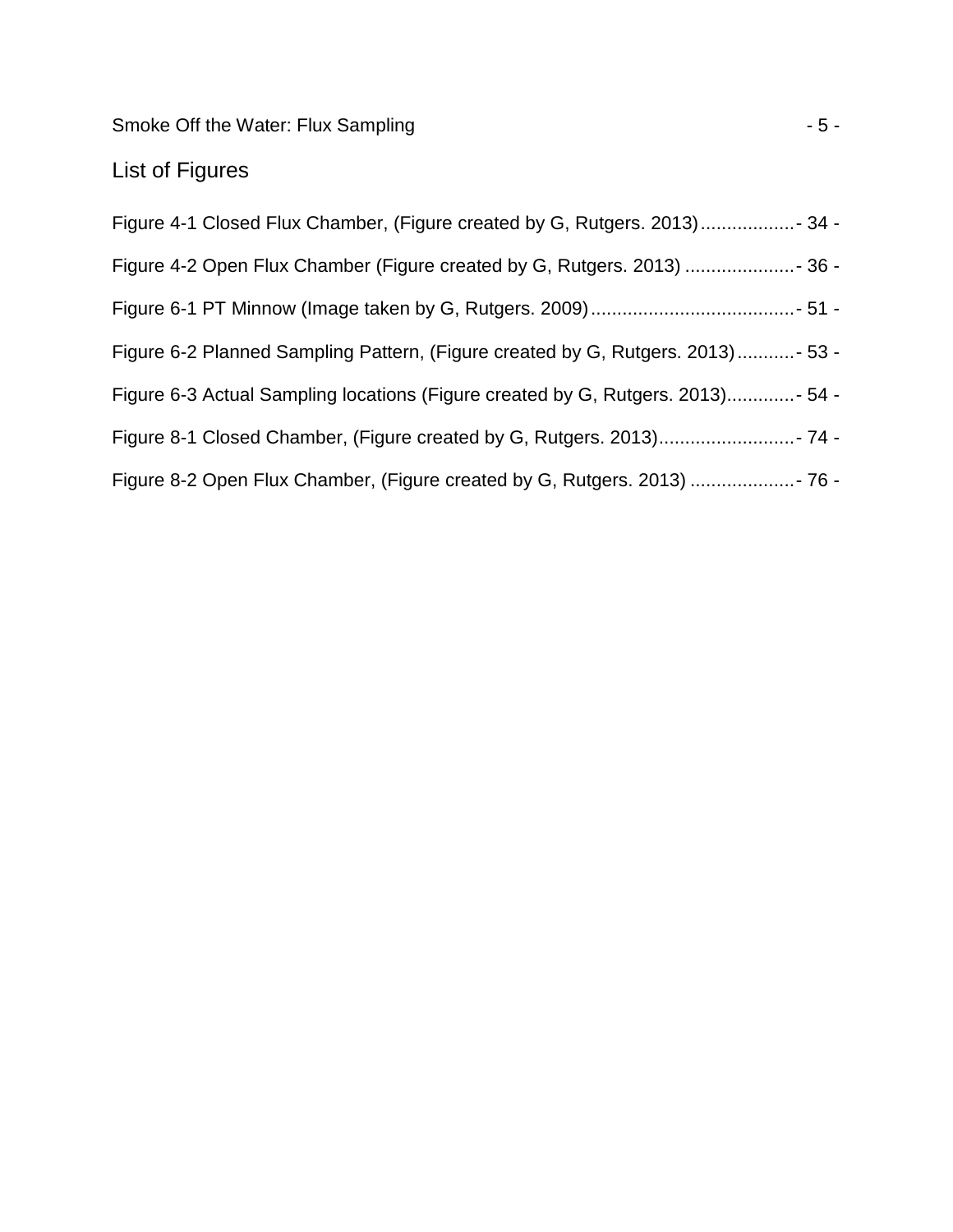## List of Figures

Figure 4-1 Closed Flux Chamber, (Figure created by G, Rutgers. 2013) .................. - 34 -

Figure 4-2 Open Flux Chamber (Figure created by G, Rutgers. 2013) ..................... - 36 -

Figure 6-1 PT Minnow (Image taken by G, Rutgers. 2009) ....................................... - 51 -

Figure 6-2 Planned Sampling Pattern, (Figure created by G, Rutgers. 2013) ........... - 53 -

Figure 6-3 Actual Sampling locations (Figure created by G, Rutgers. 2013) ............. - 54 -

Figure 8-1 Closed Chamber, (Figure created by G, Rutgers. 2013) .......................... - 74 -

Figure 8-2 Open Flux Chamber, (Figure created by G, Rutgers. 2013) .................... - 76 -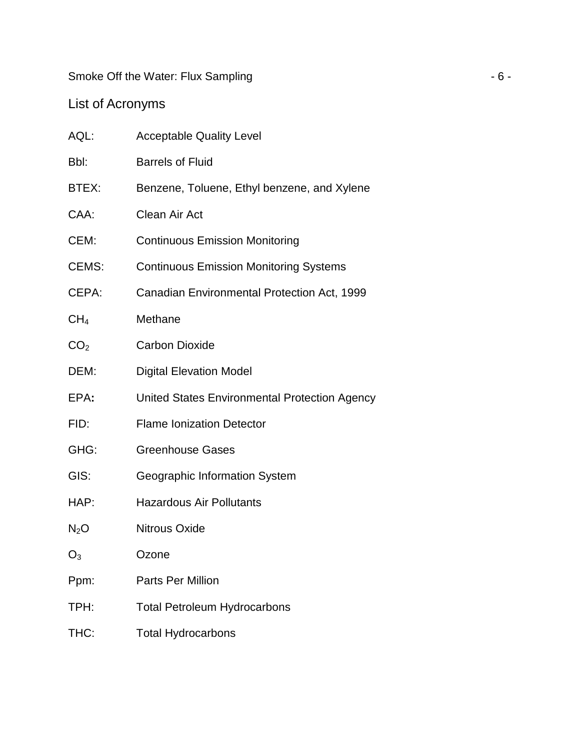## List of Acronyms

AQL: Acceptable Quality Level

Bbl: Barrels of Fluid

BTEX: Benzene, Toluene, Ethyl benzene, and Xylene

CAA: Clean Air Act

CEM: Continuous Emission Monitoring

CEMS: Continuous Emission Monitoring Systems

CEPA: Canadian Environmental Protection Act, 1999

$CH_4$ Methane

$CO_2$ Carbon Dioxide

DEM: Digital Elevation Model

EPA**:** United States Environmental Protection Agency

FID: Flame Ionization Detector

GHG: Greenhouse Gases

GIS: Geographic Information System

HAP: Hazardous Air Pollutants

$N_2O$ Nitrous Oxide

$O_3$ Ozone

Ppm: Parts Per Million

TPH: Total Petroleum Hydrocarbons

THC: Total Hydrocarbons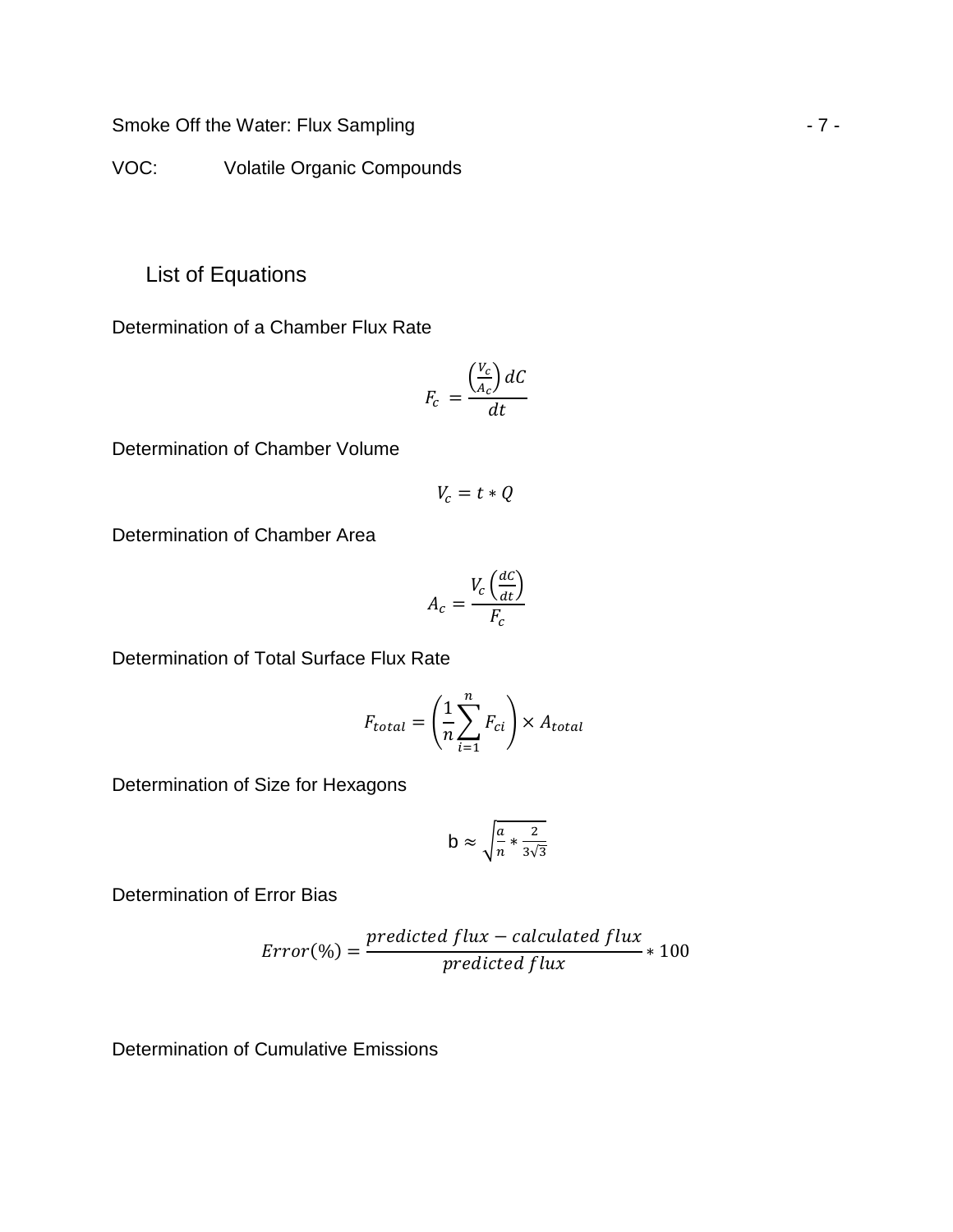VOC: Volatile Organic Compounds

## List of Equations

Determination of a Chamber Flux Rate

$$F_c = \frac{\left(\frac{V_c}{A_c}\right) dC}{dt}$$

Determination of Chamber Volume

$$V_c = t * Q$$

Determination of Chamber Area

$$A_c = \frac{V_c \left(\frac{dC}{dt}\right)}{F_c}$$

Determination of Total Surface Flux Rate

$$F_{total} = \left(\frac{1}{n}\sum_{i=1}^{n} F_{ci}\right) \times A_{total}$$

Determination of Size for Hexagons

$$b \approx \sqrt{\frac{a}{n} * \frac{2}{3\sqrt{3}}}$$

Determination of Error Bias

$$Error(\%) = \frac{predicted\ flux - calculated\ flux}{predicted\ flux} * 100$$

Determination of Cumulative Emissions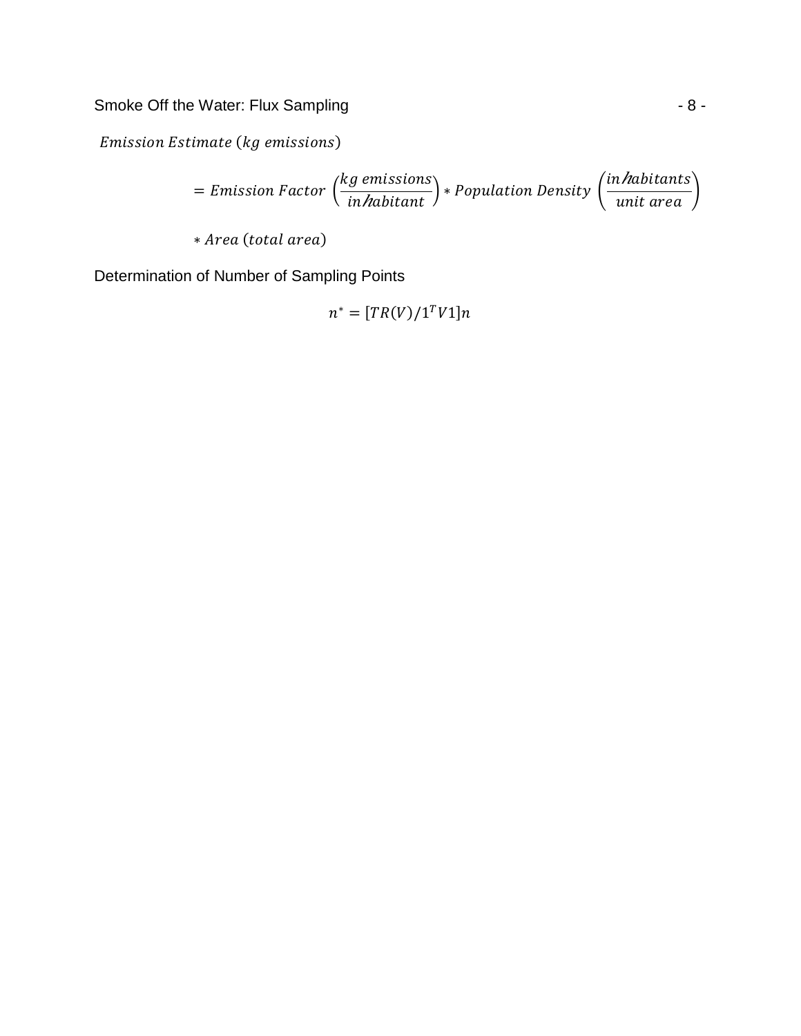$$Emission\ Estimate\ (kg\ emissions)$$

$$= Emission\ Factor\ \left(\frac{kg\ emissions}{inhabitant}\right) * Population\ Density\ \left(\frac{inhabitants}{unit\ area}\right)$$

$$* Area\ (total\ area)$$

Determination of Number of Sampling Points

$$n^* = [TR(V)/1^T V 1]n$$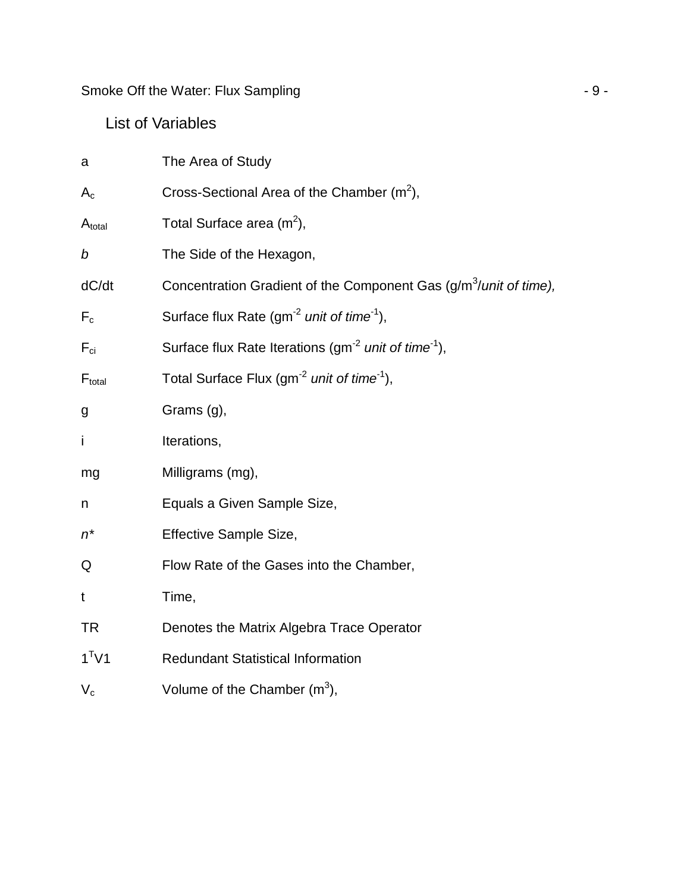## List of Variables

| | |
|---|---|
| a | The Area of Study |
| $A_c$ | Cross-Sectional Area of the Chamber ($m^2$), |
| $A_{total}$ | Total Surface area ($m^2$), |
| *b* | The Side of the Hexagon, |
| dC/dt | Concentration Gradient of the Component Gas ($g/m^3$/*unit of time),* |
| $F_c$ | Surface flux Rate ($gm^{-2}$ *unit of time*$^{-1}$), |
| $F_{ci}$ | Surface flux Rate Iterations ($gm^{-2}$ *unit of time*$^{-1}$), |
| $F_{total}$ | Total Surface Flux ($gm^{-2}$ *unit of time*$^{-1}$), |
| g | Grams (g), |
| i | Iterations, |
| mg | Milligrams (mg), |
| n | Equals a Given Sample Size, |
| *n** | Effective Sample Size, |
| Q | Flow Rate of the Gases into the Chamber, |
| t | Time, |
| TR | Denotes the Matrix Algebra Trace Operator |
| $1^TV1$ | Redundant Statistical Information |
| $V_c$ | Volume of the Chamber ($m^3$), |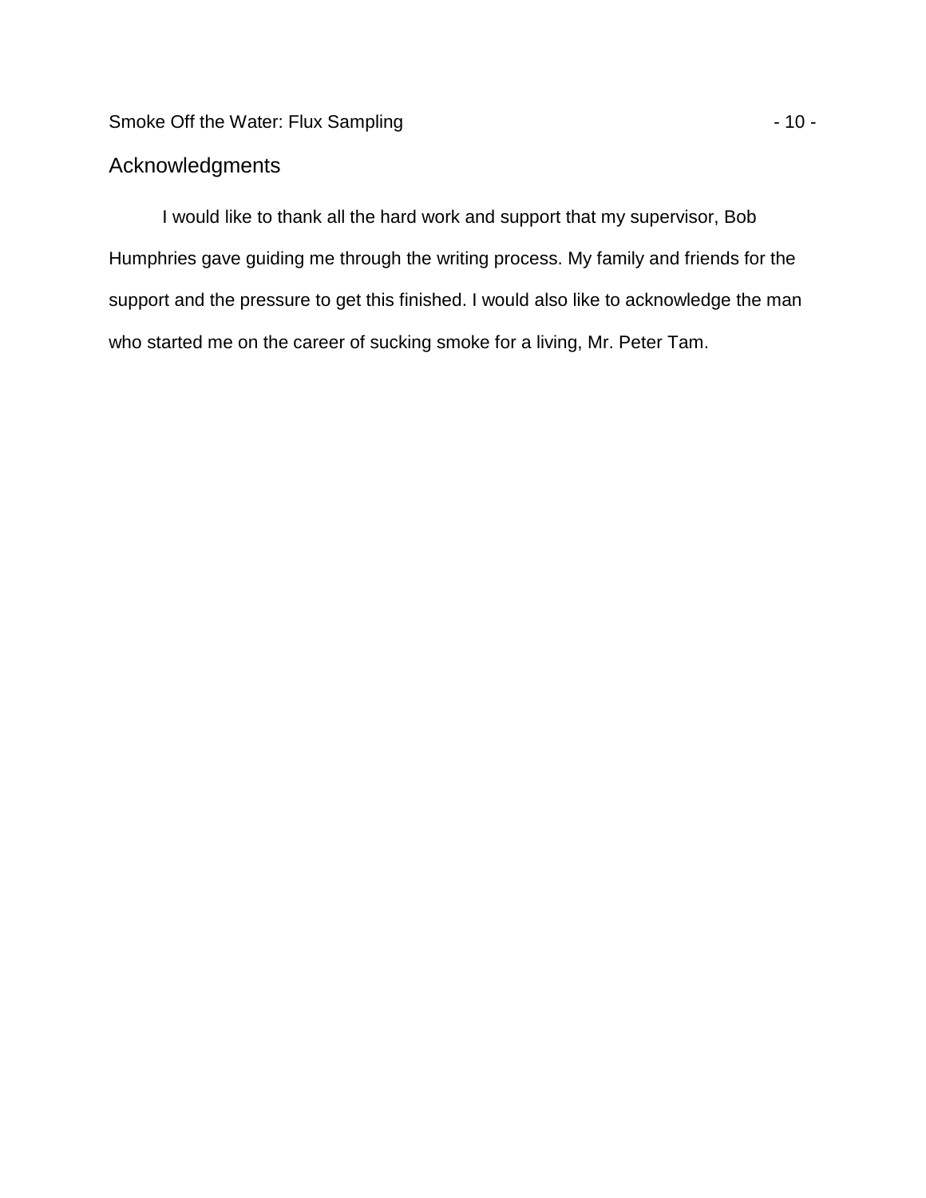## Acknowledgments

I would like to thank all the hard work and support that my supervisor, Bob Humphries gave guiding me through the writing process. My family and friends for the support and the pressure to get this finished. I would also like to acknowledge the man who started me on the career of sucking smoke for a living, Mr. Peter Tam.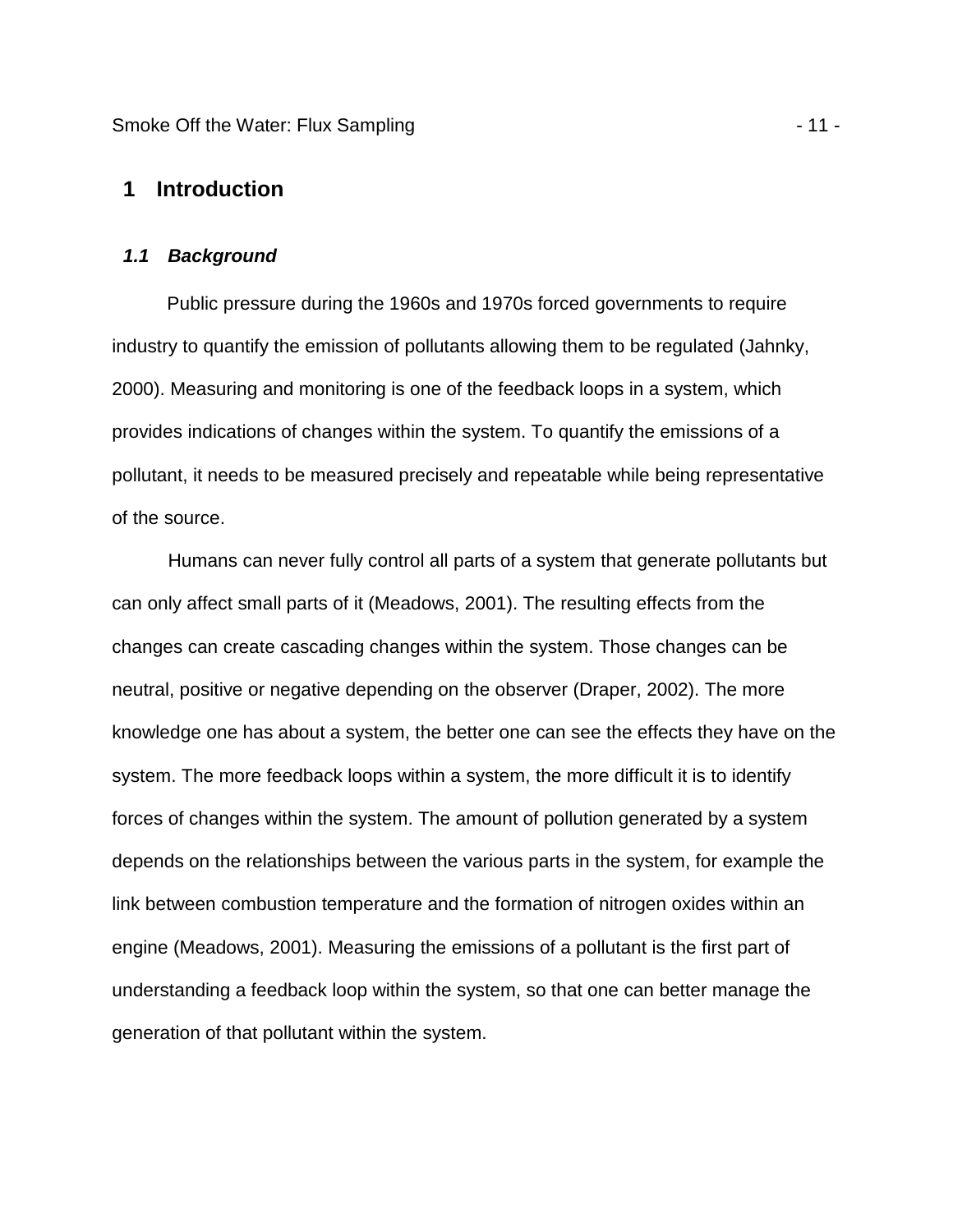# 1 Introduction

## *1.1 Background*

Public pressure during the 1960s and 1970s forced governments to require industry to quantify the emission of pollutants allowing them to be regulated (Jahnky, 2000). Measuring and monitoring is one of the feedback loops in a system, which provides indications of changes within the system. To quantify the emissions of a pollutant, it needs to be measured precisely and repeatable while being representative of the source.

Humans can never fully control all parts of a system that generate pollutants but can only affect small parts of it (Meadows, 2001). The resulting effects from the changes can create cascading changes within the system. Those changes can be neutral, positive or negative depending on the observer (Draper, 2002). The more knowledge one has about a system, the better one can see the effects they have on the system. The more feedback loops within a system, the more difficult it is to identify forces of changes within the system. The amount of pollution generated by a system depends on the relationships between the various parts in the system, for example the link between combustion temperature and the formation of nitrogen oxides within an engine (Meadows, 2001). Measuring the emissions of a pollutant is the first part of understanding a feedback loop within the system, so that one can better manage the generation of that pollutant within the system.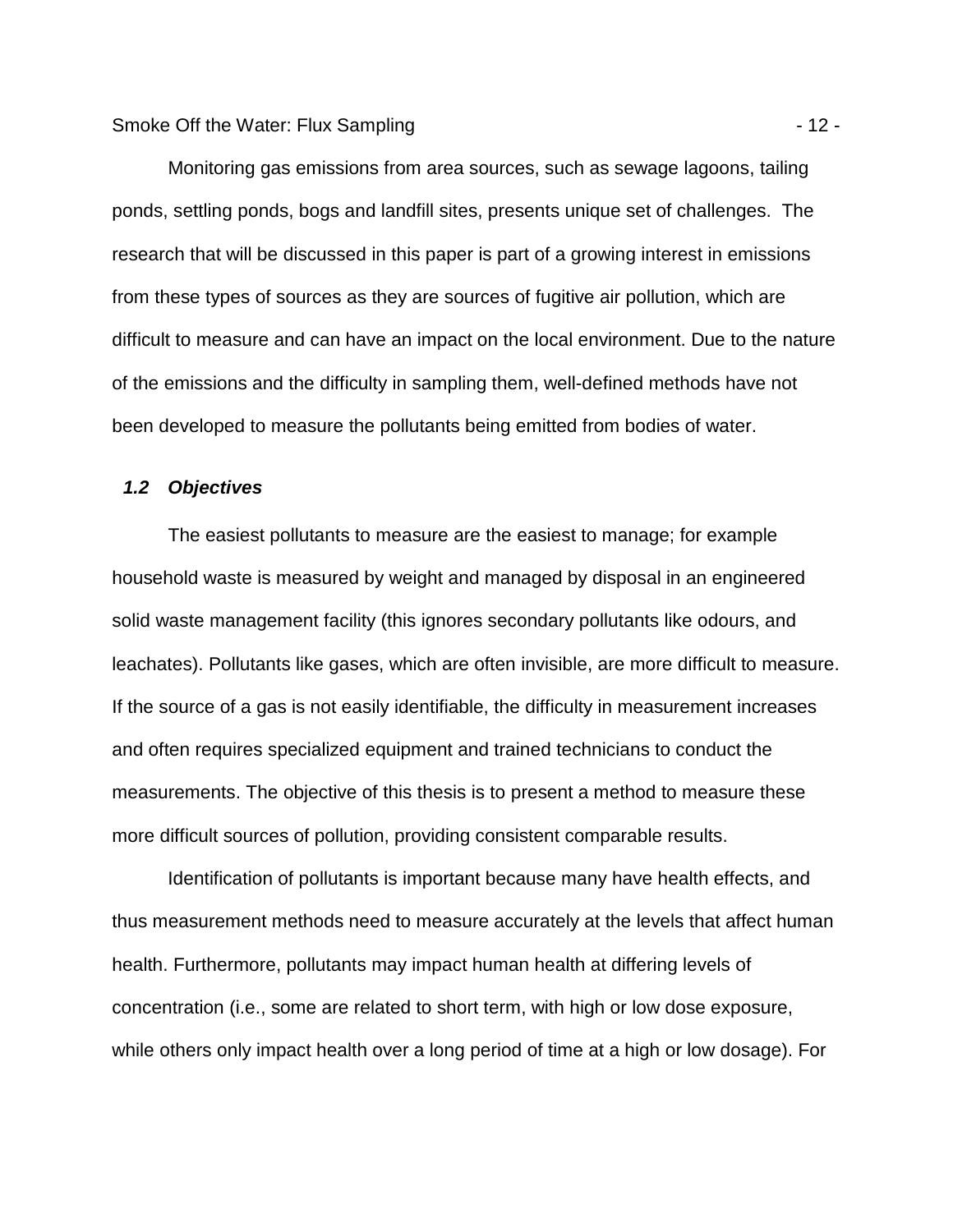Monitoring gas emissions from area sources, such as sewage lagoons, tailing ponds, settling ponds, bogs and landfill sites, presents unique set of challenges. The research that will be discussed in this paper is part of a growing interest in emissions from these types of sources as they are sources of fugitive air pollution, which are difficult to measure and can have an impact on the local environment. Due to the nature of the emissions and the difficulty in sampling them, well-defined methods have not been developed to measure the pollutants being emitted from bodies of water.

### *1.2 Objectives*

The easiest pollutants to measure are the easiest to manage; for example household waste is measured by weight and managed by disposal in an engineered solid waste management facility (this ignores secondary pollutants like odours, and leachates). Pollutants like gases, which are often invisible, are more difficult to measure. If the source of a gas is not easily identifiable, the difficulty in measurement increases and often requires specialized equipment and trained technicians to conduct the measurements. The objective of this thesis is to present a method to measure these more difficult sources of pollution, providing consistent comparable results.

Identification of pollutants is important because many have health effects, and thus measurement methods need to measure accurately at the levels that affect human health. Furthermore, pollutants may impact human health at differing levels of concentration (i.e., some are related to short term, with high or low dose exposure, while others only impact health over a long period of time at a high or low dosage). For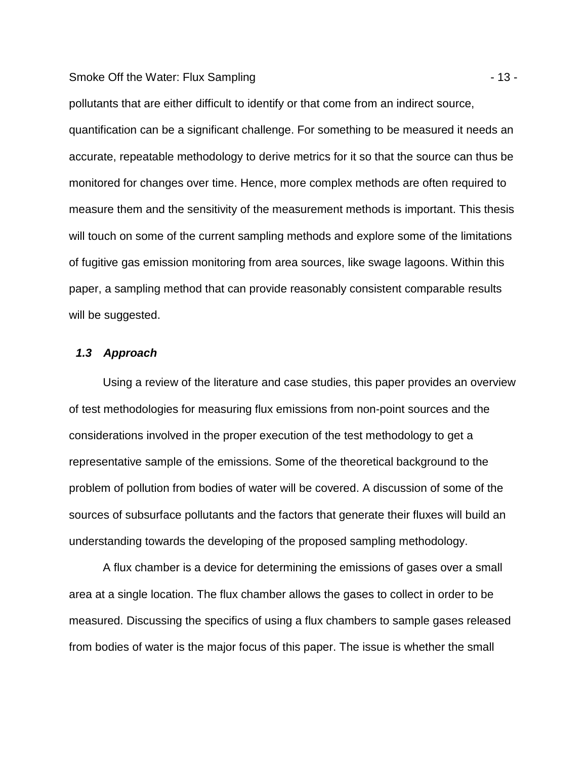pollutants that are either difficult to identify or that come from an indirect source, quantification can be a significant challenge. For something to be measured it needs an accurate, repeatable methodology to derive metrics for it so that the source can thus be monitored for changes over time. Hence, more complex methods are often required to measure them and the sensitivity of the measurement methods is important. This thesis will touch on some of the current sampling methods and explore some of the limitations of fugitive gas emission monitoring from area sources, like swage lagoons. Within this paper, a sampling method that can provide reasonably consistent comparable results will be suggested.

### *1.3 Approach*

Using a review of the literature and case studies, this paper provides an overview of test methodologies for measuring flux emissions from non-point sources and the considerations involved in the proper execution of the test methodology to get a representative sample of the emissions. Some of the theoretical background to the problem of pollution from bodies of water will be covered. A discussion of some of the sources of subsurface pollutants and the factors that generate their fluxes will build an understanding towards the developing of the proposed sampling methodology.

A flux chamber is a device for determining the emissions of gases over a small area at a single location. The flux chamber allows the gases to collect in order to be measured. Discussing the specifics of using a flux chambers to sample gases released from bodies of water is the major focus of this paper. The issue is whether the small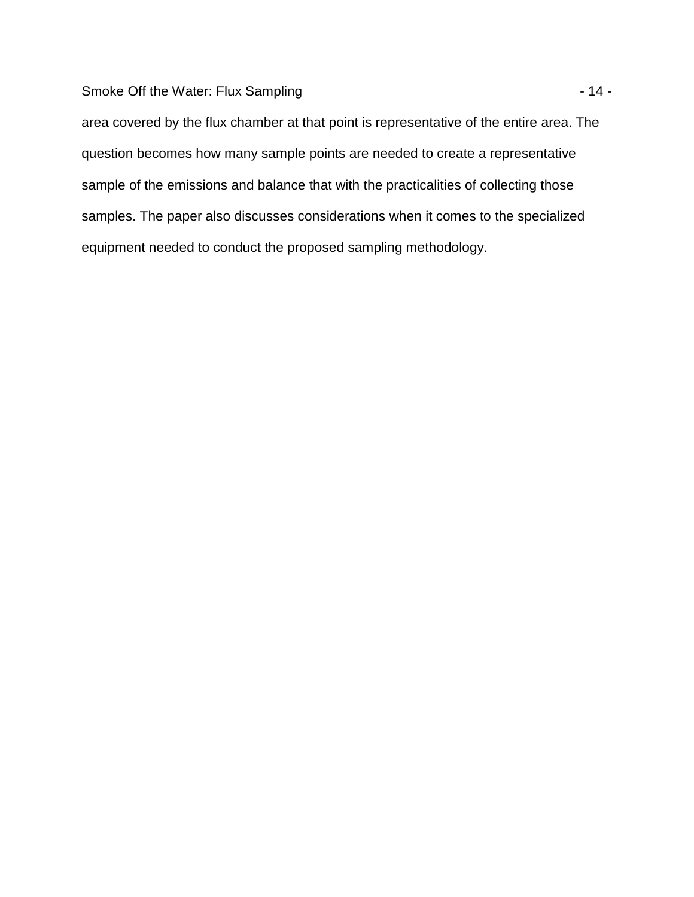area covered by the flux chamber at that point is representative of the entire area. The question becomes how many sample points are needed to create a representative sample of the emissions and balance that with the practicalities of collecting those samples. The paper also discusses considerations when it comes to the specialized equipment needed to conduct the proposed sampling methodology.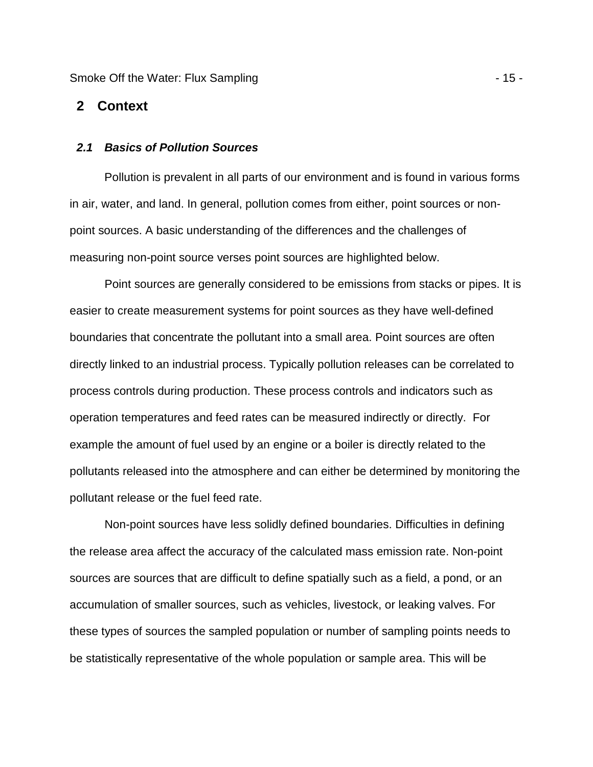# 2 Context

## *2.1 Basics of Pollution Sources*

Pollution is prevalent in all parts of our environment and is found in various forms in air, water, and land. In general, pollution comes from either, point sources or non-point sources. A basic understanding of the differences and the challenges of measuring non-point source verses point sources are highlighted below.

Point sources are generally considered to be emissions from stacks or pipes. It is easier to create measurement systems for point sources as they have well-defined boundaries that concentrate the pollutant into a small area. Point sources are often directly linked to an industrial process. Typically pollution releases can be correlated to process controls during production. These process controls and indicators such as operation temperatures and feed rates can be measured indirectly or directly. For example the amount of fuel used by an engine or a boiler is directly related to the pollutants released into the atmosphere and can either be determined by monitoring the pollutant release or the fuel feed rate.

Non-point sources have less solidly defined boundaries. Difficulties in defining the release area affect the accuracy of the calculated mass emission rate. Non-point sources are sources that are difficult to define spatially such as a field, a pond, or an accumulation of smaller sources, such as vehicles, livestock, or leaking valves. For these types of sources the sampled population or number of sampling points needs to be statistically representative of the whole population or sample area. This will be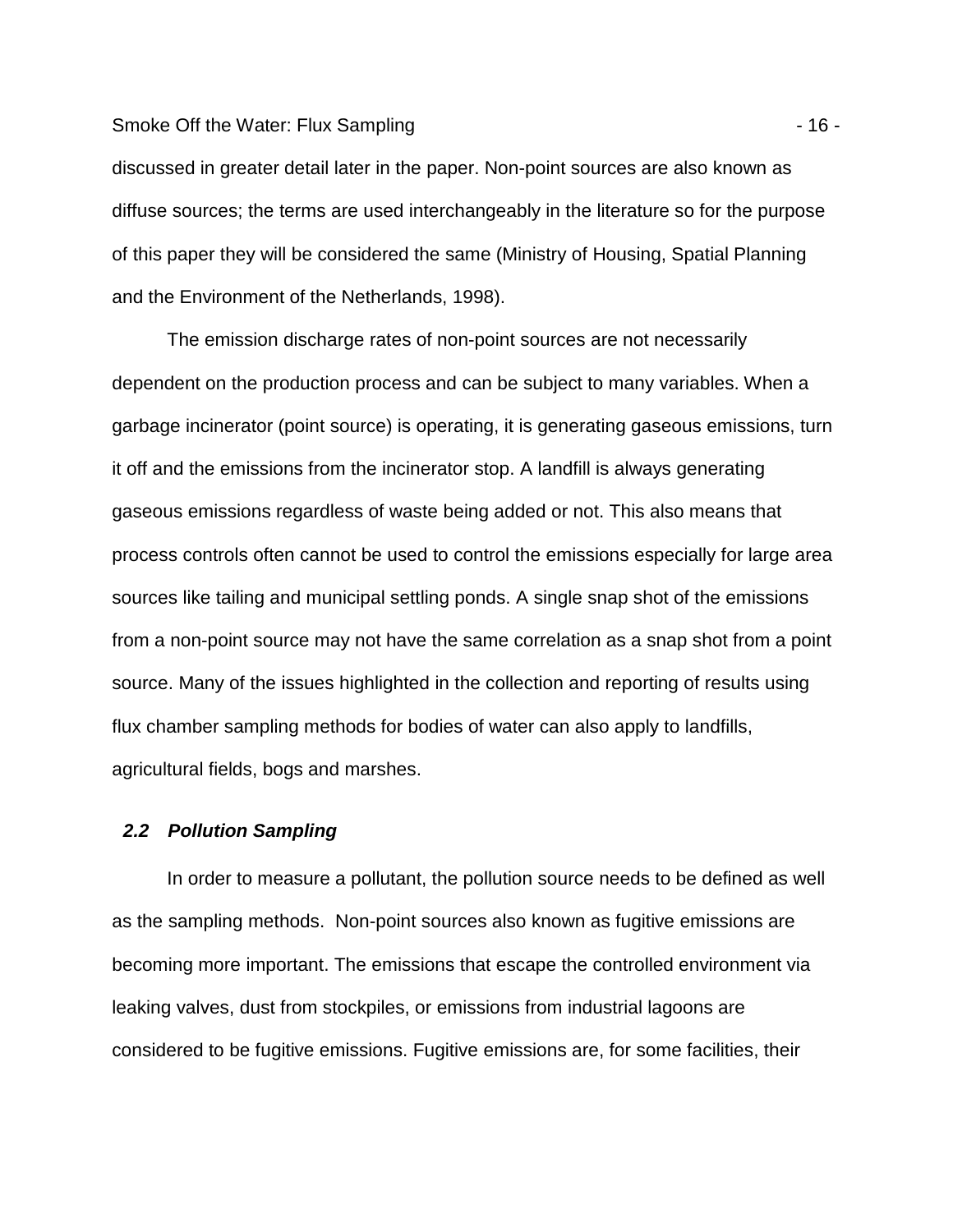discussed in greater detail later in the paper. Non-point sources are also known as diffuse sources; the terms are used interchangeably in the literature so for the purpose of this paper they will be considered the same (Ministry of Housing, Spatial Planning and the Environment of the Netherlands, 1998).

The emission discharge rates of non-point sources are not necessarily dependent on the production process and can be subject to many variables. When a garbage incinerator (point source) is operating, it is generating gaseous emissions, turn it off and the emissions from the incinerator stop. A landfill is always generating gaseous emissions regardless of waste being added or not. This also means that process controls often cannot be used to control the emissions especially for large area sources like tailing and municipal settling ponds. A single snap shot of the emissions from a non-point source may not have the same correlation as a snap shot from a point source. Many of the issues highlighted in the collection and reporting of results using flux chamber sampling methods for bodies of water can also apply to landfills, agricultural fields, bogs and marshes.

### ***2.2 Pollution Sampling***

In order to measure a pollutant, the pollution source needs to be defined as well as the sampling methods. Non-point sources also known as fugitive emissions are becoming more important. The emissions that escape the controlled environment via leaking valves, dust from stockpiles, or emissions from industrial lagoons are considered to be fugitive emissions. Fugitive emissions are, for some facilities, their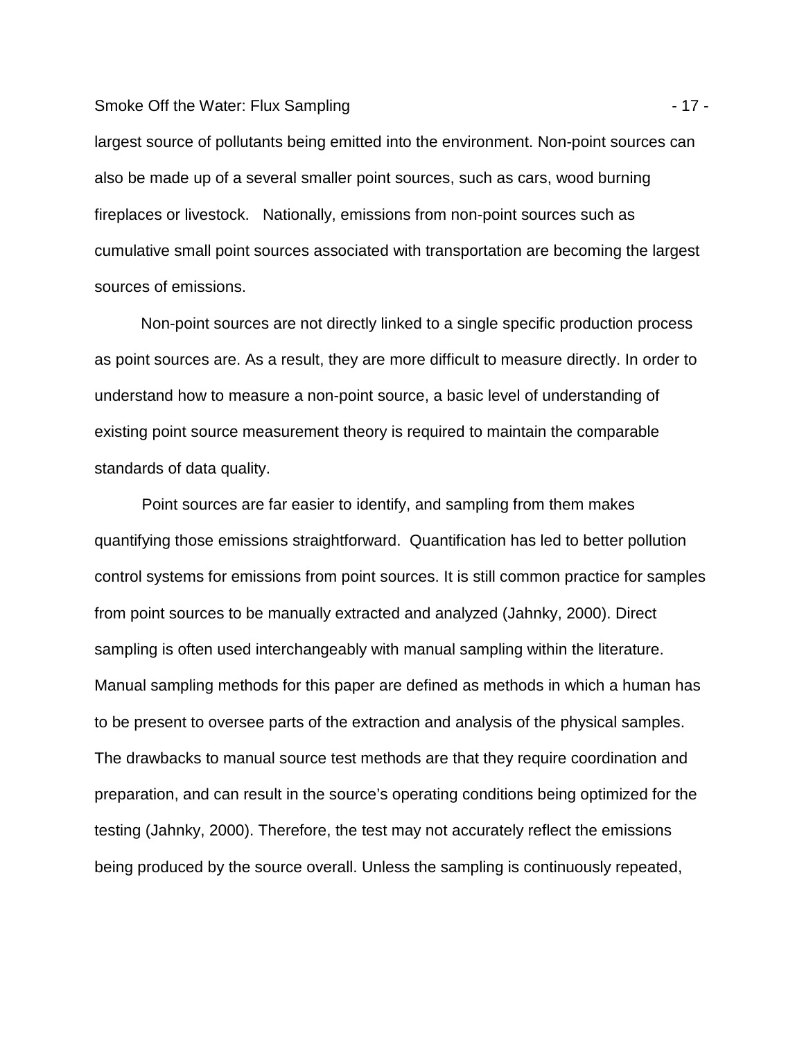largest source of pollutants being emitted into the environment. Non-point sources can also be made up of a several smaller point sources, such as cars, wood burning fireplaces or livestock. Nationally, emissions from non-point sources such as cumulative small point sources associated with transportation are becoming the largest sources of emissions.

Non-point sources are not directly linked to a single specific production process as point sources are. As a result, they are more difficult to measure directly. In order to understand how to measure a non-point source, a basic level of understanding of existing point source measurement theory is required to maintain the comparable standards of data quality.

Point sources are far easier to identify, and sampling from them makes quantifying those emissions straightforward. Quantification has led to better pollution control systems for emissions from point sources. It is still common practice for samples from point sources to be manually extracted and analyzed (Jahnky, 2000). Direct sampling is often used interchangeably with manual sampling within the literature. Manual sampling methods for this paper are defined as methods in which a human has to be present to oversee parts of the extraction and analysis of the physical samples. The drawbacks to manual source test methods are that they require coordination and preparation, and can result in the source's operating conditions being optimized for the testing (Jahnky, 2000). Therefore, the test may not accurately reflect the emissions being produced by the source overall. Unless the sampling is continuously repeated,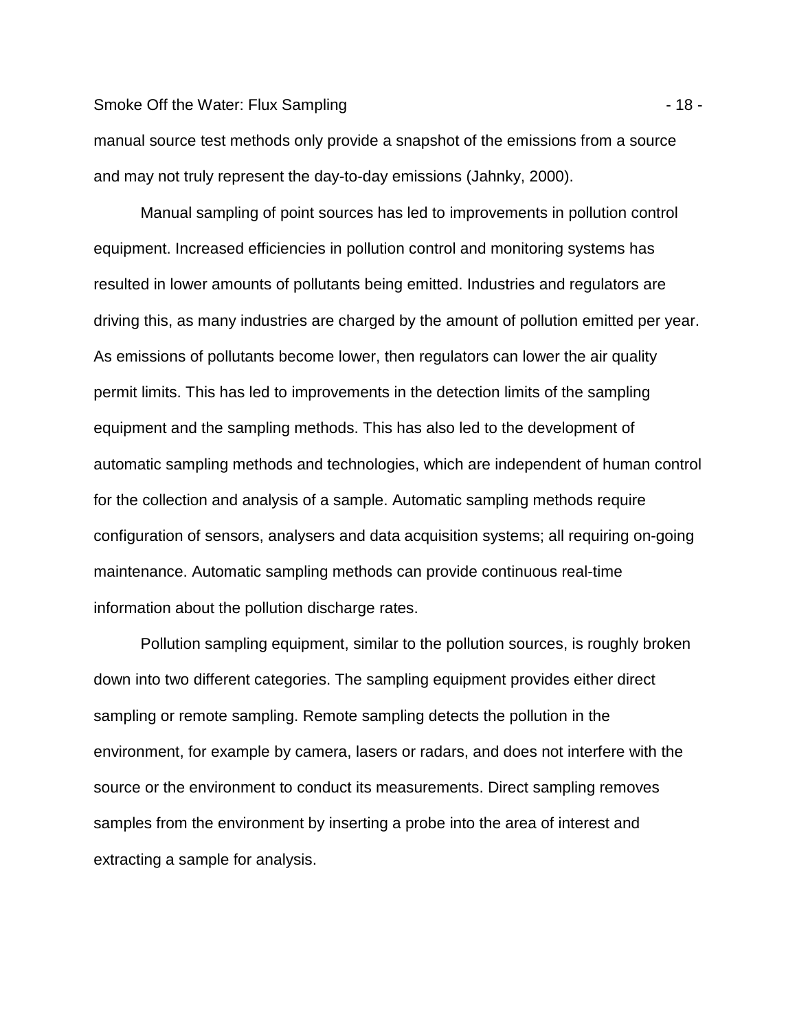manual source test methods only provide a snapshot of the emissions from a source and may not truly represent the day-to-day emissions (Jahnky, 2000).

Manual sampling of point sources has led to improvements in pollution control equipment. Increased efficiencies in pollution control and monitoring systems has resulted in lower amounts of pollutants being emitted. Industries and regulators are driving this, as many industries are charged by the amount of pollution emitted per year. As emissions of pollutants become lower, then regulators can lower the air quality permit limits. This has led to improvements in the detection limits of the sampling equipment and the sampling methods. This has also led to the development of automatic sampling methods and technologies, which are independent of human control for the collection and analysis of a sample. Automatic sampling methods require configuration of sensors, analysers and data acquisition systems; all requiring on-going maintenance. Automatic sampling methods can provide continuous real-time information about the pollution discharge rates.

Pollution sampling equipment, similar to the pollution sources, is roughly broken down into two different categories. The sampling equipment provides either direct sampling or remote sampling. Remote sampling detects the pollution in the environment, for example by camera, lasers or radars, and does not interfere with the source or the environment to conduct its measurements. Direct sampling removes samples from the environment by inserting a probe into the area of interest and extracting a sample for analysis.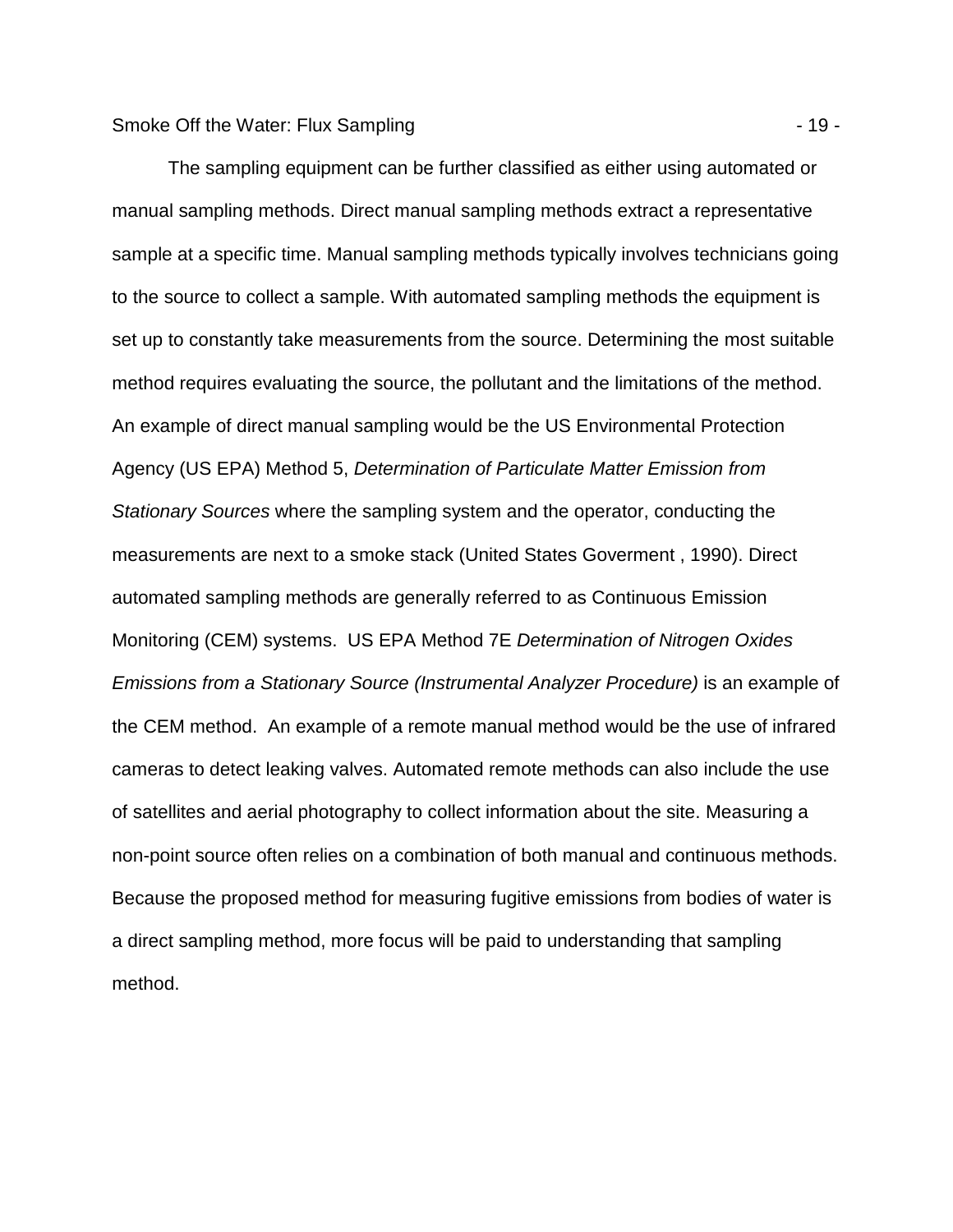The sampling equipment can be further classified as either using automated or manual sampling methods. Direct manual sampling methods extract a representative sample at a specific time. Manual sampling methods typically involves technicians going to the source to collect a sample. With automated sampling methods the equipment is set up to constantly take measurements from the source. Determining the most suitable method requires evaluating the source, the pollutant and the limitations of the method. An example of direct manual sampling would be the US Environmental Protection Agency (US EPA) Method 5, *Determination of Particulate Matter Emission from Stationary Sources* where the sampling system and the operator, conducting the measurements are next to a smoke stack (United States Goverment , 1990). Direct automated sampling methods are generally referred to as Continuous Emission Monitoring (CEM) systems. US EPA Method 7E *Determination of Nitrogen Oxides Emissions from a Stationary Source (Instrumental Analyzer Procedure)* is an example of the CEM method. An example of a remote manual method would be the use of infrared cameras to detect leaking valves. Automated remote methods can also include the use of satellites and aerial photography to collect information about the site. Measuring a non-point source often relies on a combination of both manual and continuous methods. Because the proposed method for measuring fugitive emissions from bodies of water is a direct sampling method, more focus will be paid to understanding that sampling method.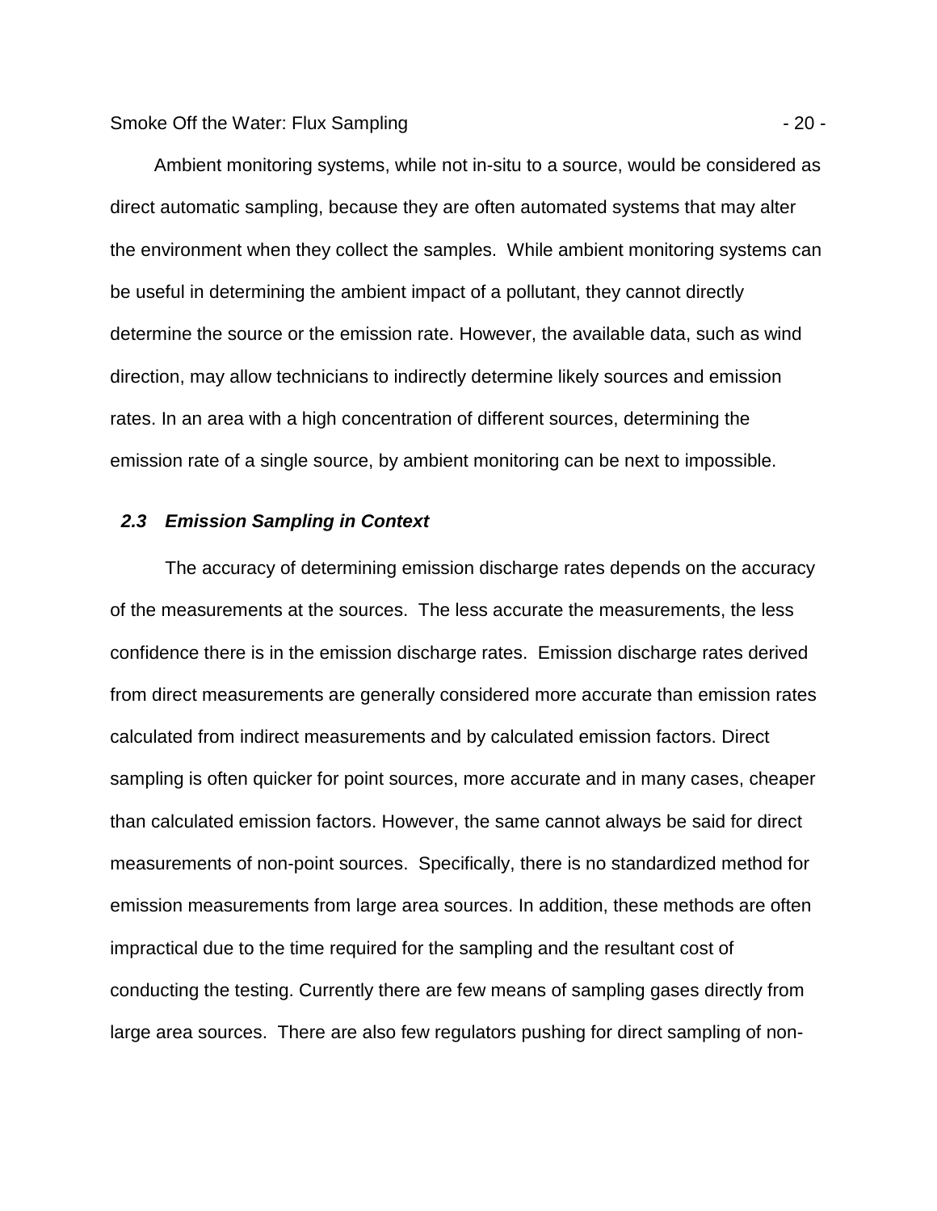Ambient monitoring systems, while not in-situ to a source, would be considered as direct automatic sampling, because they are often automated systems that may alter the environment when they collect the samples. While ambient monitoring systems can be useful in determining the ambient impact of a pollutant, they cannot directly determine the source or the emission rate. However, the available data, such as wind direction, may allow technicians to indirectly determine likely sources and emission rates. In an area with a high concentration of different sources, determining the emission rate of a single source, by ambient monitoring can be next to impossible.

### *2.3 Emission Sampling in Context*

The accuracy of determining emission discharge rates depends on the accuracy of the measurements at the sources. The less accurate the measurements, the less confidence there is in the emission discharge rates. Emission discharge rates derived from direct measurements are generally considered more accurate than emission rates calculated from indirect measurements and by calculated emission factors. Direct sampling is often quicker for point sources, more accurate and in many cases, cheaper than calculated emission factors. However, the same cannot always be said for direct measurements of non-point sources. Specifically, there is no standardized method for emission measurements from large area sources. In addition, these methods are often impractical due to the time required for the sampling and the resultant cost of conducting the testing. Currently there are few means of sampling gases directly from large area sources. There are also few regulators pushing for direct sampling of non-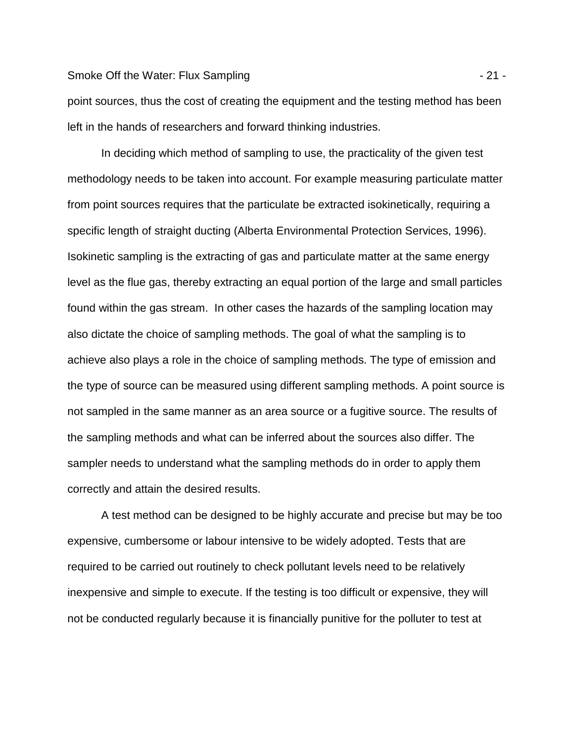point sources, thus the cost of creating the equipment and the testing method has been left in the hands of researchers and forward thinking industries.

In deciding which method of sampling to use, the practicality of the given test methodology needs to be taken into account. For example measuring particulate matter from point sources requires that the particulate be extracted isokinetically, requiring a specific length of straight ducting (Alberta Environmental Protection Services, 1996). Isokinetic sampling is the extracting of gas and particulate matter at the same energy level as the flue gas, thereby extracting an equal portion of the large and small particles found within the gas stream. In other cases the hazards of the sampling location may also dictate the choice of sampling methods. The goal of what the sampling is to achieve also plays a role in the choice of sampling methods. The type of emission and the type of source can be measured using different sampling methods. A point source is not sampled in the same manner as an area source or a fugitive source. The results of the sampling methods and what can be inferred about the sources also differ. The sampler needs to understand what the sampling methods do in order to apply them correctly and attain the desired results.

A test method can be designed to be highly accurate and precise but may be too expensive, cumbersome or labour intensive to be widely adopted. Tests that are required to be carried out routinely to check pollutant levels need to be relatively inexpensive and simple to execute. If the testing is too difficult or expensive, they will not be conducted regularly because it is financially punitive for the polluter to test at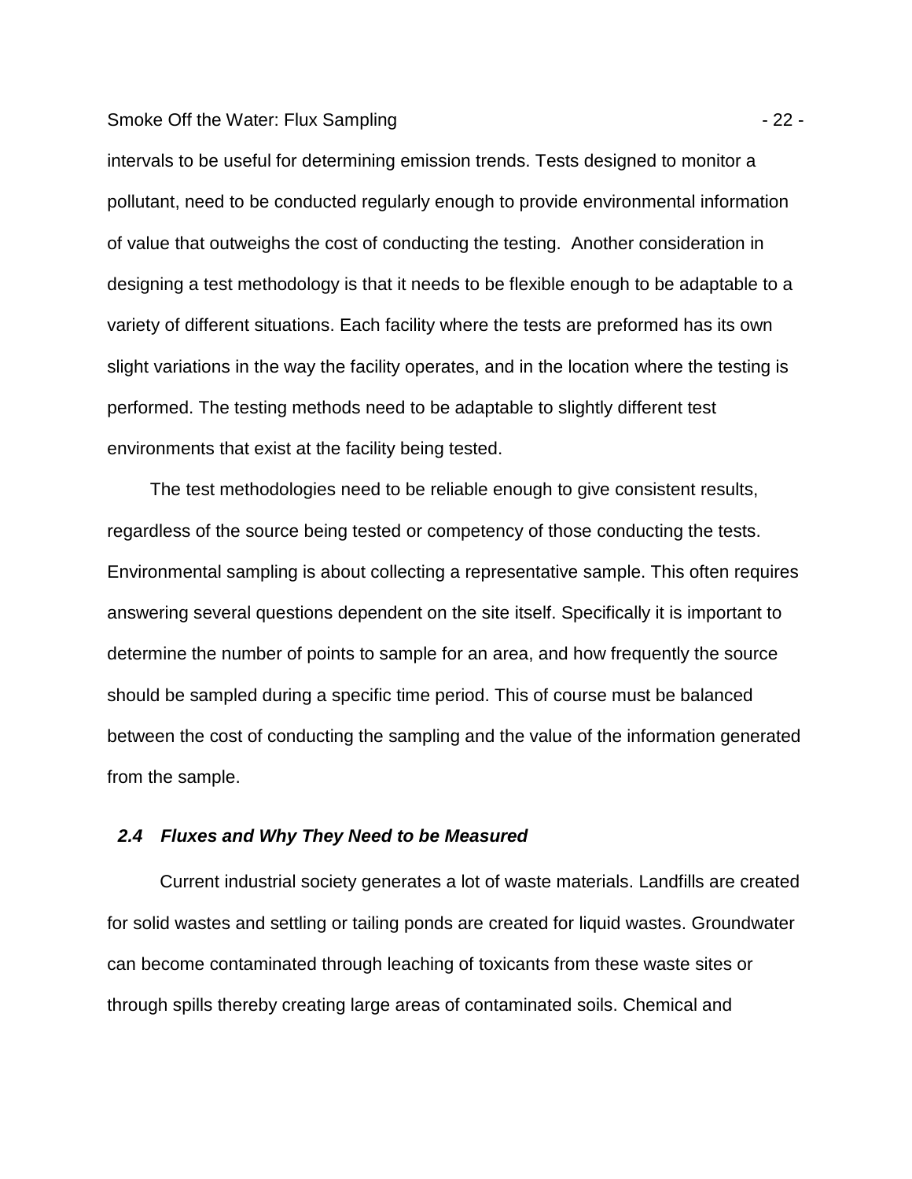intervals to be useful for determining emission trends. Tests designed to monitor a pollutant, need to be conducted regularly enough to provide environmental information of value that outweighs the cost of conducting the testing. Another consideration in designing a test methodology is that it needs to be flexible enough to be adaptable to a variety of different situations. Each facility where the tests are preformed has its own slight variations in the way the facility operates, and in the location where the testing is performed. The testing methods need to be adaptable to slightly different test environments that exist at the facility being tested.

The test methodologies need to be reliable enough to give consistent results, regardless of the source being tested or competency of those conducting the tests. Environmental sampling is about collecting a representative sample. This often requires answering several questions dependent on the site itself. Specifically it is important to determine the number of points to sample for an area, and how frequently the source should be sampled during a specific time period. This of course must be balanced between the cost of conducting the sampling and the value of the information generated from the sample.

### *2.4 Fluxes and Why They Need to be Measured*

Current industrial society generates a lot of waste materials. Landfills are created for solid wastes and settling or tailing ponds are created for liquid wastes. Groundwater can become contaminated through leaching of toxicants from these waste sites or through spills thereby creating large areas of contaminated soils. Chemical and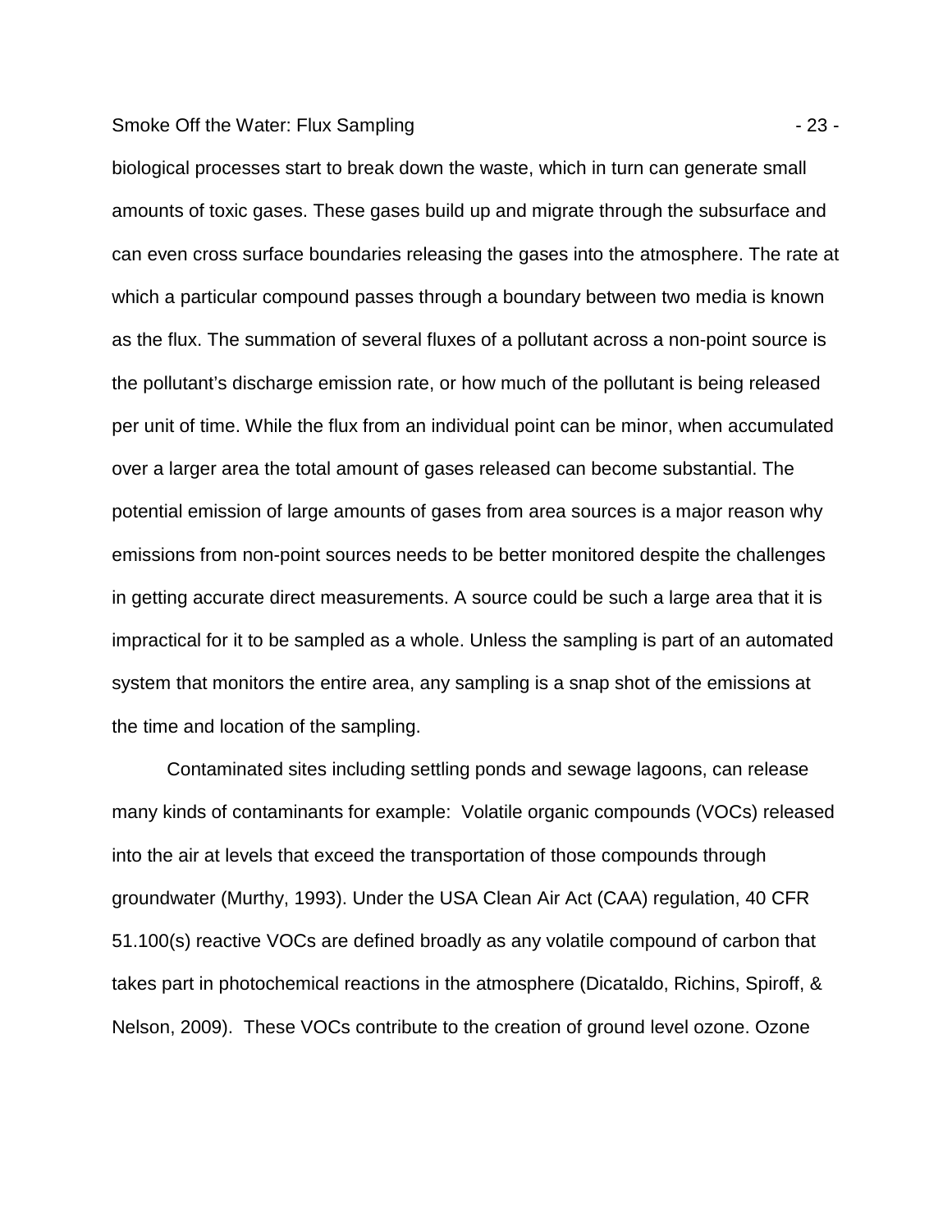biological processes start to break down the waste, which in turn can generate small amounts of toxic gases. These gases build up and migrate through the subsurface and can even cross surface boundaries releasing the gases into the atmosphere. The rate at which a particular compound passes through a boundary between two media is known as the flux. The summation of several fluxes of a pollutant across a non-point source is the pollutant's discharge emission rate, or how much of the pollutant is being released per unit of time. While the flux from an individual point can be minor, when accumulated over a larger area the total amount of gases released can become substantial. The potential emission of large amounts of gases from area sources is a major reason why emissions from non-point sources needs to be better monitored despite the challenges in getting accurate direct measurements. A source could be such a large area that it is impractical for it to be sampled as a whole. Unless the sampling is part of an automated system that monitors the entire area, any sampling is a snap shot of the emissions at the time and location of the sampling.

Contaminated sites including settling ponds and sewage lagoons, can release many kinds of contaminants for example: Volatile organic compounds (VOCs) released into the air at levels that exceed the transportation of those compounds through groundwater (Murthy, 1993). Under the USA Clean Air Act (CAA) regulation, 40 CFR 51.100(s) reactive VOCs are defined broadly as any volatile compound of carbon that takes part in photochemical reactions in the atmosphere (Dicataldo, Richins, Spiroff, & Nelson, 2009). These VOCs contribute to the creation of ground level ozone. Ozone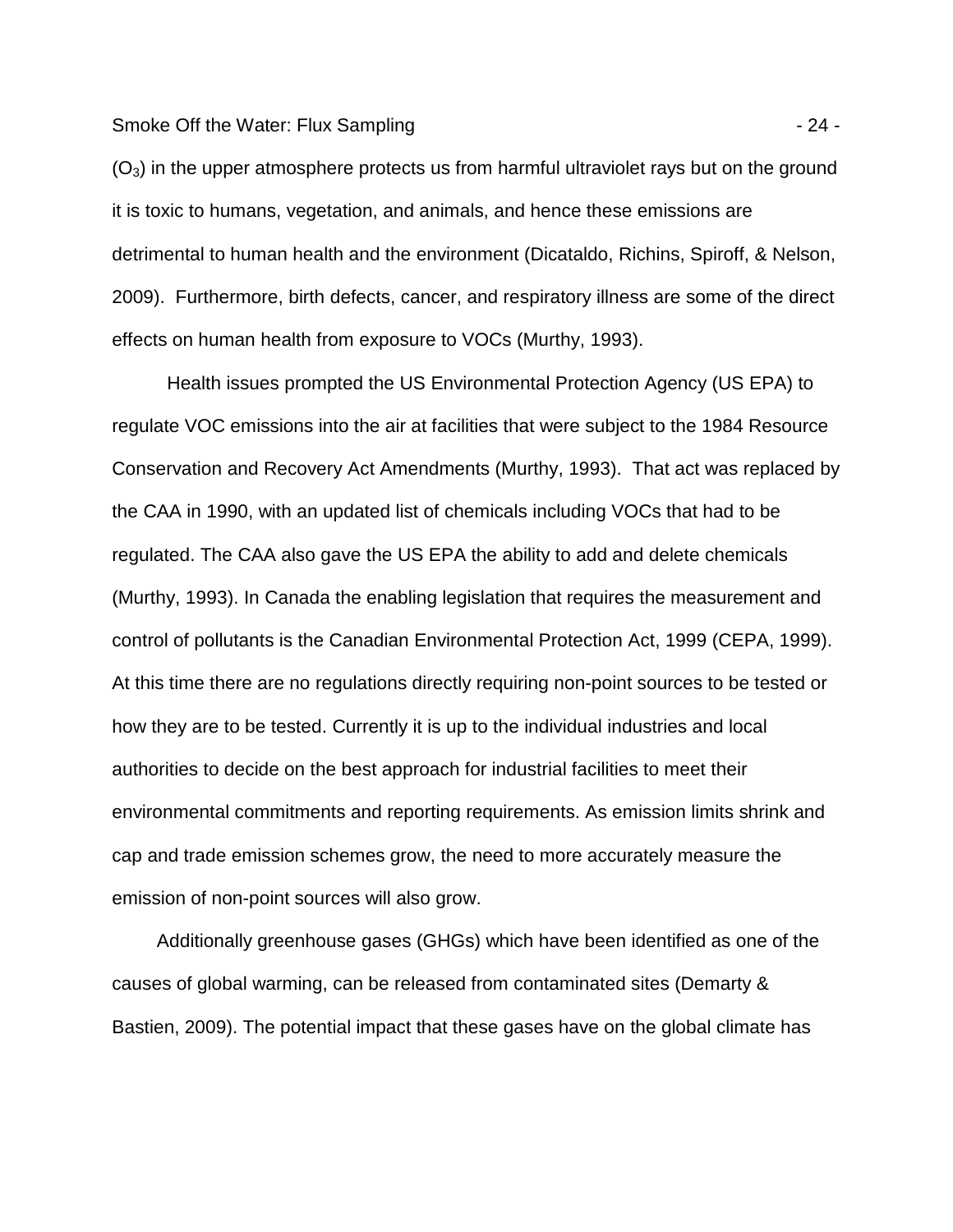($O_3$) in the upper atmosphere protects us from harmful ultraviolet rays but on the ground it is toxic to humans, vegetation, and animals, and hence these emissions are detrimental to human health and the environment (Dicataldo, Richins, Spiroff, & Nelson, 2009). Furthermore, birth defects, cancer, and respiratory illness are some of the direct effects on human health from exposure to VOCs (Murthy, 1993).

Health issues prompted the US Environmental Protection Agency (US EPA) to regulate VOC emissions into the air at facilities that were subject to the 1984 Resource Conservation and Recovery Act Amendments (Murthy, 1993). That act was replaced by the CAA in 1990, with an updated list of chemicals including VOCs that had to be regulated. The CAA also gave the US EPA the ability to add and delete chemicals (Murthy, 1993). In Canada the enabling legislation that requires the measurement and control of pollutants is the Canadian Environmental Protection Act, 1999 (CEPA, 1999). At this time there are no regulations directly requiring non-point sources to be tested or how they are to be tested. Currently it is up to the individual industries and local authorities to decide on the best approach for industrial facilities to meet their environmental commitments and reporting requirements. As emission limits shrink and cap and trade emission schemes grow, the need to more accurately measure the emission of non-point sources will also grow.

Additionally greenhouse gases (GHGs) which have been identified as one of the causes of global warming, can be released from contaminated sites (Demarty & Bastien, 2009). The potential impact that these gases have on the global climate has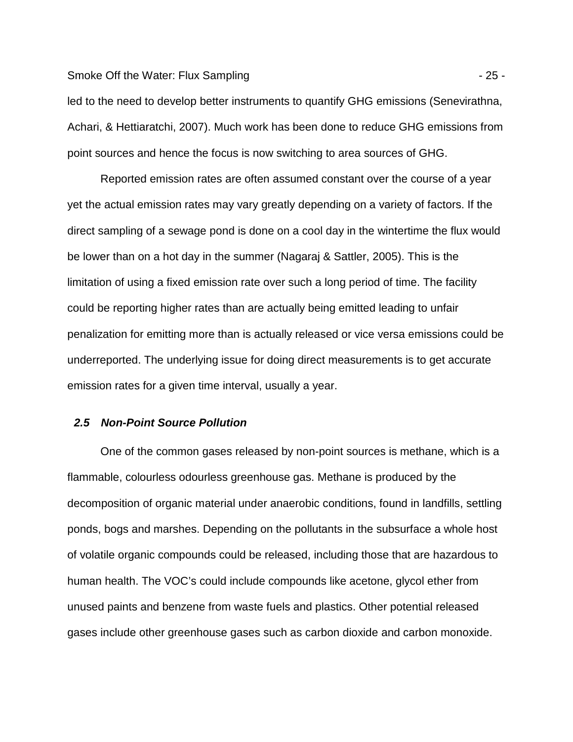led to the need to develop better instruments to quantify GHG emissions (Senevirathna, Achari, & Hettiaratchi, 2007). Much work has been done to reduce GHG emissions from point sources and hence the focus is now switching to area sources of GHG.

Reported emission rates are often assumed constant over the course of a year yet the actual emission rates may vary greatly depending on a variety of factors. If the direct sampling of a sewage pond is done on a cool day in the wintertime the flux would be lower than on a hot day in the summer (Nagaraj & Sattler, 2005). This is the limitation of using a fixed emission rate over such a long period of time. The facility could be reporting higher rates than are actually being emitted leading to unfair penalization for emitting more than is actually released or vice versa emissions could be underreported. The underlying issue for doing direct measurements is to get accurate emission rates for a given time interval, usually a year.

### *2.5 Non-Point Source Pollution*

One of the common gases released by non-point sources is methane, which is a flammable, colourless odourless greenhouse gas. Methane is produced by the decomposition of organic material under anaerobic conditions, found in landfills, settling ponds, bogs and marshes. Depending on the pollutants in the subsurface a whole host of volatile organic compounds could be released, including those that are hazardous to human health. The VOC's could include compounds like acetone, glycol ether from unused paints and benzene from waste fuels and plastics. Other potential released gases include other greenhouse gases such as carbon dioxide and carbon monoxide.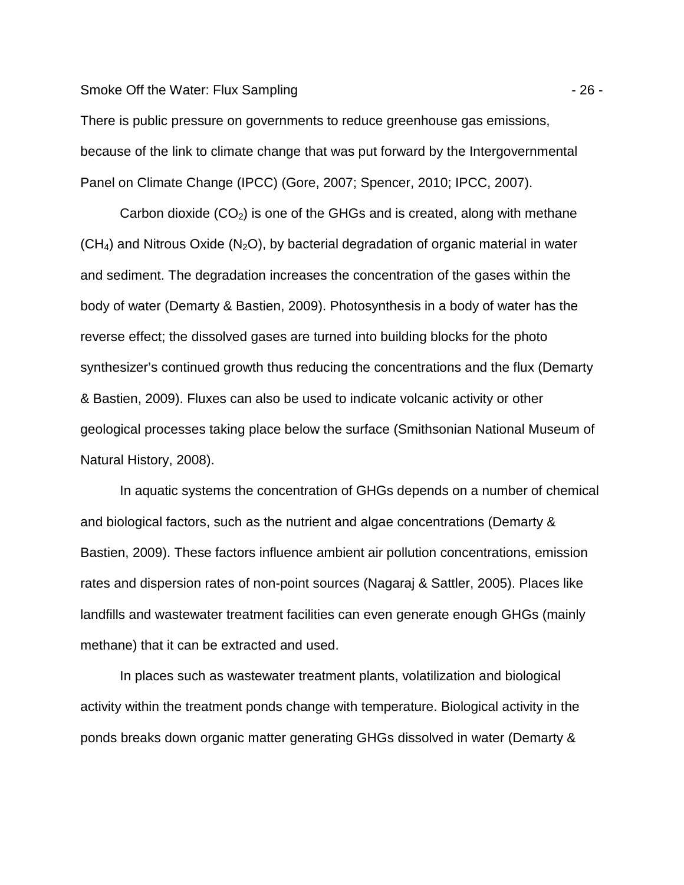There is public pressure on governments to reduce greenhouse gas emissions, because of the link to climate change that was put forward by the Intergovernmental Panel on Climate Change (IPCC) (Gore, 2007; Spencer, 2010; IPCC, 2007).

Carbon dioxide ($CO_2$) is one of the GHGs and is created, along with methane ($CH_4$) and Nitrous Oxide ($N_2O$), by bacterial degradation of organic material in water and sediment. The degradation increases the concentration of the gases within the body of water (Demarty & Bastien, 2009). Photosynthesis in a body of water has the reverse effect; the dissolved gases are turned into building blocks for the photo synthesizer's continued growth thus reducing the concentrations and the flux (Demarty & Bastien, 2009). Fluxes can also be used to indicate volcanic activity or other geological processes taking place below the surface (Smithsonian National Museum of Natural History, 2008).

In aquatic systems the concentration of GHGs depends on a number of chemical and biological factors, such as the nutrient and algae concentrations (Demarty & Bastien, 2009). These factors influence ambient air pollution concentrations, emission rates and dispersion rates of non-point sources (Nagaraj & Sattler, 2005). Places like landfills and wastewater treatment facilities can even generate enough GHGs (mainly methane) that it can be extracted and used.

In places such as wastewater treatment plants, volatilization and biological activity within the treatment ponds change with temperature. Biological activity in the ponds breaks down organic matter generating GHGs dissolved in water (Demarty &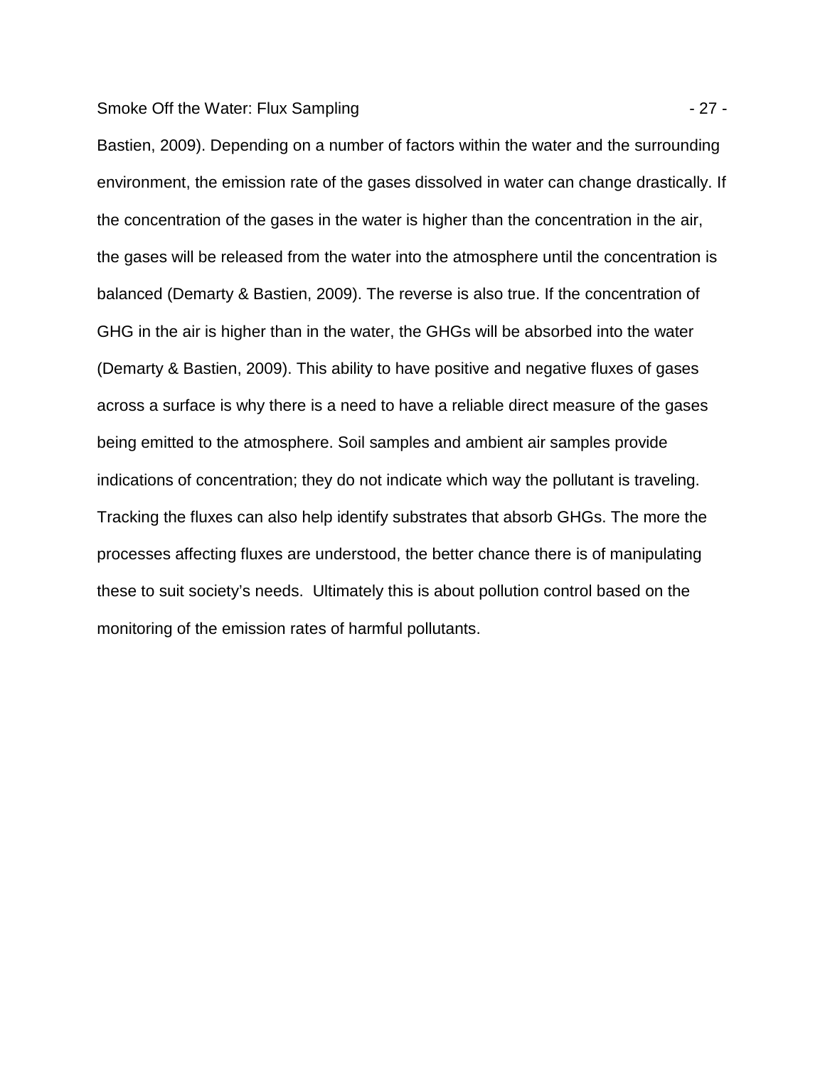Bastien, 2009). Depending on a number of factors within the water and the surrounding environment, the emission rate of the gases dissolved in water can change drastically. If the concentration of the gases in the water is higher than the concentration in the air, the gases will be released from the water into the atmosphere until the concentration is balanced (Demarty & Bastien, 2009). The reverse is also true. If the concentration of GHG in the air is higher than in the water, the GHGs will be absorbed into the water (Demarty & Bastien, 2009). This ability to have positive and negative fluxes of gases across a surface is why there is a need to have a reliable direct measure of the gases being emitted to the atmosphere. Soil samples and ambient air samples provide indications of concentration; they do not indicate which way the pollutant is traveling. Tracking the fluxes can also help identify substrates that absorb GHGs. The more the processes affecting fluxes are understood, the better chance there is of manipulating these to suit society's needs. Ultimately this is about pollution control based on the monitoring of the emission rates of harmful pollutants.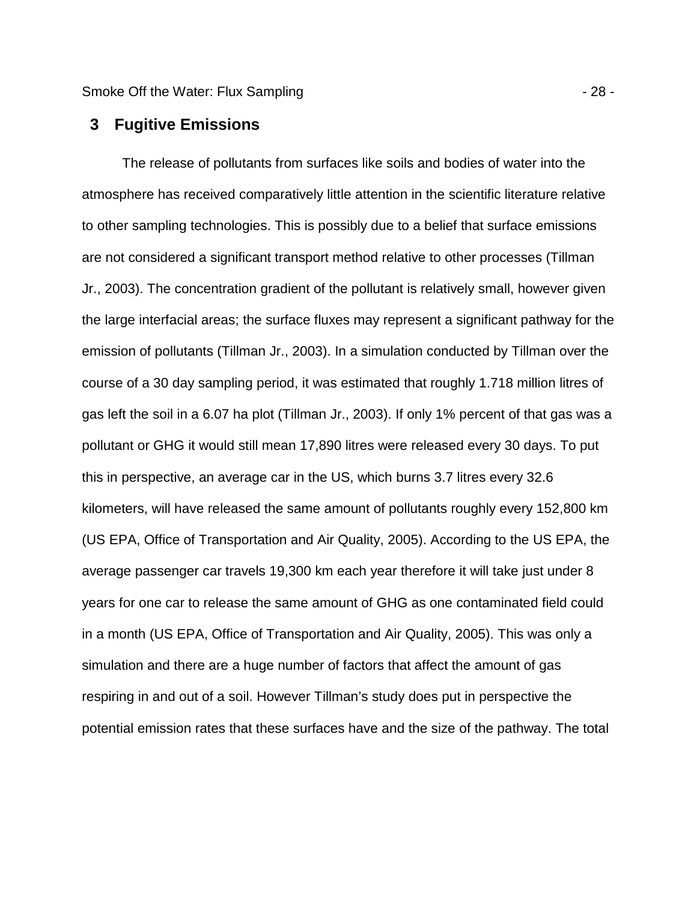# 3 Fugitive Emissions

The release of pollutants from surfaces like soils and bodies of water into the atmosphere has received comparatively little attention in the scientific literature relative to other sampling technologies. This is possibly due to a belief that surface emissions are not considered a significant transport method relative to other processes (Tillman Jr., 2003). The concentration gradient of the pollutant is relatively small, however given the large interfacial areas; the surface fluxes may represent a significant pathway for the emission of pollutants (Tillman Jr., 2003). In a simulation conducted by Tillman over the course of a 30 day sampling period, it was estimated that roughly 1.718 million litres of gas left the soil in a 6.07 ha plot (Tillman Jr., 2003). If only 1% percent of that gas was a pollutant or GHG it would still mean 17,890 litres were released every 30 days. To put this in perspective, an average car in the US, which burns 3.7 litres every 32.6 kilometers, will have released the same amount of pollutants roughly every 152,800 km (US EPA, Office of Transportation and Air Quality, 2005). According to the US EPA, the average passenger car travels 19,300 km each year therefore it will take just under 8 years for one car to release the same amount of GHG as one contaminated field could in a month (US EPA, Office of Transportation and Air Quality, 2005). This was only a simulation and there are a huge number of factors that affect the amount of gas respiring in and out of a soil. However Tillman's study does put in perspective the potential emission rates that these surfaces have and the size of the pathway. The total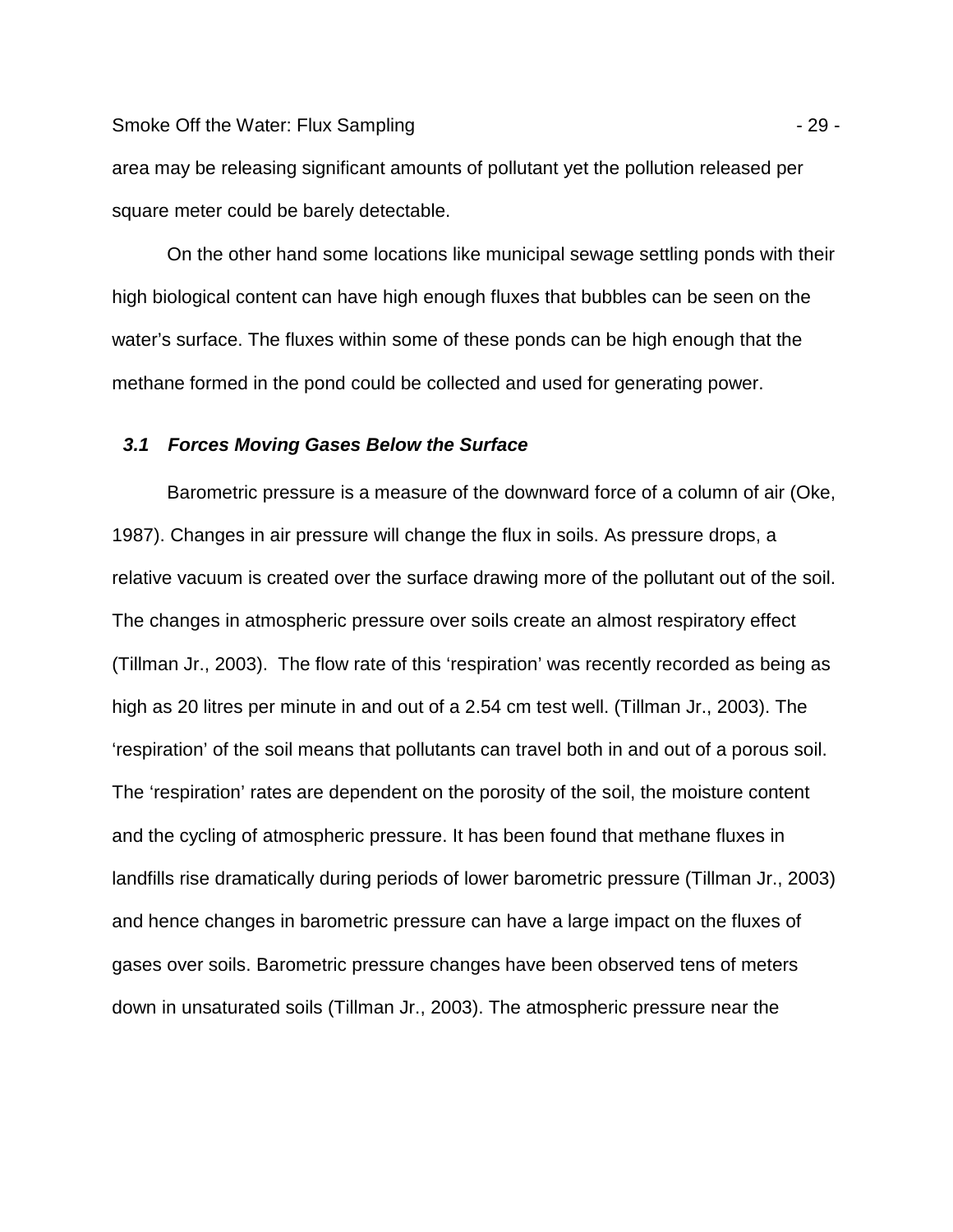area may be releasing significant amounts of pollutant yet the pollution released per square meter could be barely detectable.

On the other hand some locations like municipal sewage settling ponds with their high biological content can have high enough fluxes that bubbles can be seen on the water's surface. The fluxes within some of these ponds can be high enough that the methane formed in the pond could be collected and used for generating power.

### *3.1 Forces Moving Gases Below the Surface*

Barometric pressure is a measure of the downward force of a column of air (Oke, 1987). Changes in air pressure will change the flux in soils. As pressure drops, a relative vacuum is created over the surface drawing more of the pollutant out of the soil. The changes in atmospheric pressure over soils create an almost respiratory effect (Tillman Jr., 2003). The flow rate of this 'respiration' was recently recorded as being as high as 20 litres per minute in and out of a 2.54 cm test well. (Tillman Jr., 2003). The 'respiration' of the soil means that pollutants can travel both in and out of a porous soil. The 'respiration' rates are dependent on the porosity of the soil, the moisture content and the cycling of atmospheric pressure. It has been found that methane fluxes in landfills rise dramatically during periods of lower barometric pressure (Tillman Jr., 2003) and hence changes in barometric pressure can have a large impact on the fluxes of gases over soils. Barometric pressure changes have been observed tens of meters down in unsaturated soils (Tillman Jr., 2003). The atmospheric pressure near the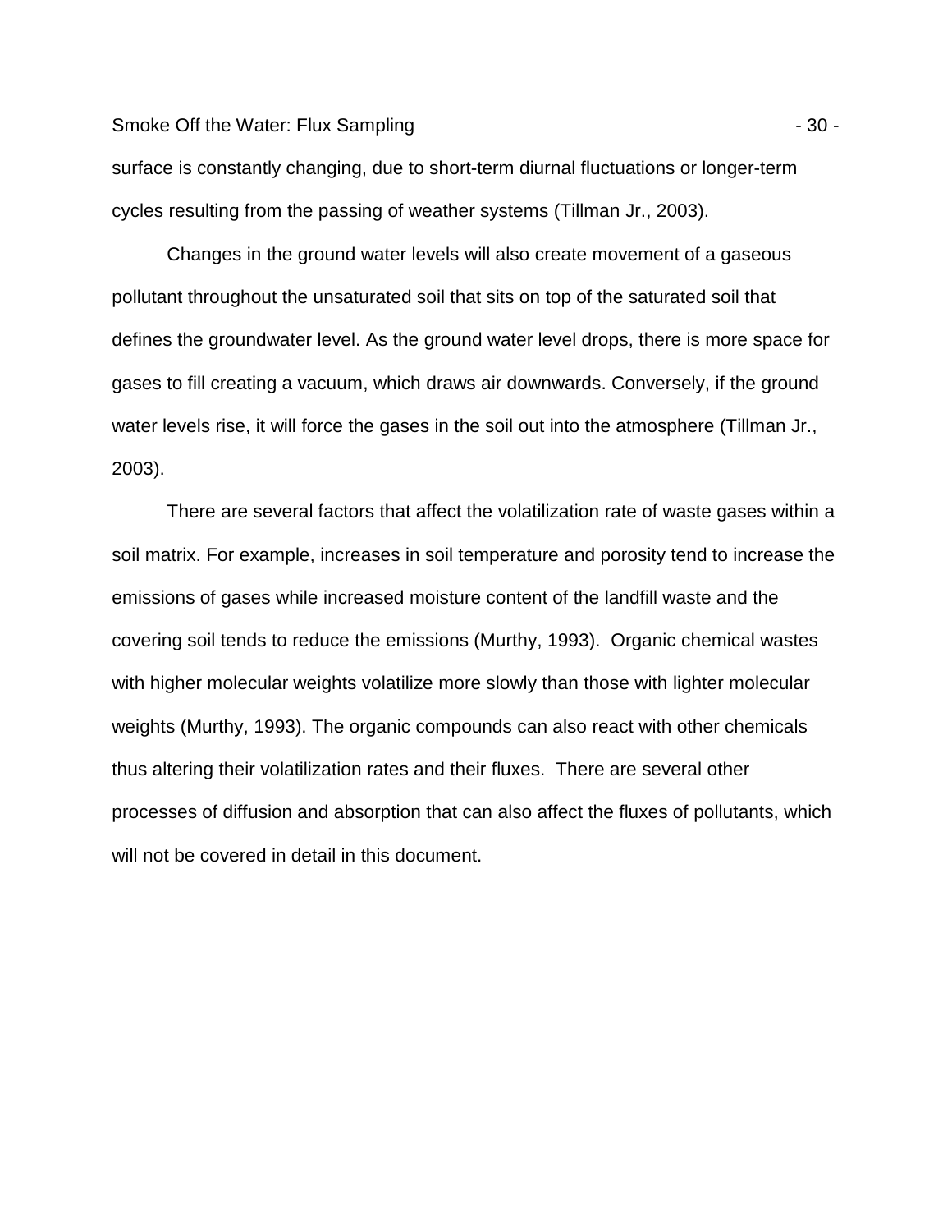surface is constantly changing, due to short-term diurnal fluctuations or longer-term cycles resulting from the passing of weather systems (Tillman Jr., 2003).

Changes in the ground water levels will also create movement of a gaseous pollutant throughout the unsaturated soil that sits on top of the saturated soil that defines the groundwater level. As the ground water level drops, there is more space for gases to fill creating a vacuum, which draws air downwards. Conversely, if the ground water levels rise, it will force the gases in the soil out into the atmosphere (Tillman Jr., 2003).

There are several factors that affect the volatilization rate of waste gases within a soil matrix. For example, increases in soil temperature and porosity tend to increase the emissions of gases while increased moisture content of the landfill waste and the covering soil tends to reduce the emissions (Murthy, 1993). Organic chemical wastes with higher molecular weights volatilize more slowly than those with lighter molecular weights (Murthy, 1993). The organic compounds can also react with other chemicals thus altering their volatilization rates and their fluxes. There are several other processes of diffusion and absorption that can also affect the fluxes of pollutants, which will not be covered in detail in this document.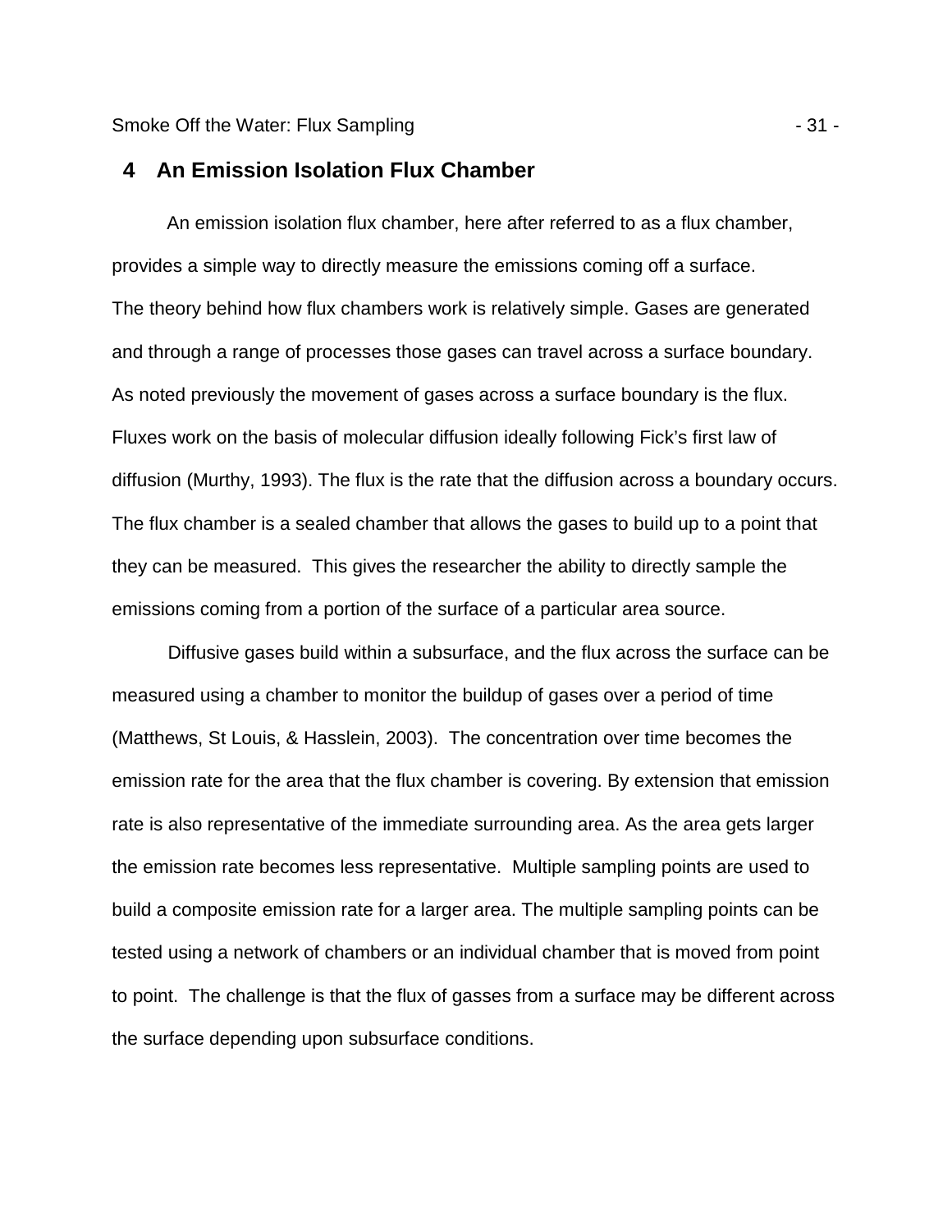# 4 An Emission Isolation Flux Chamber

An emission isolation flux chamber, here after referred to as a flux chamber, provides a simple way to directly measure the emissions coming off a surface. The theory behind how flux chambers work is relatively simple. Gases are generated and through a range of processes those gases can travel across a surface boundary. As noted previously the movement of gases across a surface boundary is the flux. Fluxes work on the basis of molecular diffusion ideally following Fick's first law of diffusion (Murthy, 1993). The flux is the rate that the diffusion across a boundary occurs. The flux chamber is a sealed chamber that allows the gases to build up to a point that they can be measured. This gives the researcher the ability to directly sample the emissions coming from a portion of the surface of a particular area source.

Diffusive gases build within a subsurface, and the flux across the surface can be measured using a chamber to monitor the buildup of gases over a period of time (Matthews, St Louis, & Hasslein, 2003). The concentration over time becomes the emission rate for the area that the flux chamber is covering. By extension that emission rate is also representative of the immediate surrounding area. As the area gets larger the emission rate becomes less representative. Multiple sampling points are used to build a composite emission rate for a larger area. The multiple sampling points can be tested using a network of chambers or an individual chamber that is moved from point to point. The challenge is that the flux of gasses from a surface may be different across the surface depending upon subsurface conditions.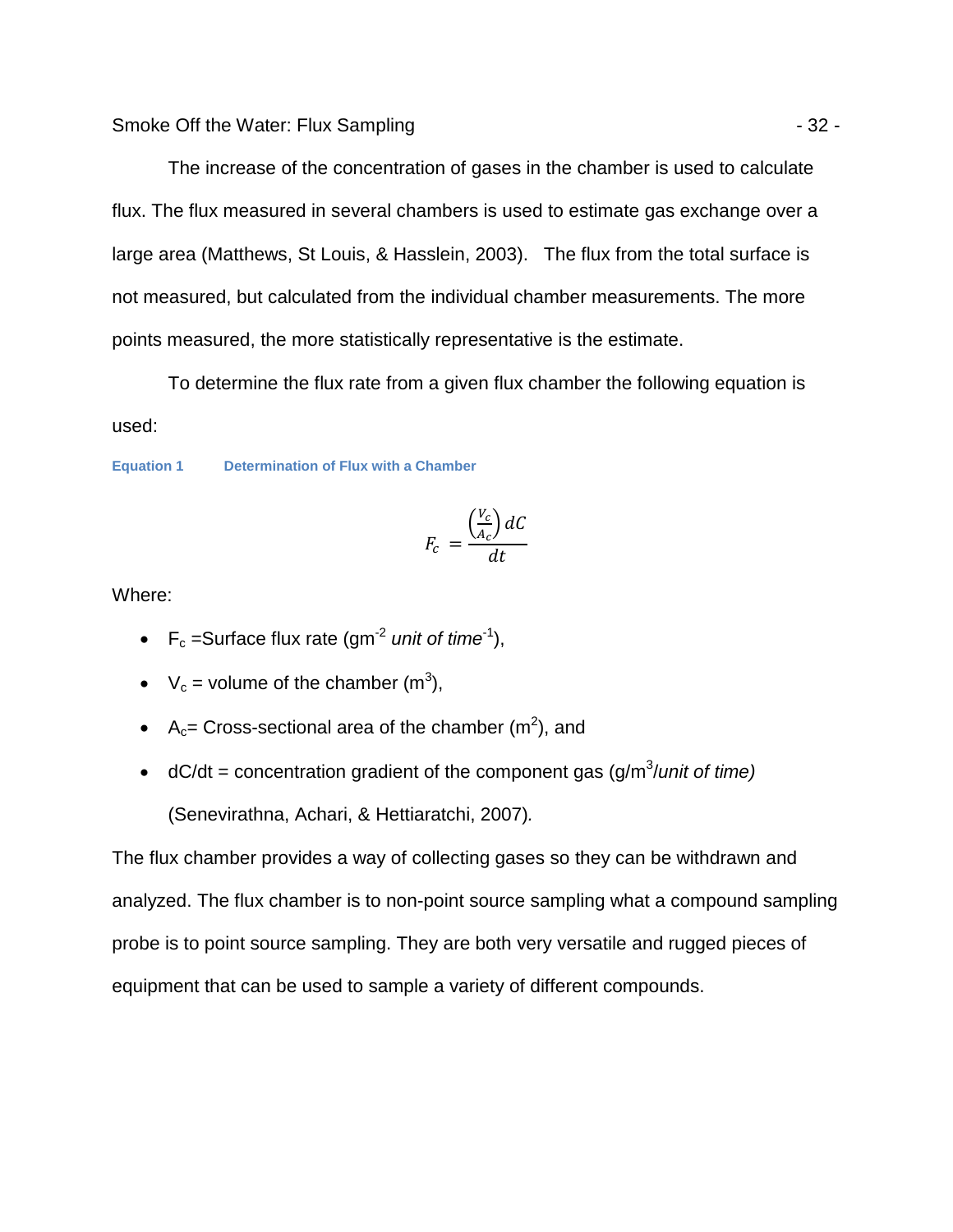The increase of the concentration of gases in the chamber is used to calculate flux. The flux measured in several chambers is used to estimate gas exchange over a large area (Matthews, St Louis, & Hasslein, 2003). The flux from the total surface is not measured, but calculated from the individual chamber measurements. The more points measured, the more statistically representative is the estimate.

To determine the flux rate from a given flux chamber the following equation is used:

**Equation 1 Determination of Flux with a Chamber**

$$F_c = \frac{\left(\frac{V_c}{A_c}\right) dC}{dt}$$

Where:

- $F_c$ =Surface flux rate ($gm^{-2}$ *unit of time*$^{-1}$),
- $V_c$ = volume of the chamber ($m^3$),
- $A_c$= Cross-sectional area of the chamber ($m^2$), and
- dC/dt = concentration gradient of the component gas ($g/m^3$/*unit of time)* (Senevirathna, Achari, & Hettiaratchi, 2007).

The flux chamber provides a way of collecting gases so they can be withdrawn and analyzed. The flux chamber is to non-point source sampling what a compound sampling probe is to point source sampling. They are both very versatile and rugged pieces of equipment that can be used to sample a variety of different compounds.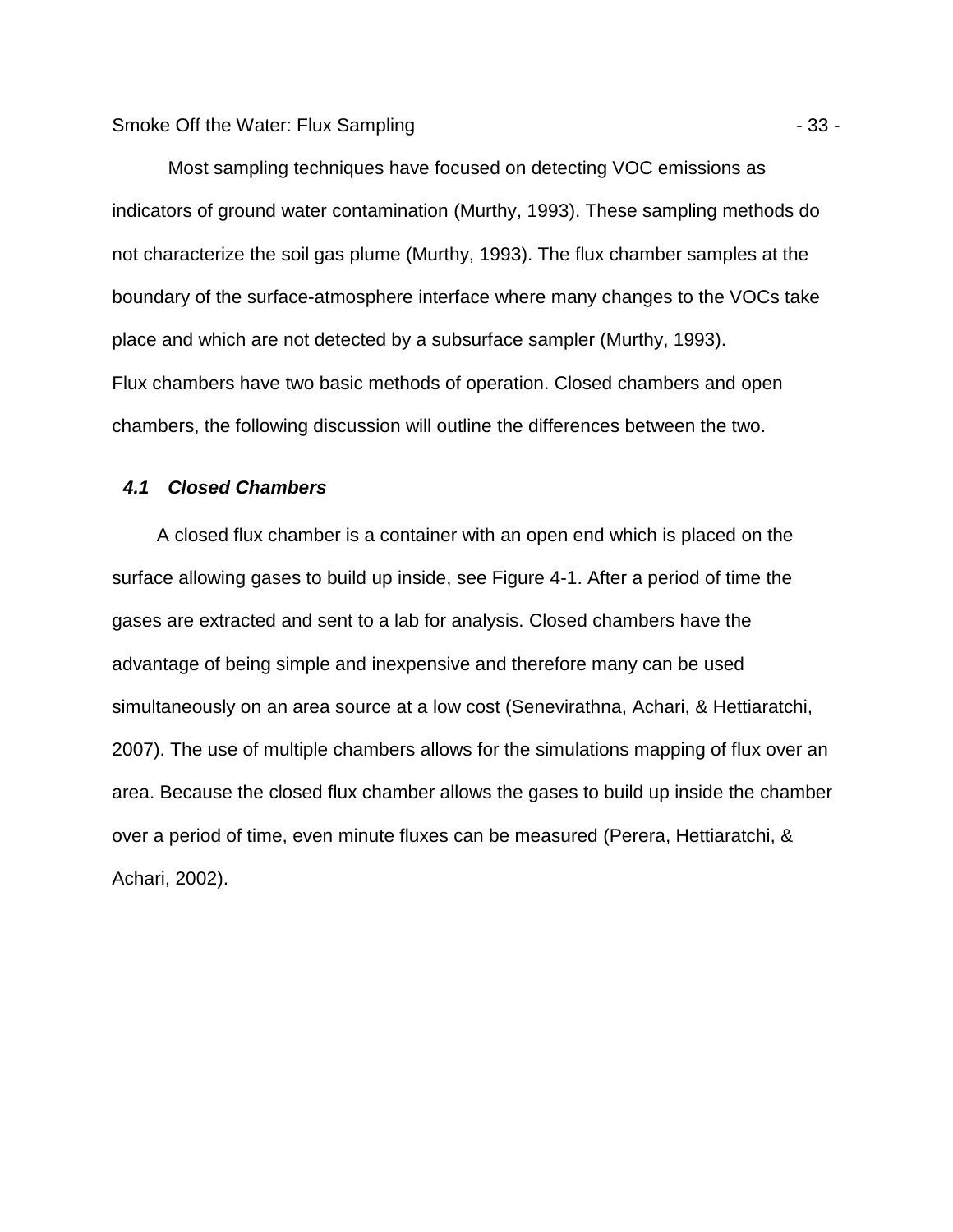Most sampling techniques have focused on detecting VOC emissions as indicators of ground water contamination (Murthy, 1993). These sampling methods do not characterize the soil gas plume (Murthy, 1993). The flux chamber samples at the boundary of the surface-atmosphere interface where many changes to the VOCs take place and which are not detected by a subsurface sampler (Murthy, 1993). Flux chambers have two basic methods of operation. Closed chambers and open chambers, the following discussion will outline the differences between the two.

### *4.1 Closed Chambers*

A closed flux chamber is a container with an open end which is placed on the surface allowing gases to build up inside, see Figure 4-1. After a period of time the gases are extracted and sent to a lab for analysis. Closed chambers have the advantage of being simple and inexpensive and therefore many can be used simultaneously on an area source at a low cost (Senevirathna, Achari, & Hettiaratchi, 2007). The use of multiple chambers allows for the simulations mapping of flux over an area. Because the closed flux chamber allows the gases to build up inside the chamber over a period of time, even minute fluxes can be measured (Perera, Hettiaratchi, & Achari, 2002).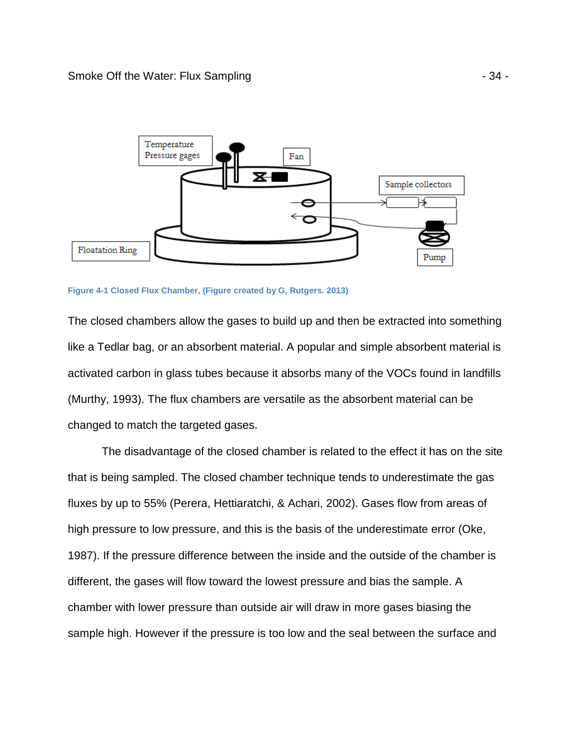Figure 4-1 Closed Flux Chamber, (Figure created by G, Rutgers. 2013)

The closed chambers allow the gases to build up and then be extracted into something like a Tedlar bag, or an absorbent material. A popular and simple absorbent material is activated carbon in glass tubes because it absorbs many of the VOCs found in landfills (Murthy, 1993). The flux chambers are versatile as the absorbent material can be changed to match the targeted gases.

The disadvantage of the closed chamber is related to the effect it has on the site that is being sampled. The closed chamber technique tends to underestimate the gas fluxes by up to 55% (Perera, Hettiaratchi, & Achari, 2002). Gases flow from areas of high pressure to low pressure, and this is the basis of the underestimate error (Oke, 1987). If the pressure difference between the inside and the outside of the chamber is different, the gases will flow toward the lowest pressure and bias the sample. A chamber with lower pressure than outside air will draw in more gases biasing the sample high. However if the pressure is too low and the seal between the surface and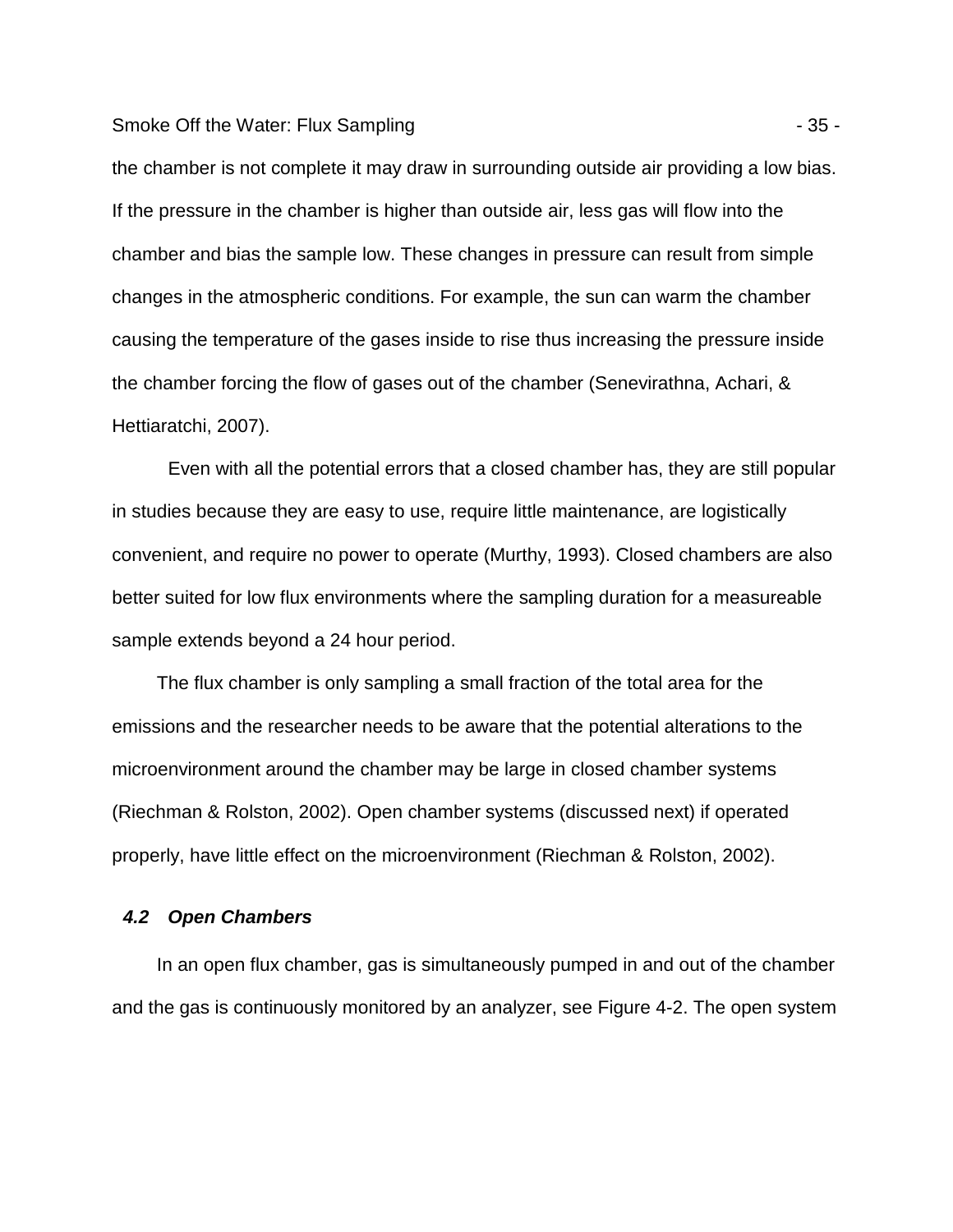the chamber is not complete it may draw in surrounding outside air providing a low bias. If the pressure in the chamber is higher than outside air, less gas will flow into the chamber and bias the sample low. These changes in pressure can result from simple changes in the atmospheric conditions. For example, the sun can warm the chamber causing the temperature of the gases inside to rise thus increasing the pressure inside the chamber forcing the flow of gases out of the chamber (Senevirathna, Achari, & Hettiaratchi, 2007).

Even with all the potential errors that a closed chamber has, they are still popular in studies because they are easy to use, require little maintenance, are logistically convenient, and require no power to operate (Murthy, 1993). Closed chambers are also better suited for low flux environments where the sampling duration for a measureable sample extends beyond a 24 hour period.

The flux chamber is only sampling a small fraction of the total area for the emissions and the researcher needs to be aware that the potential alterations to the microenvironment around the chamber may be large in closed chamber systems (Riechman & Rolston, 2002). Open chamber systems (discussed next) if operated properly, have little effect on the microenvironment (Riechman & Rolston, 2002).

### *4.2 Open Chambers*

In an open flux chamber, gas is simultaneously pumped in and out of the chamber and the gas is continuously monitored by an analyzer, see Figure 4-2. The open system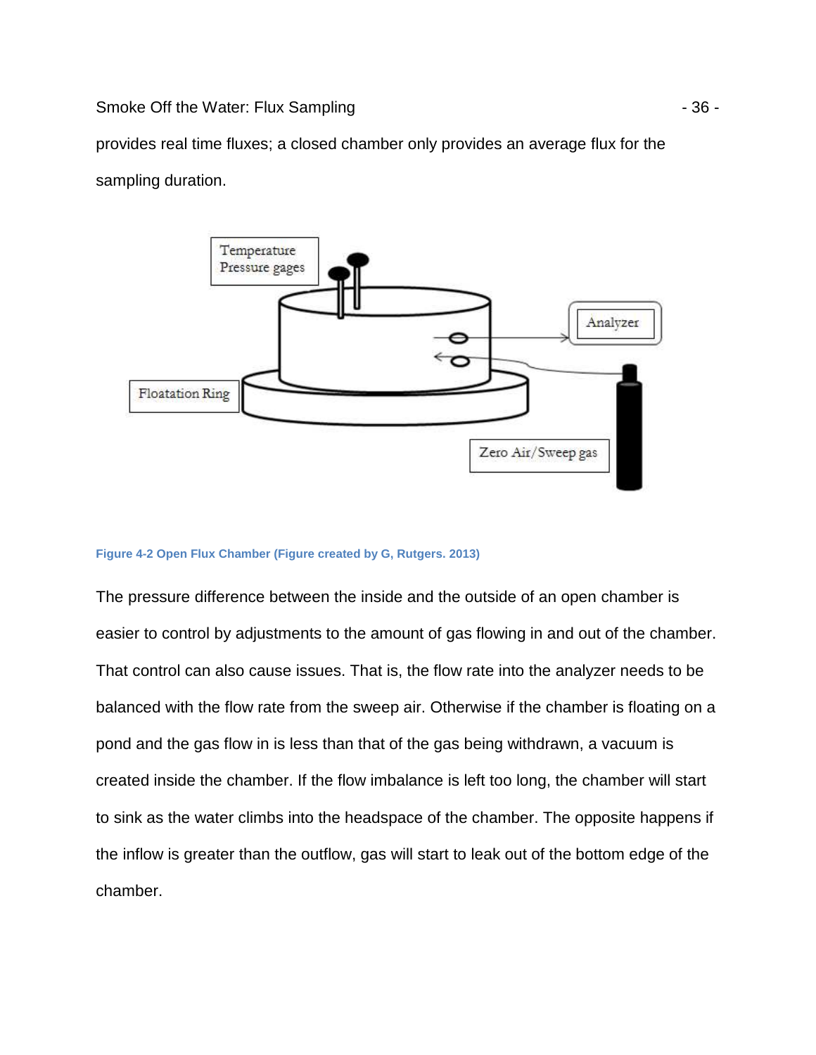provides real time fluxes; a closed chamber only provides an average flux for the sampling duration.

Figure 4-2 Open Flux Chamber (Figure created by G, Rutgers. 2013)

The pressure difference between the inside and the outside of an open chamber is easier to control by adjustments to the amount of gas flowing in and out of the chamber. That control can also cause issues. That is, the flow rate into the analyzer needs to be balanced with the flow rate from the sweep air. Otherwise if the chamber is floating on a pond and the gas flow in is less than that of the gas being withdrawn, a vacuum is created inside the chamber. If the flow imbalance is left too long, the chamber will start to sink as the water climbs into the headspace of the chamber. The opposite happens if the inflow is greater than the outflow, gas will start to leak out of the bottom edge of the chamber.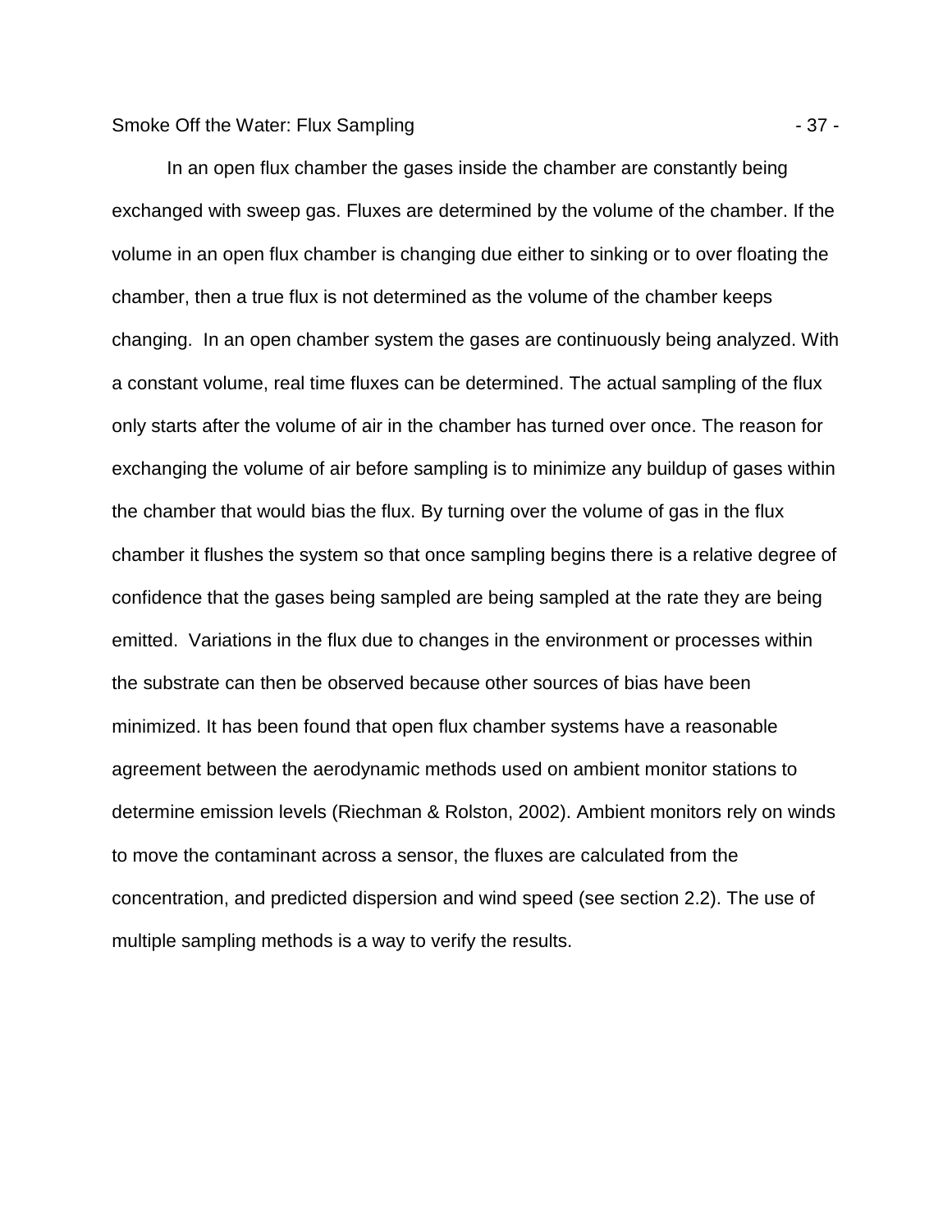In an open flux chamber the gases inside the chamber are constantly being exchanged with sweep gas. Fluxes are determined by the volume of the chamber. If the volume in an open flux chamber is changing due either to sinking or to over floating the chamber, then a true flux is not determined as the volume of the chamber keeps changing.  In an open chamber system the gases are continuously being analyzed. With a constant volume, real time fluxes can be determined. The actual sampling of the flux only starts after the volume of air in the chamber has turned over once. The reason for exchanging the volume of air before sampling is to minimize any buildup of gases within the chamber that would bias the flux. By turning over the volume of gas in the flux chamber it flushes the system so that once sampling begins there is a relative degree of confidence that the gases being sampled are being sampled at the rate they are being emitted.  Variations in the flux due to changes in the environment or processes within the substrate can then be observed because other sources of bias have been minimized. It has been found that open flux chamber systems have a reasonable agreement between the aerodynamic methods used on ambient monitor stations to determine emission levels (Riechman & Rolston, 2002). Ambient monitors rely on winds to move the contaminant across a sensor, the fluxes are calculated from the concentration, and predicted dispersion and wind speed (see section 2.2). The use of multiple sampling methods is a way to verify the results.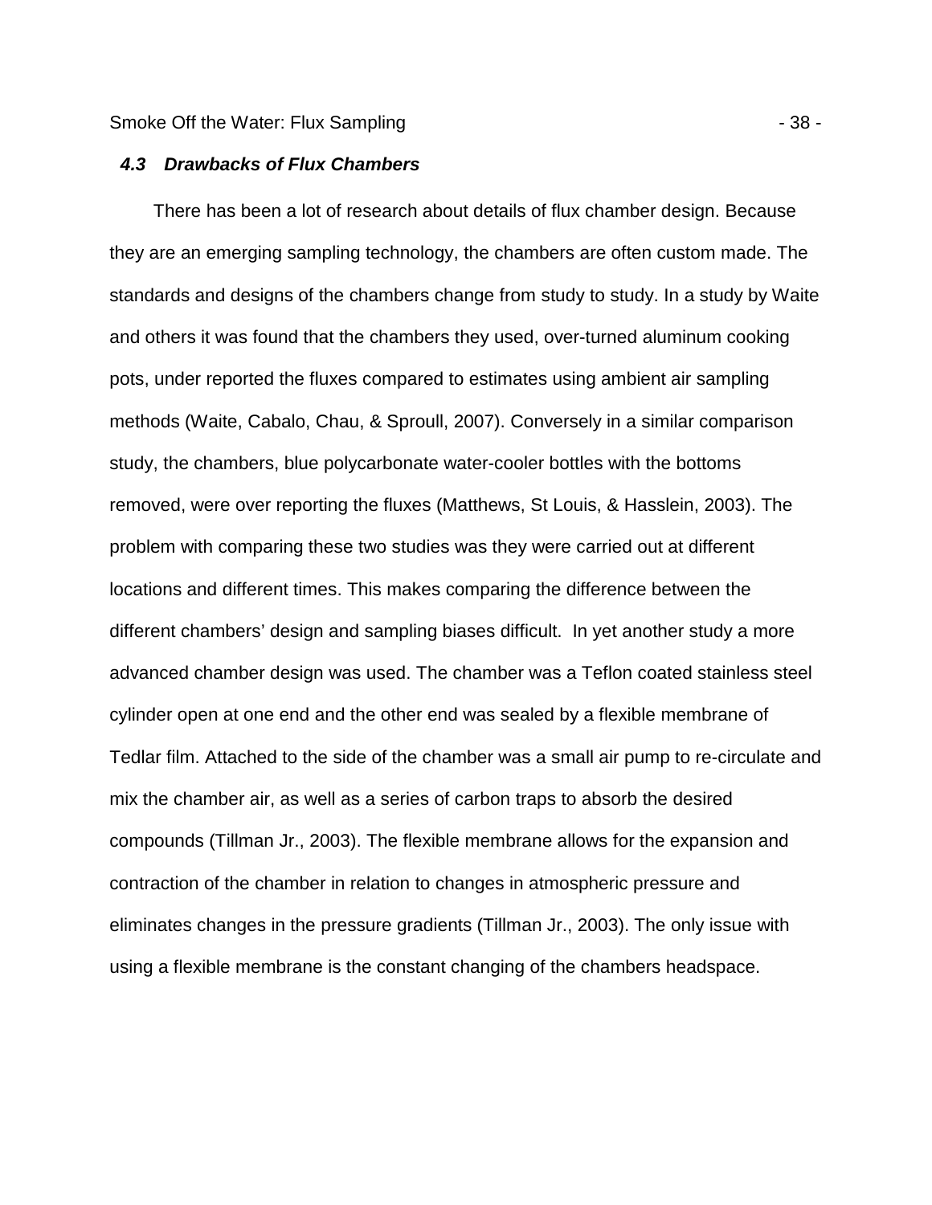### *4.3 Drawbacks of Flux Chambers*

There has been a lot of research about details of flux chamber design. Because they are an emerging sampling technology, the chambers are often custom made. The standards and designs of the chambers change from study to study. In a study by Waite and others it was found that the chambers they used, over-turned aluminum cooking pots, under reported the fluxes compared to estimates using ambient air sampling methods (Waite, Cabalo, Chau, & Sproull, 2007). Conversely in a similar comparison study, the chambers, blue polycarbonate water-cooler bottles with the bottoms removed, were over reporting the fluxes (Matthews, St Louis, & Hasslein, 2003). The problem with comparing these two studies was they were carried out at different locations and different times. This makes comparing the difference between the different chambers' design and sampling biases difficult.  In yet another study a more advanced chamber design was used. The chamber was a Teflon coated stainless steel cylinder open at one end and the other end was sealed by a flexible membrane of Tedlar film. Attached to the side of the chamber was a small air pump to re-circulate and mix the chamber air, as well as a series of carbon traps to absorb the desired compounds (Tillman Jr., 2003). The flexible membrane allows for the expansion and contraction of the chamber in relation to changes in atmospheric pressure and eliminates changes in the pressure gradients (Tillman Jr., 2003). The only issue with using a flexible membrane is the constant changing of the chambers headspace.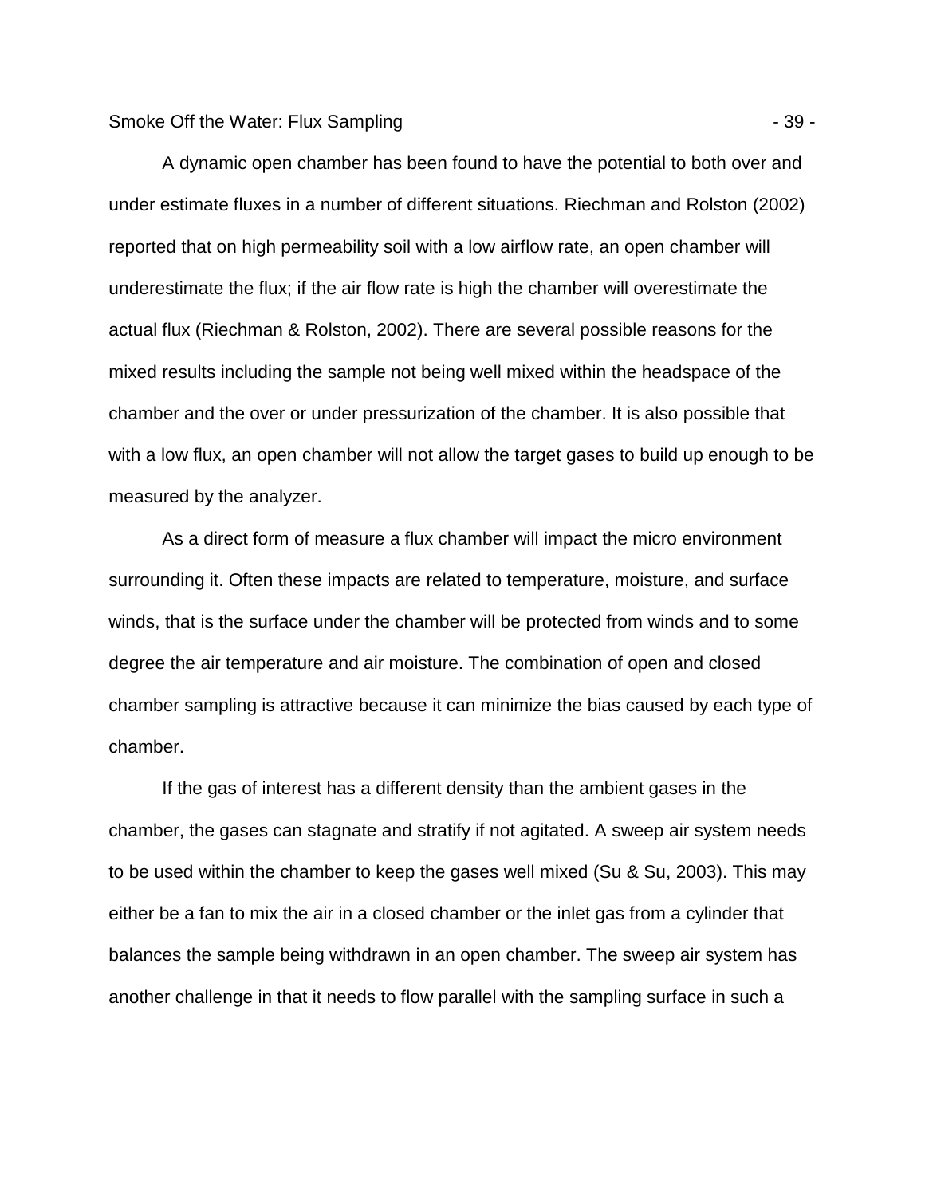A dynamic open chamber has been found to have the potential to both over and under estimate fluxes in a number of different situations. Riechman and Rolston (2002) reported that on high permeability soil with a low airflow rate, an open chamber will underestimate the flux; if the air flow rate is high the chamber will overestimate the actual flux (Riechman & Rolston, 2002). There are several possible reasons for the mixed results including the sample not being well mixed within the headspace of the chamber and the over or under pressurization of the chamber. It is also possible that with a low flux, an open chamber will not allow the target gases to build up enough to be measured by the analyzer.

As a direct form of measure a flux chamber will impact the micro environment surrounding it. Often these impacts are related to temperature, moisture, and surface winds, that is the surface under the chamber will be protected from winds and to some degree the air temperature and air moisture. The combination of open and closed chamber sampling is attractive because it can minimize the bias caused by each type of chamber.

If the gas of interest has a different density than the ambient gases in the chamber, the gases can stagnate and stratify if not agitated. A sweep air system needs to be used within the chamber to keep the gases well mixed (Su & Su, 2003). This may either be a fan to mix the air in a closed chamber or the inlet gas from a cylinder that balances the sample being withdrawn in an open chamber. The sweep air system has another challenge in that it needs to flow parallel with the sampling surface in such a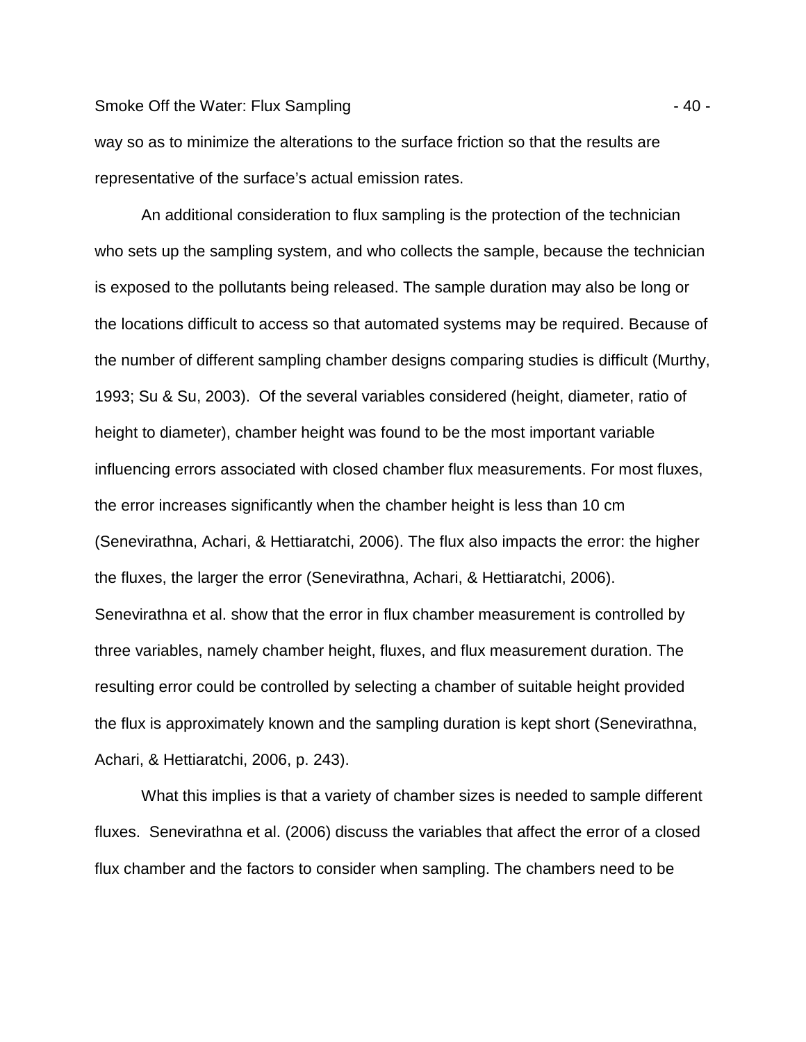way so as to minimize the alterations to the surface friction so that the results are representative of the surface's actual emission rates.

An additional consideration to flux sampling is the protection of the technician who sets up the sampling system, and who collects the sample, because the technician is exposed to the pollutants being released. The sample duration may also be long or the locations difficult to access so that automated systems may be required. Because of the number of different sampling chamber designs comparing studies is difficult (Murthy, 1993; Su & Su, 2003). Of the several variables considered (height, diameter, ratio of height to diameter), chamber height was found to be the most important variable influencing errors associated with closed chamber flux measurements. For most fluxes, the error increases significantly when the chamber height is less than 10 cm (Senevirathna, Achari, & Hettiaratchi, 2006). The flux also impacts the error: the higher the fluxes, the larger the error (Senevirathna, Achari, & Hettiaratchi, 2006). Senevirathna et al. show that the error in flux chamber measurement is controlled by three variables, namely chamber height, fluxes, and flux measurement duration. The resulting error could be controlled by selecting a chamber of suitable height provided the flux is approximately known and the sampling duration is kept short (Senevirathna, Achari, & Hettiaratchi, 2006, p. 243).

What this implies is that a variety of chamber sizes is needed to sample different fluxes. Senevirathna et al. (2006) discuss the variables that affect the error of a closed flux chamber and the factors to consider when sampling. The chambers need to be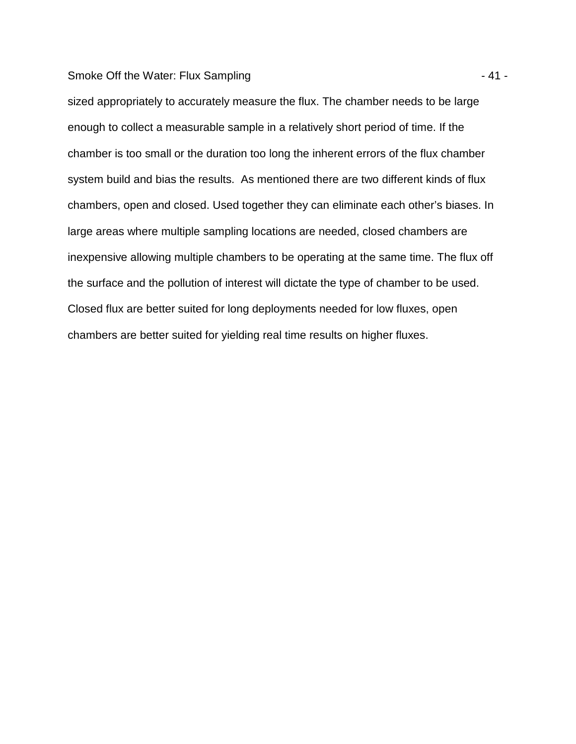sized appropriately to accurately measure the flux. The chamber needs to be large enough to collect a measurable sample in a relatively short period of time. If the chamber is too small or the duration too long the inherent errors of the flux chamber system build and bias the results.  As mentioned there are two different kinds of flux chambers, open and closed. Used together they can eliminate each other's biases. In large areas where multiple sampling locations are needed, closed chambers are inexpensive allowing multiple chambers to be operating at the same time. The flux off the surface and the pollution of interest will dictate the type of chamber to be used. Closed flux are better suited for long deployments needed for low fluxes, open chambers are better suited for yielding real time results on higher fluxes.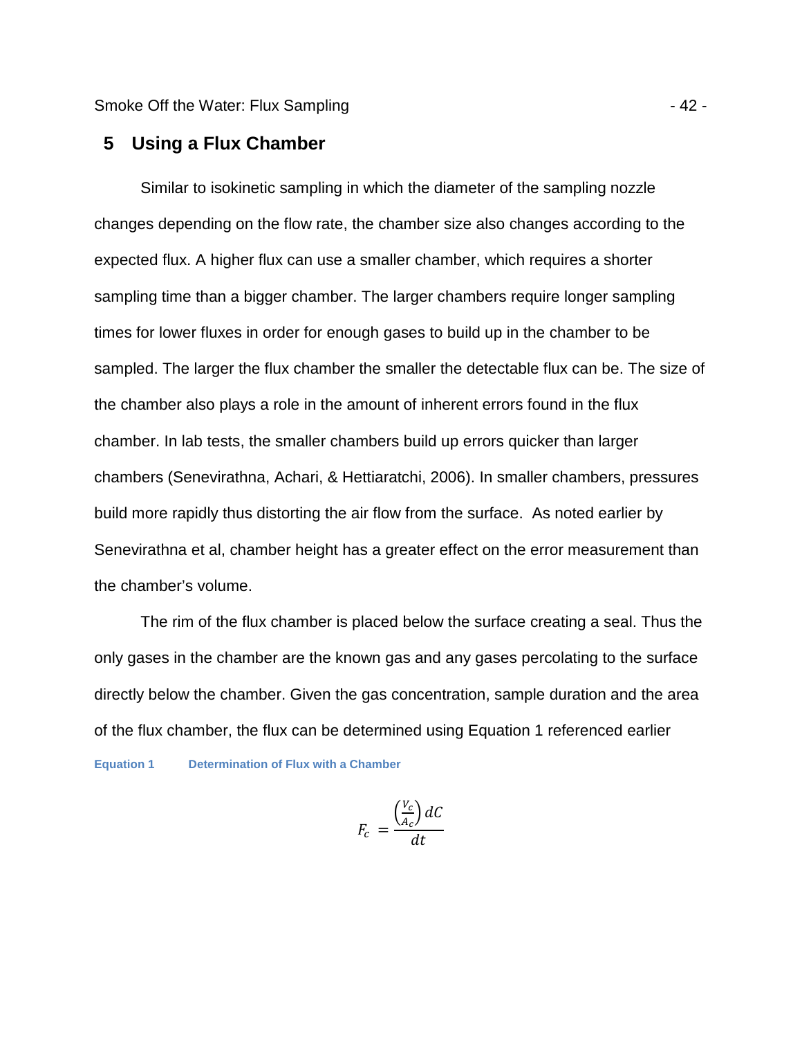## 5 Using a Flux Chamber

Similar to isokinetic sampling in which the diameter of the sampling nozzle changes depending on the flow rate, the chamber size also changes according to the expected flux. A higher flux can use a smaller chamber, which requires a shorter sampling time than a bigger chamber. The larger chambers require longer sampling times for lower fluxes in order for enough gases to build up in the chamber to be sampled. The larger the flux chamber the smaller the detectable flux can be. The size of the chamber also plays a role in the amount of inherent errors found in the flux chamber. In lab tests, the smaller chambers build up errors quicker than larger chambers (Senevirathna, Achari, & Hettiaratchi, 2006). In smaller chambers, pressures build more rapidly thus distorting the air flow from the surface. As noted earlier by Senevirathna et al, chamber height has a greater effect on the error measurement than the chamber's volume.

The rim of the flux chamber is placed below the surface creating a seal. Thus the only gases in the chamber are the known gas and any gases percolating to the surface directly below the chamber. Given the gas concentration, sample duration and the area of the flux chamber, the flux can be determined using Equation 1 referenced earlier

**Equation 1 Determination of Flux with a Chamber**

$$F_c = \frac{\left(\frac{V_c}{A_c}\right) dC}{dt}$$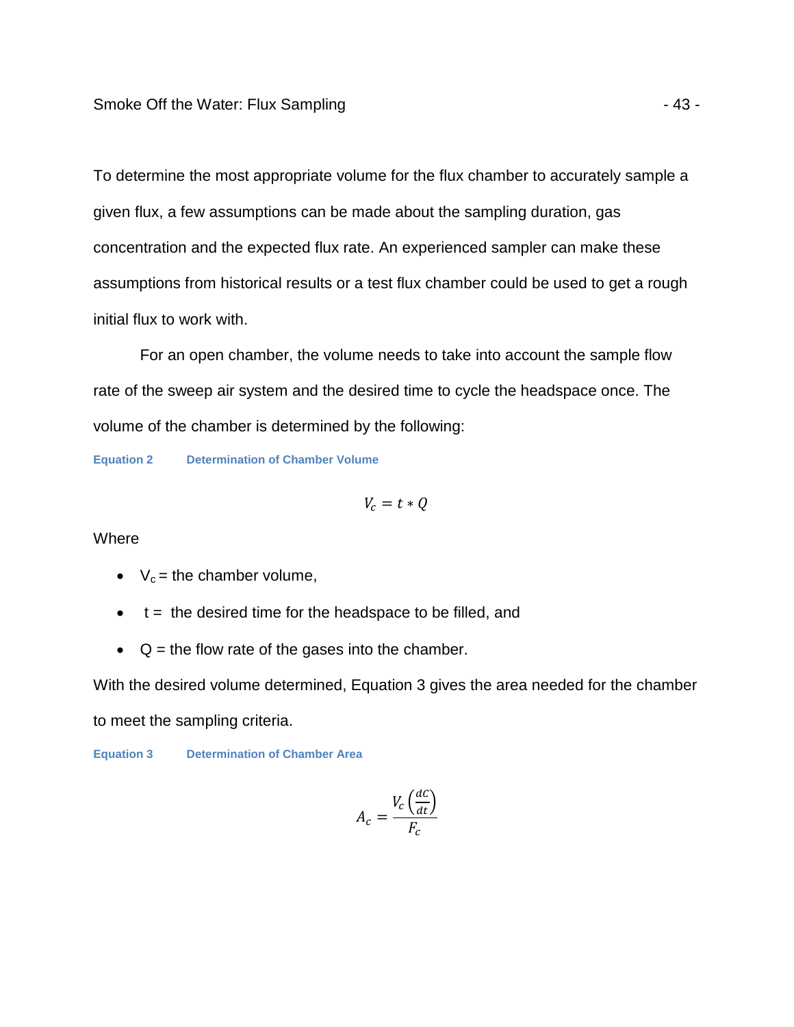To determine the most appropriate volume for the flux chamber to accurately sample a given flux, a few assumptions can be made about the sampling duration, gas concentration and the expected flux rate. An experienced sampler can make these assumptions from historical results or a test flux chamber could be used to get a rough initial flux to work with.

For an open chamber, the volume needs to take into account the sample flow rate of the sweep air system and the desired time to cycle the headspace once. The volume of the chamber is determined by the following:

**Equation 2 Determination of Chamber Volume**

$$V_c = t * Q$$

Where

- $V_c$ = the chamber volume,
- $t$ = the desired time for the headspace to be filled, and
- $Q$ = the flow rate of the gases into the chamber.

With the desired volume determined, Equation 3 gives the area needed for the chamber to meet the sampling criteria.

**Equation 3 Determination of Chamber Area**

$$A_c = \frac{V_c \left(\frac{dC}{dt}\right)}{F_c}$$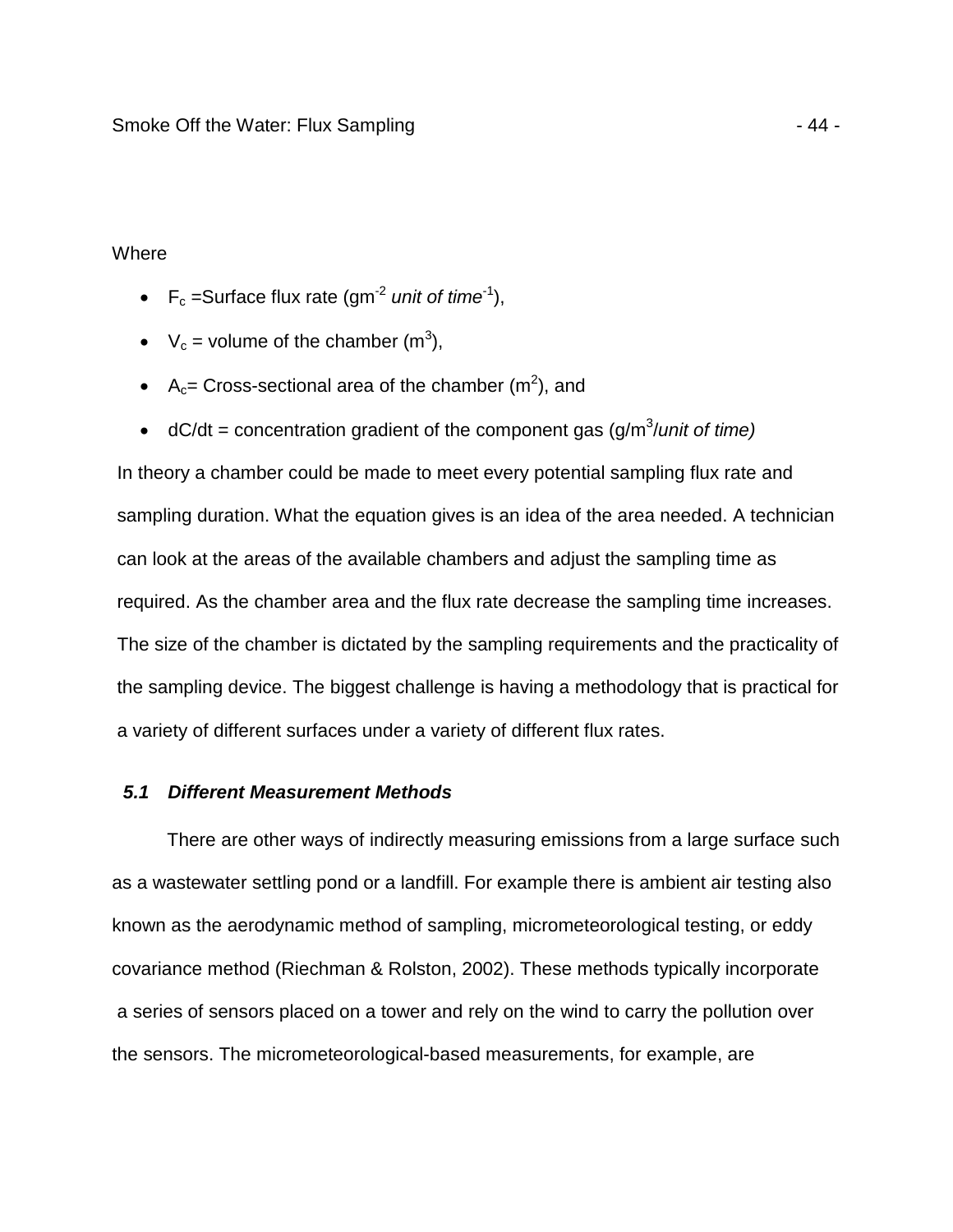Where

- $F_c$ =Surface flux rate ($gm^{-2}$ *unit of time*$^{-1}$),
- $V_c$ = volume of the chamber ($m^3$),
- $A_c$= Cross-sectional area of the chamber ($m^2$), and
- $dC/dt$ = concentration gradient of the component gas ($g/m^3$/*unit of time)*

In theory a chamber could be made to meet every potential sampling flux rate and sampling duration. What the equation gives is an idea of the area needed. A technician can look at the areas of the available chambers and adjust the sampling time as required. As the chamber area and the flux rate decrease the sampling time increases. The size of the chamber is dictated by the sampling requirements and the practicality of the sampling device. The biggest challenge is having a methodology that is practical for a variety of different surfaces under a variety of different flux rates.

### *5.1 Different Measurement Methods*

There are other ways of indirectly measuring emissions from a large surface such as a wastewater settling pond or a landfill. For example there is ambient air testing also known as the aerodynamic method of sampling, micrometeorological testing, or eddy covariance method (Riechman & Rolston, 2002). These methods typically incorporate a series of sensors placed on a tower and rely on the wind to carry the pollution over the sensors. The micrometeorological-based measurements, for example, are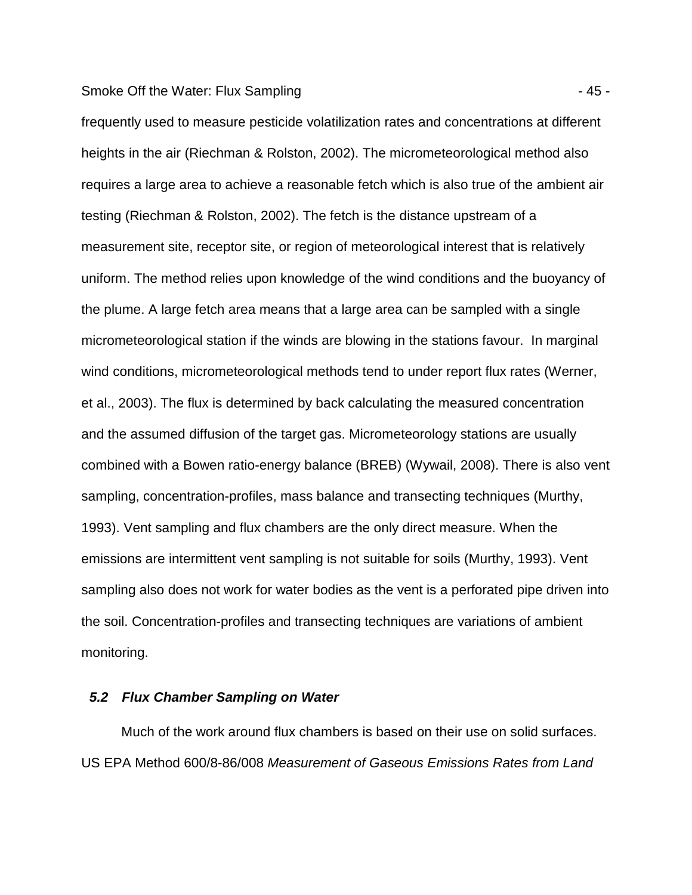frequently used to measure pesticide volatilization rates and concentrations at different heights in the air (Riechman & Rolston, 2002). The micrometeorological method also requires a large area to achieve a reasonable fetch which is also true of the ambient air testing (Riechman & Rolston, 2002). The fetch is the distance upstream of a measurement site, receptor site, or region of meteorological interest that is relatively uniform. The method relies upon knowledge of the wind conditions and the buoyancy of the plume. A large fetch area means that a large area can be sampled with a single micrometeorological station if the winds are blowing in the stations favour. In marginal wind conditions, micrometeorological methods tend to under report flux rates (Werner, et al., 2003). The flux is determined by back calculating the measured concentration and the assumed diffusion of the target gas. Micrometeorology stations are usually combined with a Bowen ratio-energy balance (BREB) (Wywail, 2008). There is also vent sampling, concentration-profiles, mass balance and transecting techniques (Murthy, 1993). Vent sampling and flux chambers are the only direct measure. When the emissions are intermittent vent sampling is not suitable for soils (Murthy, 1993). Vent sampling also does not work for water bodies as the vent is a perforated pipe driven into the soil. Concentration-profiles and transecting techniques are variations of ambient monitoring.

### *5.2 Flux Chamber Sampling on Water*

Much of the work around flux chambers is based on their use on solid surfaces. US EPA Method 600/8-86/008 *Measurement of Gaseous Emissions Rates from Land*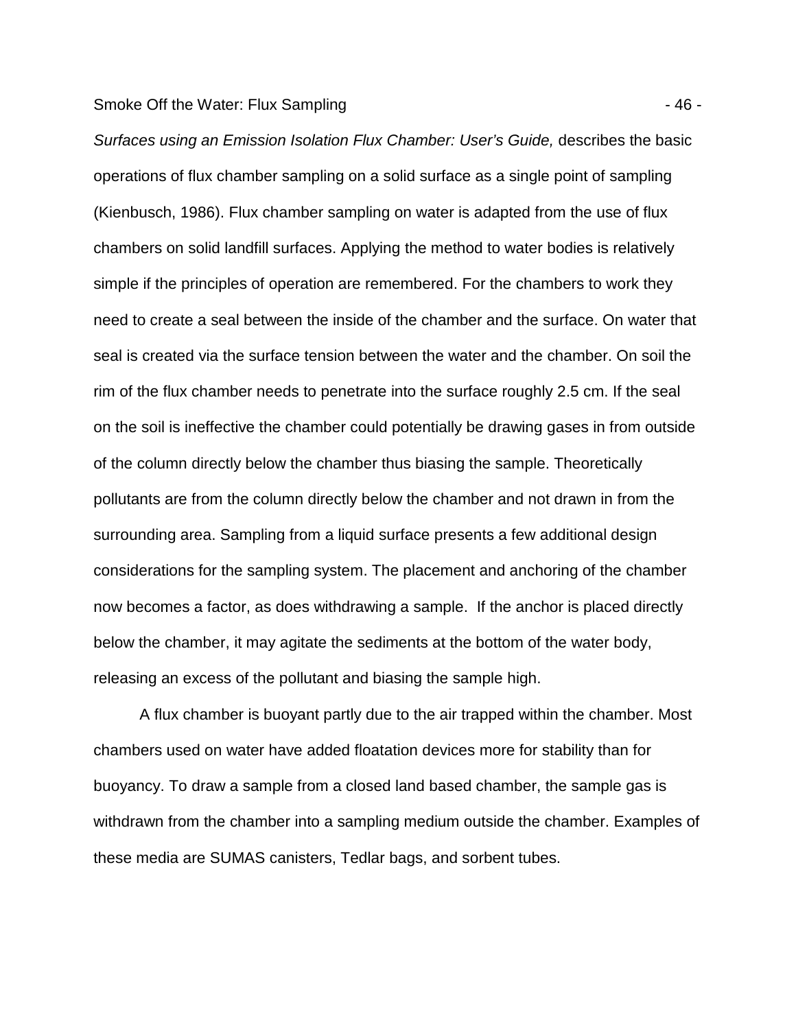*Surfaces using an Emission Isolation Flux Chamber: User's Guide,* describes the basic operations of flux chamber sampling on a solid surface as a single point of sampling (Kienbusch, 1986). Flux chamber sampling on water is adapted from the use of flux chambers on solid landfill surfaces. Applying the method to water bodies is relatively simple if the principles of operation are remembered. For the chambers to work they need to create a seal between the inside of the chamber and the surface. On water that seal is created via the surface tension between the water and the chamber. On soil the rim of the flux chamber needs to penetrate into the surface roughly 2.5 cm. If the seal on the soil is ineffective the chamber could potentially be drawing gases in from outside of the column directly below the chamber thus biasing the sample. Theoretically pollutants are from the column directly below the chamber and not drawn in from the surrounding area. Sampling from a liquid surface presents a few additional design considerations for the sampling system. The placement and anchoring of the chamber now becomes a factor, as does withdrawing a sample. If the anchor is placed directly below the chamber, it may agitate the sediments at the bottom of the water body, releasing an excess of the pollutant and biasing the sample high.

A flux chamber is buoyant partly due to the air trapped within the chamber. Most chambers used on water have added floatation devices more for stability than for buoyancy. To draw a sample from a closed land based chamber, the sample gas is withdrawn from the chamber into a sampling medium outside the chamber. Examples of these media are SUMAS canisters, Tedlar bags, and sorbent tubes.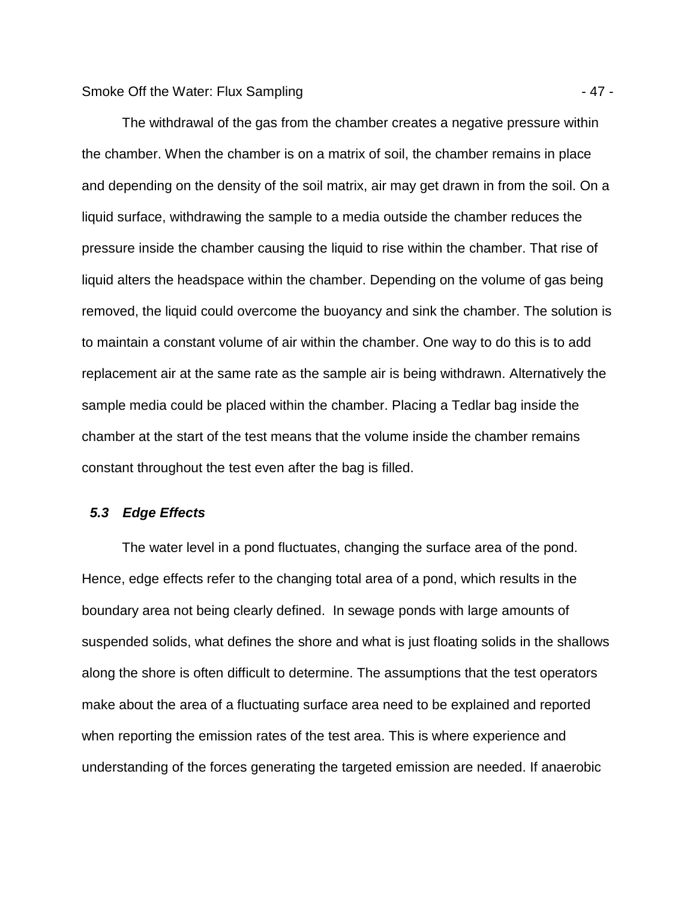The withdrawal of the gas from the chamber creates a negative pressure within the chamber. When the chamber is on a matrix of soil, the chamber remains in place and depending on the density of the soil matrix, air may get drawn in from the soil. On a liquid surface, withdrawing the sample to a media outside the chamber reduces the pressure inside the chamber causing the liquid to rise within the chamber. That rise of liquid alters the headspace within the chamber. Depending on the volume of gas being removed, the liquid could overcome the buoyancy and sink the chamber. The solution is to maintain a constant volume of air within the chamber. One way to do this is to add replacement air at the same rate as the sample air is being withdrawn. Alternatively the sample media could be placed within the chamber. Placing a Tedlar bag inside the chamber at the start of the test means that the volume inside the chamber remains constant throughout the test even after the bag is filled.

### *5.3 Edge Effects*

The water level in a pond fluctuates, changing the surface area of the pond. Hence, edge effects refer to the changing total area of a pond, which results in the boundary area not being clearly defined. In sewage ponds with large amounts of suspended solids, what defines the shore and what is just floating solids in the shallows along the shore is often difficult to determine. The assumptions that the test operators make about the area of a fluctuating surface area need to be explained and reported when reporting the emission rates of the test area. This is where experience and understanding of the forces generating the targeted emission are needed. If anaerobic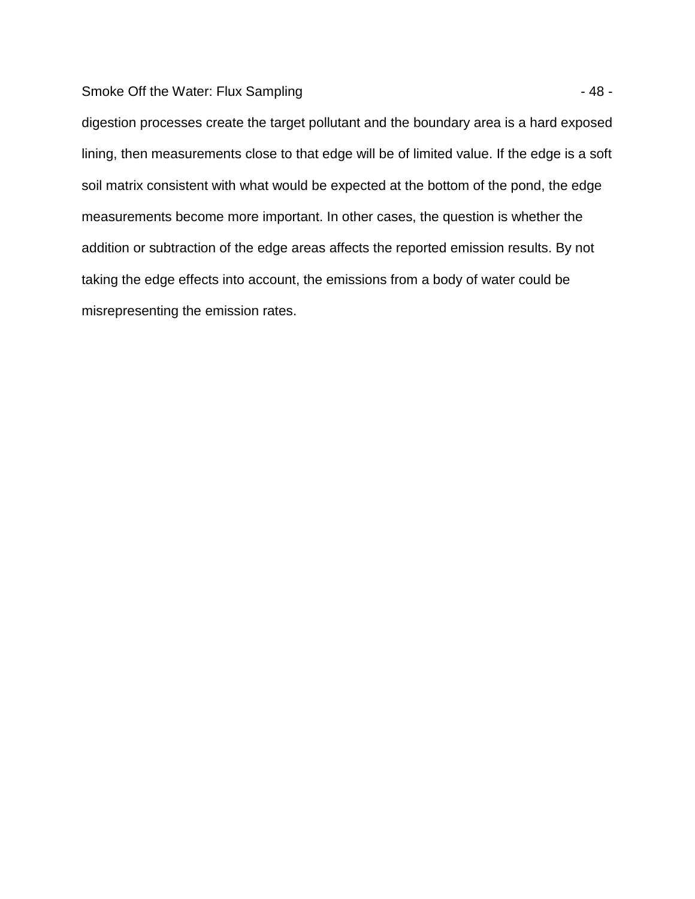digestion processes create the target pollutant and the boundary area is a hard exposed lining, then measurements close to that edge will be of limited value. If the edge is a soft soil matrix consistent with what would be expected at the bottom of the pond, the edge measurements become more important. In other cases, the question is whether the addition or subtraction of the edge areas affects the reported emission results. By not taking the edge effects into account, the emissions from a body of water could be misrepresenting the emission rates.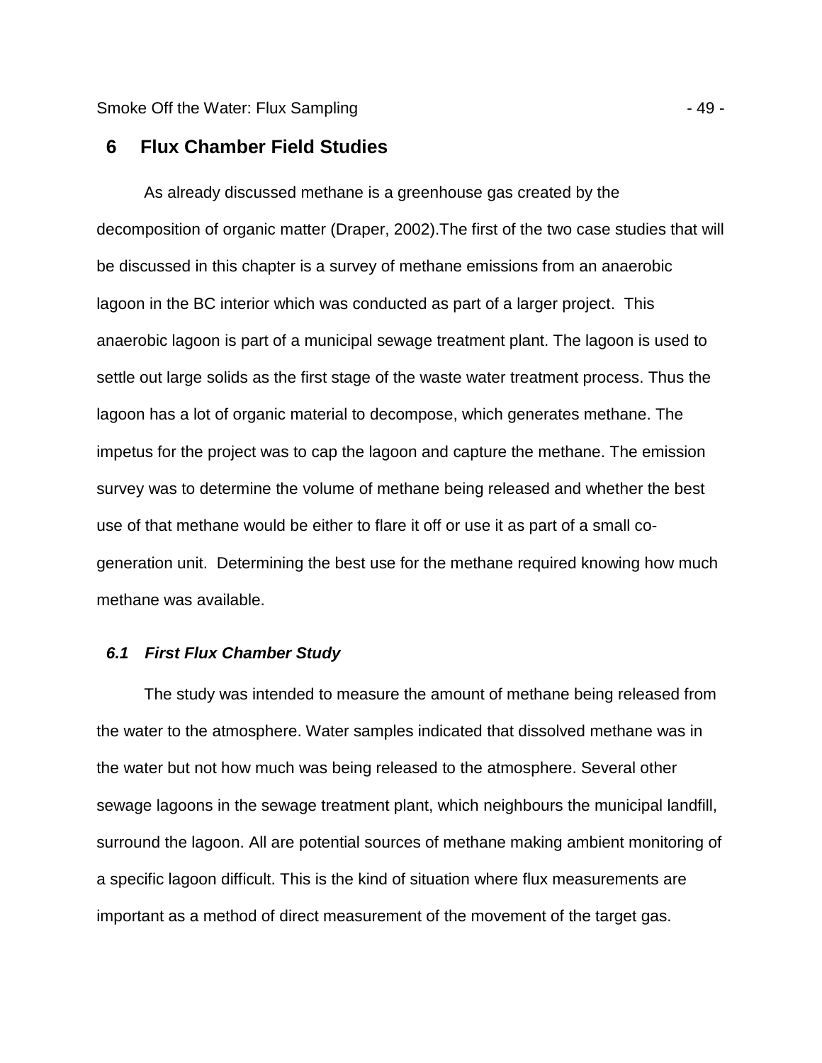# 6 Flux Chamber Field Studies

As already discussed methane is a greenhouse gas created by the decomposition of organic matter (Draper, 2002).The first of the two case studies that will be discussed in this chapter is a survey of methane emissions from an anaerobic lagoon in the BC interior which was conducted as part of a larger project. This anaerobic lagoon is part of a municipal sewage treatment plant. The lagoon is used to settle out large solids as the first stage of the waste water treatment process. Thus the lagoon has a lot of organic material to decompose, which generates methane. The impetus for the project was to cap the lagoon and capture the methane. The emission survey was to determine the volume of methane being released and whether the best use of that methane would be either to flare it off or use it as part of a small co-generation unit. Determining the best use for the methane required knowing how much methane was available.

## *6.1 First Flux Chamber Study*

The study was intended to measure the amount of methane being released from the water to the atmosphere. Water samples indicated that dissolved methane was in the water but not how much was being released to the atmosphere. Several other sewage lagoons in the sewage treatment plant, which neighbours the municipal landfill, surround the lagoon. All are potential sources of methane making ambient monitoring of a specific lagoon difficult. This is the kind of situation where flux measurements are important as a method of direct measurement of the movement of the target gas.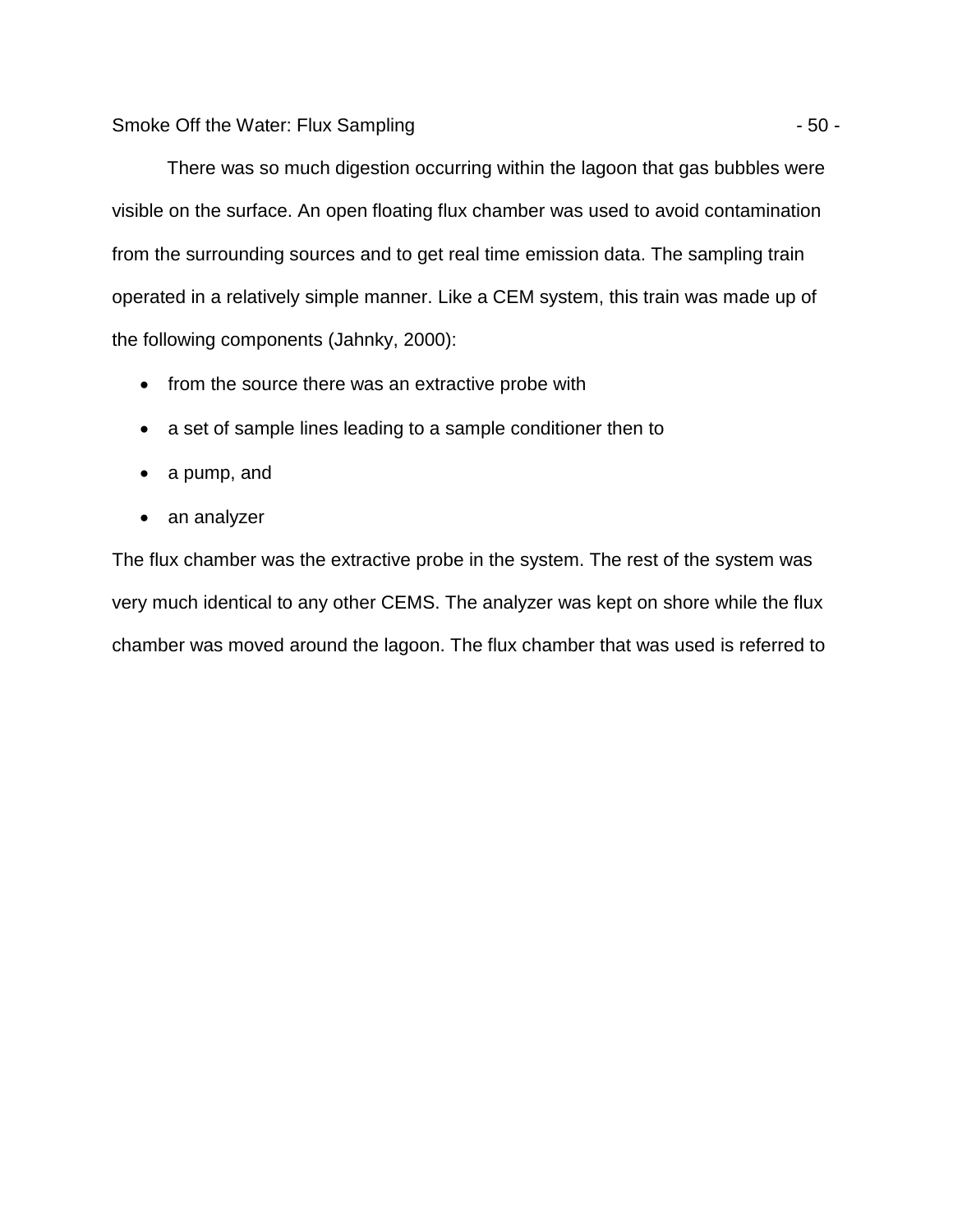There was so much digestion occurring within the lagoon that gas bubbles were visible on the surface. An open floating flux chamber was used to avoid contamination from the surrounding sources and to get real time emission data. The sampling train operated in a relatively simple manner. Like a CEM system, this train was made up of the following components (Jahnky, 2000):

- from the source there was an extractive probe with
- a set of sample lines leading to a sample conditioner then to
- a pump, and
- an analyzer

The flux chamber was the extractive probe in the system. The rest of the system was very much identical to any other CEMS. The analyzer was kept on shore while the flux chamber was moved around the lagoon. The flux chamber that was used is referred to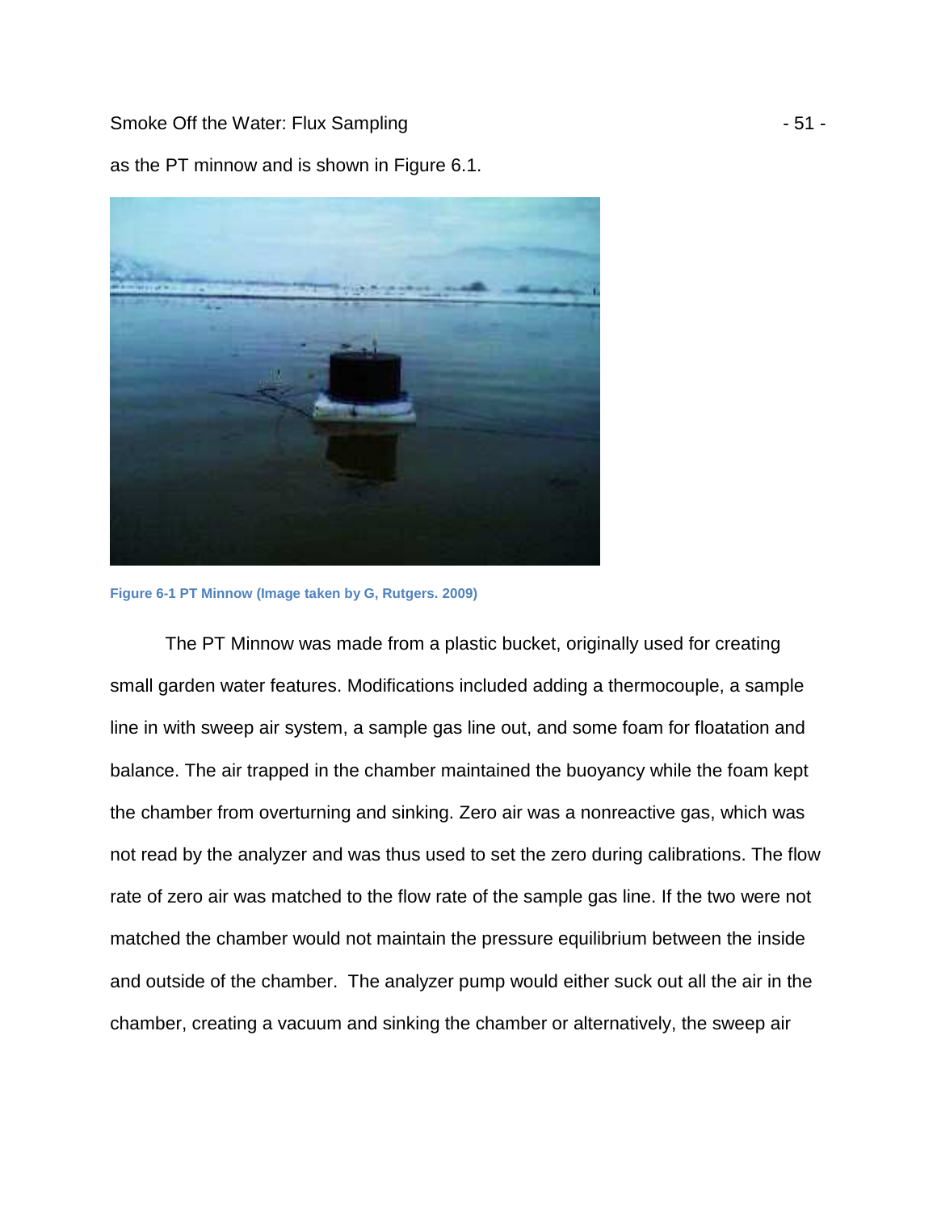as the PT minnow and is shown in Figure 6.1.

Figure 6-1 PT Minnow (Image taken by G, Rutgers. 2009)

The PT Minnow was made from a plastic bucket, originally used for creating small garden water features. Modifications included adding a thermocouple, a sample line in with sweep air system, a sample gas line out, and some foam for floatation and balance. The air trapped in the chamber maintained the buoyancy while the foam kept the chamber from overturning and sinking. Zero air was a nonreactive gas, which was not read by the analyzer and was thus used to set the zero during calibrations. The flow rate of zero air was matched to the flow rate of the sample gas line. If the two were not matched the chamber would not maintain the pressure equilibrium between the inside and outside of the chamber. The analyzer pump would either suck out all the air in the chamber, creating a vacuum and sinking the chamber or alternatively, the sweep air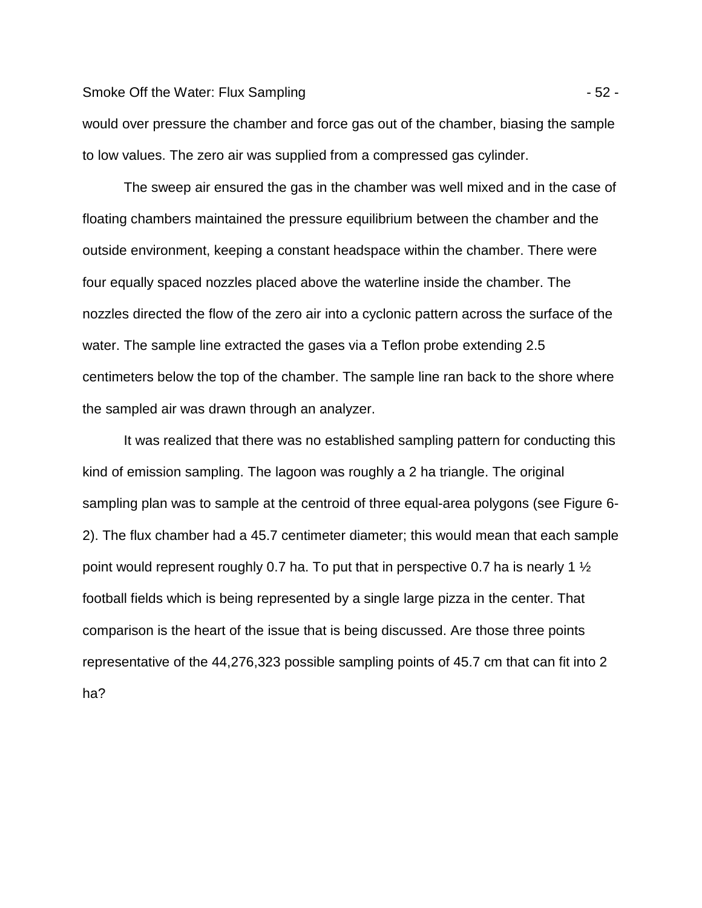would over pressure the chamber and force gas out of the chamber, biasing the sample to low values. The zero air was supplied from a compressed gas cylinder.

The sweep air ensured the gas in the chamber was well mixed and in the case of floating chambers maintained the pressure equilibrium between the chamber and the outside environment, keeping a constant headspace within the chamber. There were four equally spaced nozzles placed above the waterline inside the chamber. The nozzles directed the flow of the zero air into a cyclonic pattern across the surface of the water. The sample line extracted the gases via a Teflon probe extending 2.5 centimeters below the top of the chamber. The sample line ran back to the shore where the sampled air was drawn through an analyzer.

It was realized that there was no established sampling pattern for conducting this kind of emission sampling. The lagoon was roughly a 2 ha triangle. The original sampling plan was to sample at the centroid of three equal-area polygons (see Figure 6-2). The flux chamber had a 45.7 centimeter diameter; this would mean that each sample point would represent roughly 0.7 ha. To put that in perspective 0.7 ha is nearly 1 ½ football fields which is being represented by a single large pizza in the center. That comparison is the heart of the issue that is being discussed. Are those three points representative of the 44,276,323 possible sampling points of 45.7 cm that can fit into 2 ha?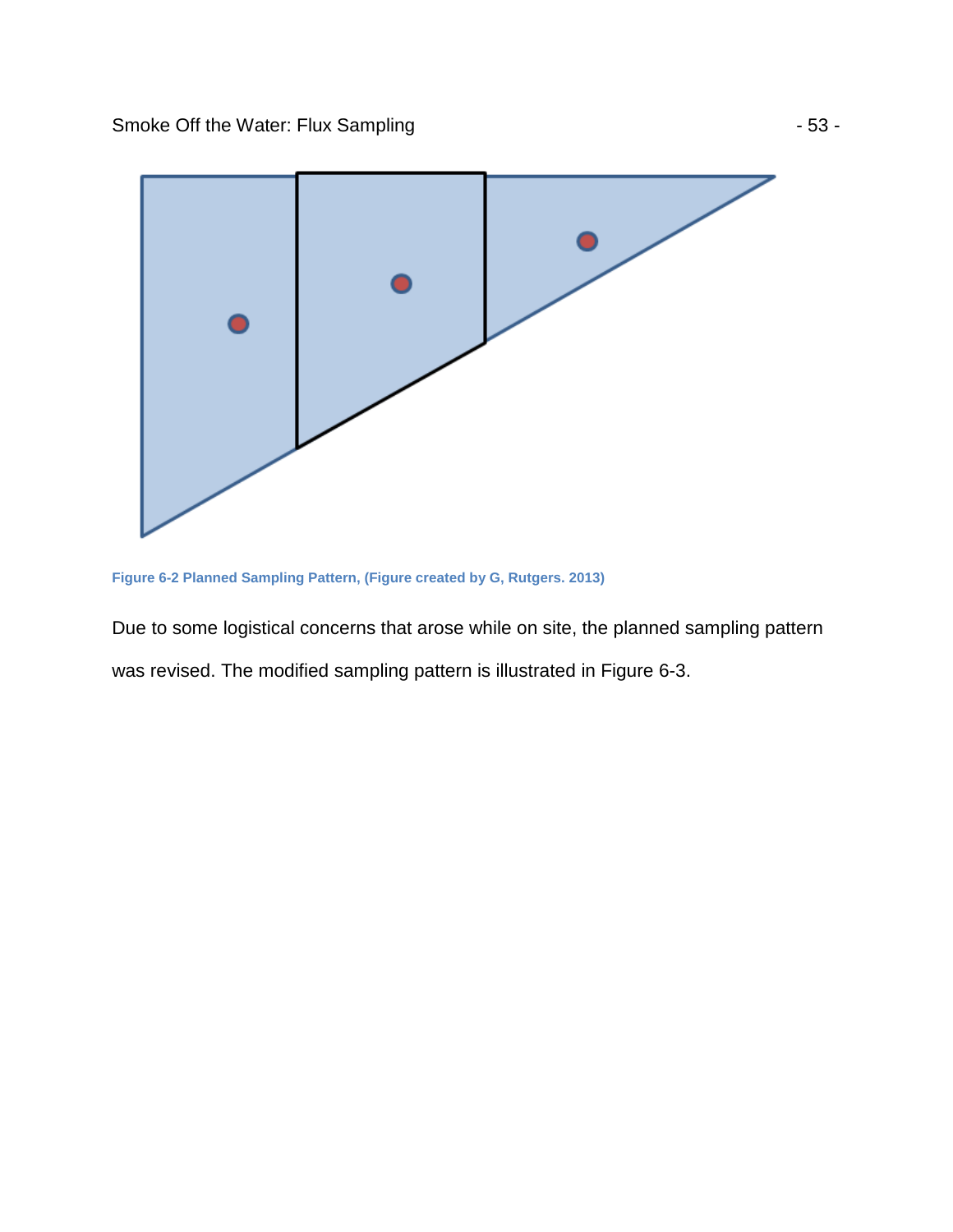Figure 6-2 Planned Sampling Pattern, (Figure created by G, Rutgers. 2013)

Due to some logistical concerns that arose while on site, the planned sampling pattern was revised. The modified sampling pattern is illustrated in Figure 6-3.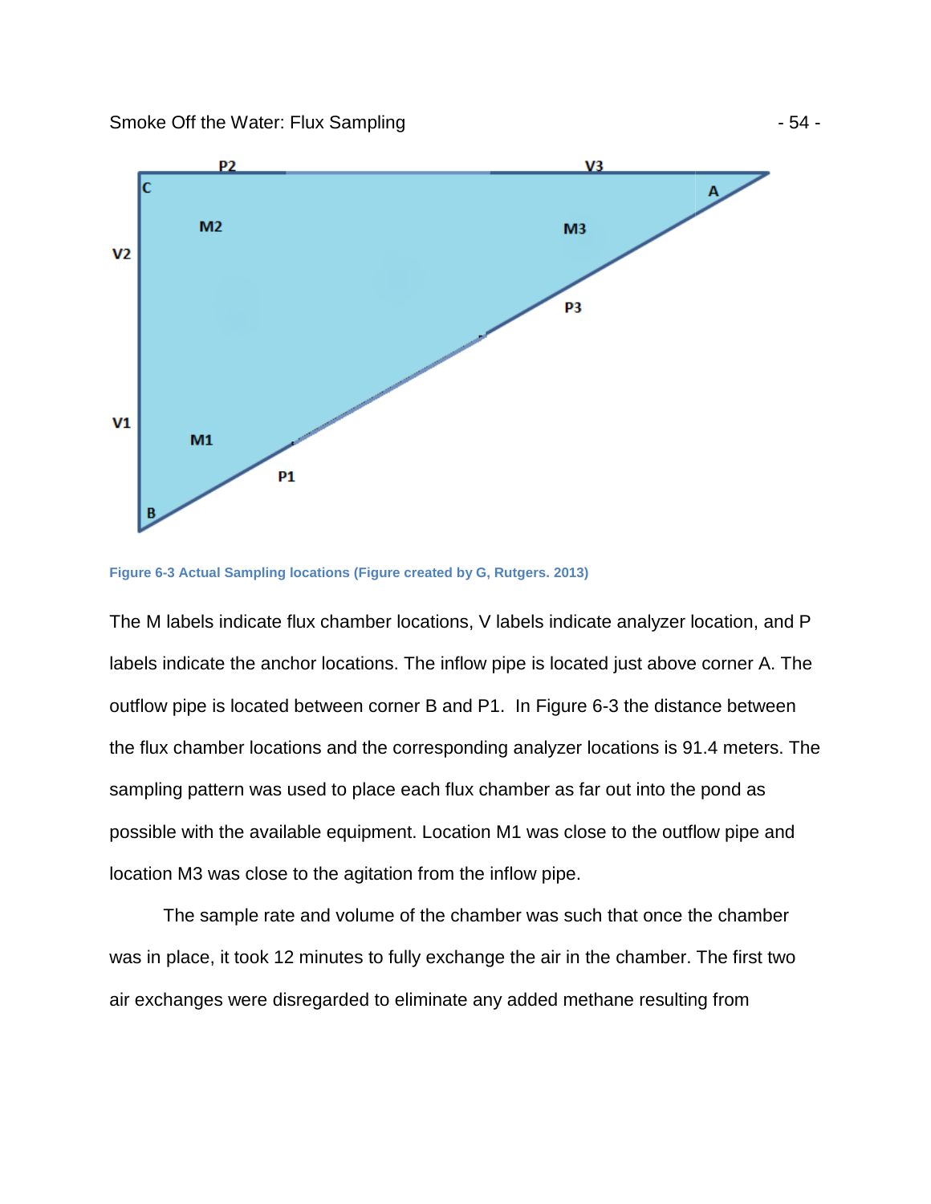Figure 6-3 Actual Sampling locations (Figure created by G, Rutgers. 2013)

The M labels indicate flux chamber locations, V labels indicate analyzer location, and P labels indicate the anchor locations. The inflow pipe is located just above corner A. The outflow pipe is located between corner B and P1. In Figure 6-3 the distance between the flux chamber locations and the corresponding analyzer locations is 91.4 meters. The sampling pattern was used to place each flux chamber as far out into the pond as possible with the available equipment. Location M1 was close to the outflow pipe and location M3 was close to the agitation from the inflow pipe.

The sample rate and volume of the chamber was such that once the chamber was in place, it took 12 minutes to fully exchange the air in the chamber. The first two air exchanges were disregarded to eliminate any added methane resulting from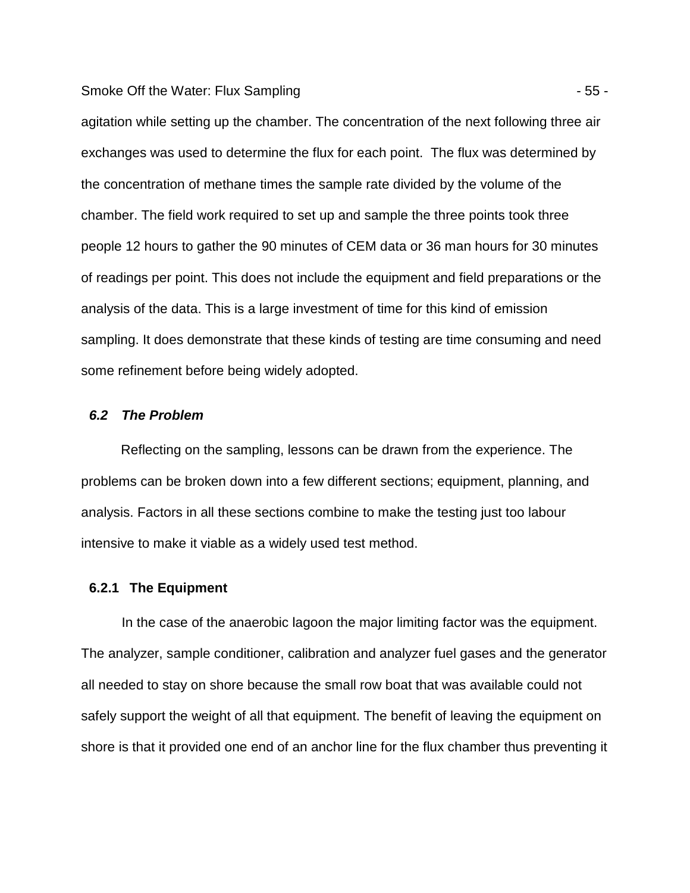agitation while setting up the chamber. The concentration of the next following three air exchanges was used to determine the flux for each point. The flux was determined by the concentration of methane times the sample rate divided by the volume of the chamber. The field work required to set up and sample the three points took three people 12 hours to gather the 90 minutes of CEM data or 36 man hours for 30 minutes of readings per point. This does not include the equipment and field preparations or the analysis of the data. This is a large investment of time for this kind of emission sampling. It does demonstrate that these kinds of testing are time consuming and need some refinement before being widely adopted.

## *6.2 The Problem*

Reflecting on the sampling, lessons can be drawn from the experience. The problems can be broken down into a few different sections; equipment, planning, and analysis. Factors in all these sections combine to make the testing just too labour intensive to make it viable as a widely used test method.

### 6.2.1 The Equipment

In the case of the anaerobic lagoon the major limiting factor was the equipment. The analyzer, sample conditioner, calibration and analyzer fuel gases and the generator all needed to stay on shore because the small row boat that was available could not safely support the weight of all that equipment. The benefit of leaving the equipment on shore is that it provided one end of an anchor line for the flux chamber thus preventing it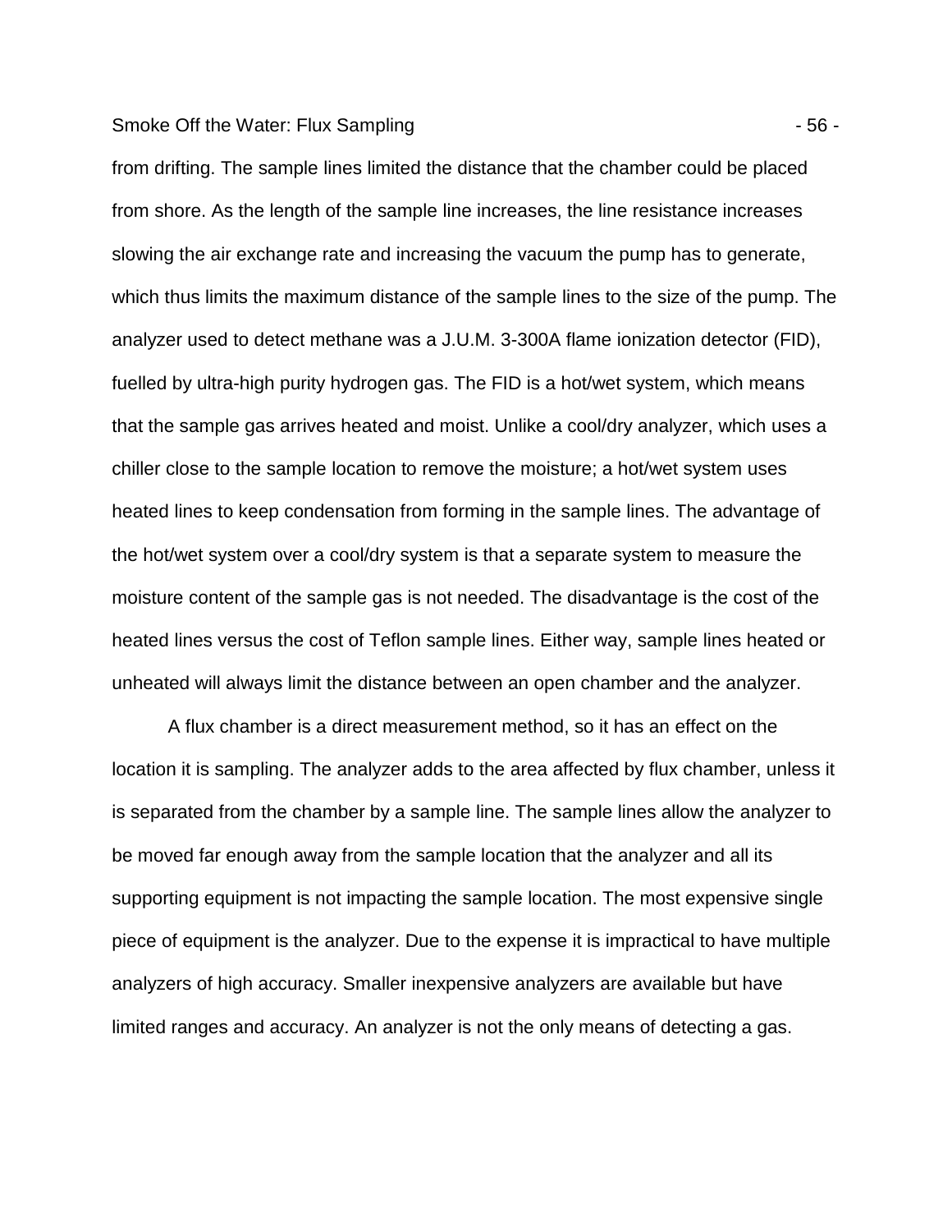from drifting. The sample lines limited the distance that the chamber could be placed from shore. As the length of the sample line increases, the line resistance increases slowing the air exchange rate and increasing the vacuum the pump has to generate, which thus limits the maximum distance of the sample lines to the size of the pump. The analyzer used to detect methane was a J.U.M. 3-300A flame ionization detector (FID), fuelled by ultra-high purity hydrogen gas. The FID is a hot/wet system, which means that the sample gas arrives heated and moist. Unlike a cool/dry analyzer, which uses a chiller close to the sample location to remove the moisture; a hot/wet system uses heated lines to keep condensation from forming in the sample lines. The advantage of the hot/wet system over a cool/dry system is that a separate system to measure the moisture content of the sample gas is not needed. The disadvantage is the cost of the heated lines versus the cost of Teflon sample lines. Either way, sample lines heated or unheated will always limit the distance between an open chamber and the analyzer.

A flux chamber is a direct measurement method, so it has an effect on the location it is sampling. The analyzer adds to the area affected by flux chamber, unless it is separated from the chamber by a sample line. The sample lines allow the analyzer to be moved far enough away from the sample location that the analyzer and all its supporting equipment is not impacting the sample location. The most expensive single piece of equipment is the analyzer. Due to the expense it is impractical to have multiple analyzers of high accuracy. Smaller inexpensive analyzers are available but have limited ranges and accuracy. An analyzer is not the only means of detecting a gas.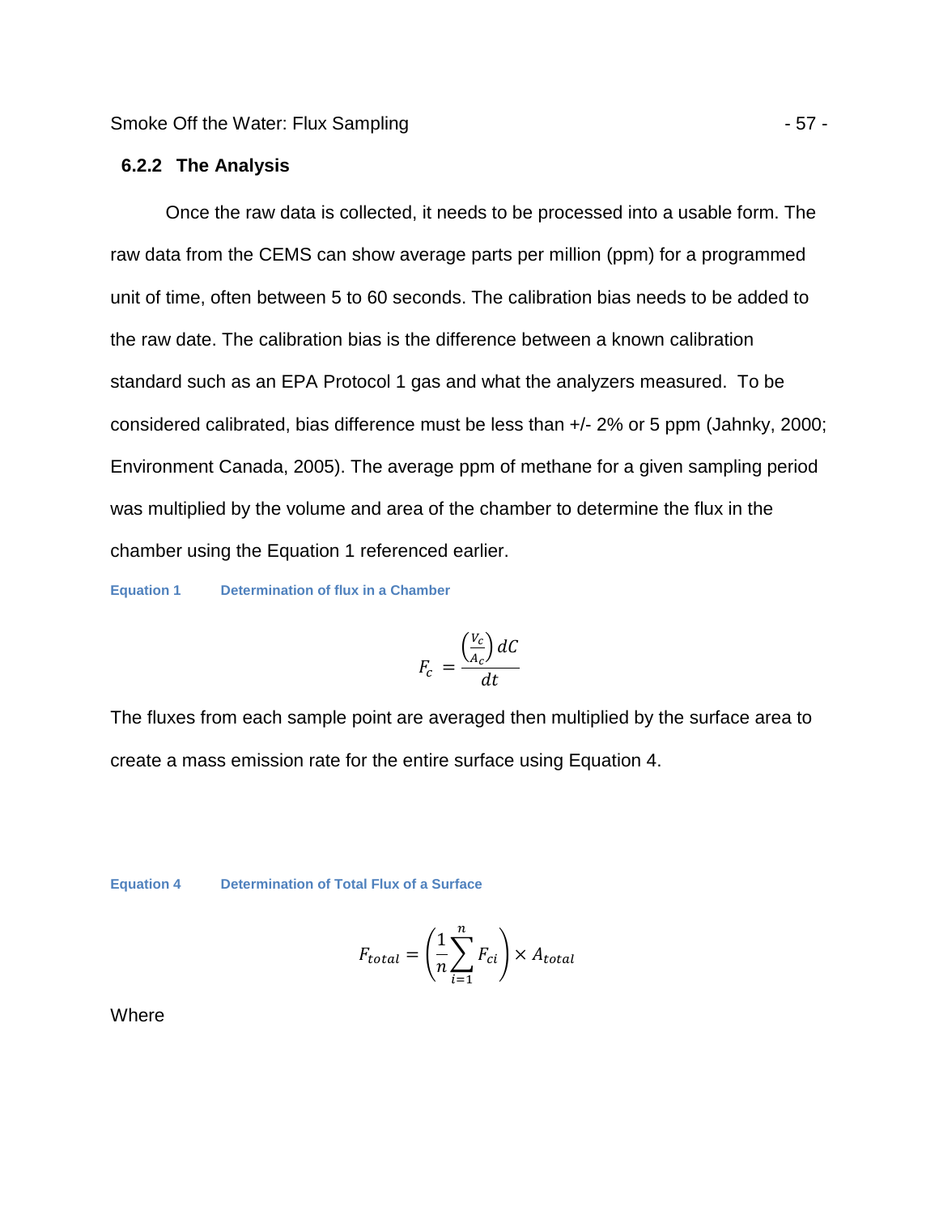### 6.2.2 The Analysis

Once the raw data is collected, it needs to be processed into a usable form. The raw data from the CEMS can show average parts per million (ppm) for a programmed unit of time, often between 5 to 60 seconds. The calibration bias needs to be added to the raw date. The calibration bias is the difference between a known calibration standard such as an EPA Protocol 1 gas and what the analyzers measured. To be considered calibrated, bias difference must be less than +/- 2% or 5 ppm (Jahnky, 2000; Environment Canada, 2005). The average ppm of methane for a given sampling period was multiplied by the volume and area of the chamber to determine the flux in the chamber using the Equation 1 referenced earlier.

**Equation 1 Determination of flux in a Chamber**

$$F_c = \frac{\left(\frac{V_c}{A_c}\right) dC}{dt}$$

The fluxes from each sample point are averaged then multiplied by the surface area to create a mass emission rate for the entire surface using Equation 4.

**Equation 4 Determination of Total Flux of a Surface**

$$F_{total} = \left(\frac{1}{n}\sum_{i=1}^{n} F_{ci}\right) \times A_{total}$$

Where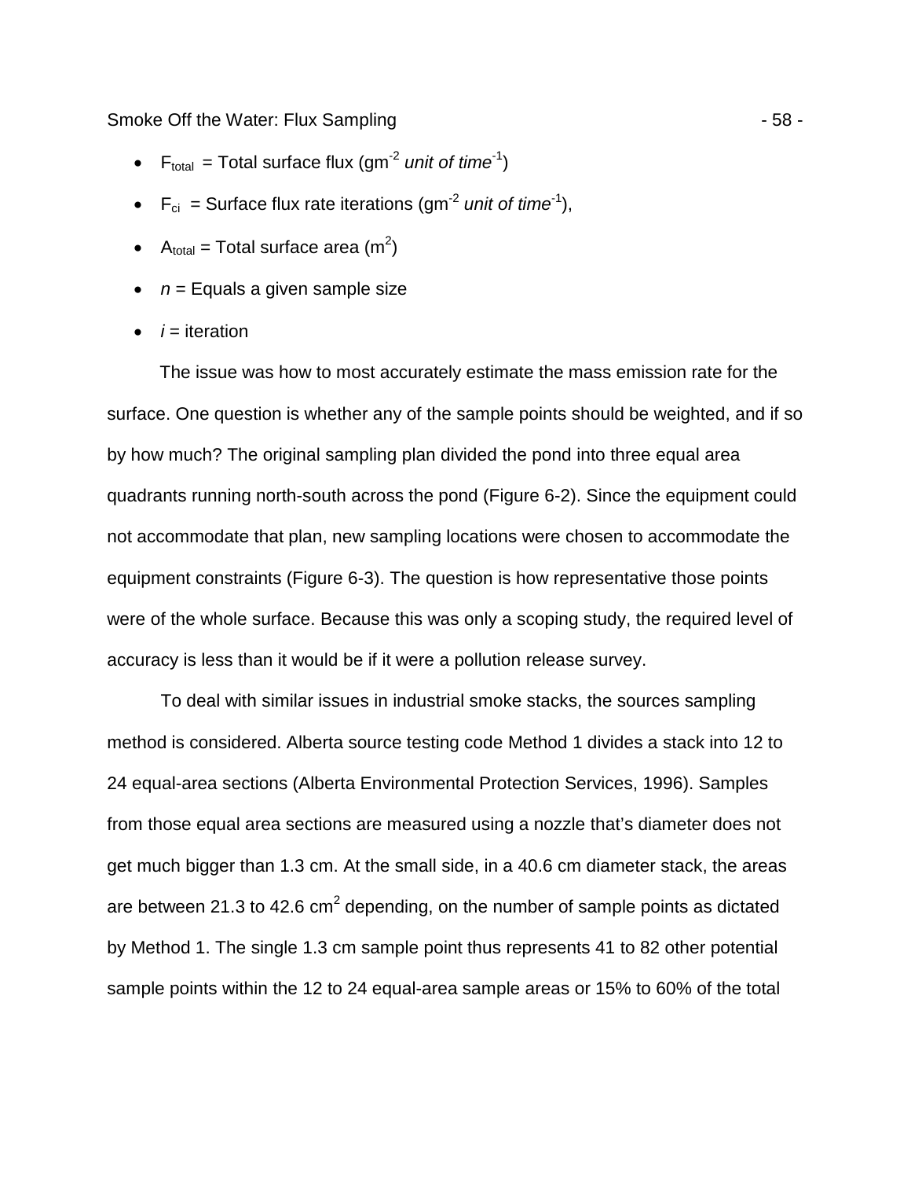- $F_{total}$ = Total surface flux ($gm^{-2}$ *unit of time*$^{-1}$)
- $F_{ci}$ = Surface flux rate iterations ($gm^{-2}$ *unit of time*$^{-1}$),
- $A_{total}$ = Total surface area ($m^2$)
- $n$ = Equals a given sample size
- $i$ = iteration

The issue was how to most accurately estimate the mass emission rate for the surface. One question is whether any of the sample points should be weighted, and if so by how much? The original sampling plan divided the pond into three equal area quadrants running north-south across the pond (Figure 6-2). Since the equipment could not accommodate that plan, new sampling locations were chosen to accommodate the equipment constraints (Figure 6-3). The question is how representative those points were of the whole surface. Because this was only a scoping study, the required level of accuracy is less than it would be if it were a pollution release survey.

To deal with similar issues in industrial smoke stacks, the sources sampling method is considered. Alberta source testing code Method 1 divides a stack into 12 to 24 equal-area sections (Alberta Environmental Protection Services, 1996). Samples from those equal area sections are measured using a nozzle that's diameter does not get much bigger than 1.3 cm. At the small side, in a 40.6 cm diameter stack, the areas are between 21.3 to 42.6 $cm^2$ depending, on the number of sample points as dictated by Method 1. The single 1.3 cm sample point thus represents 41 to 82 other potential sample points within the 12 to 24 equal-area sample areas or 15% to 60% of the total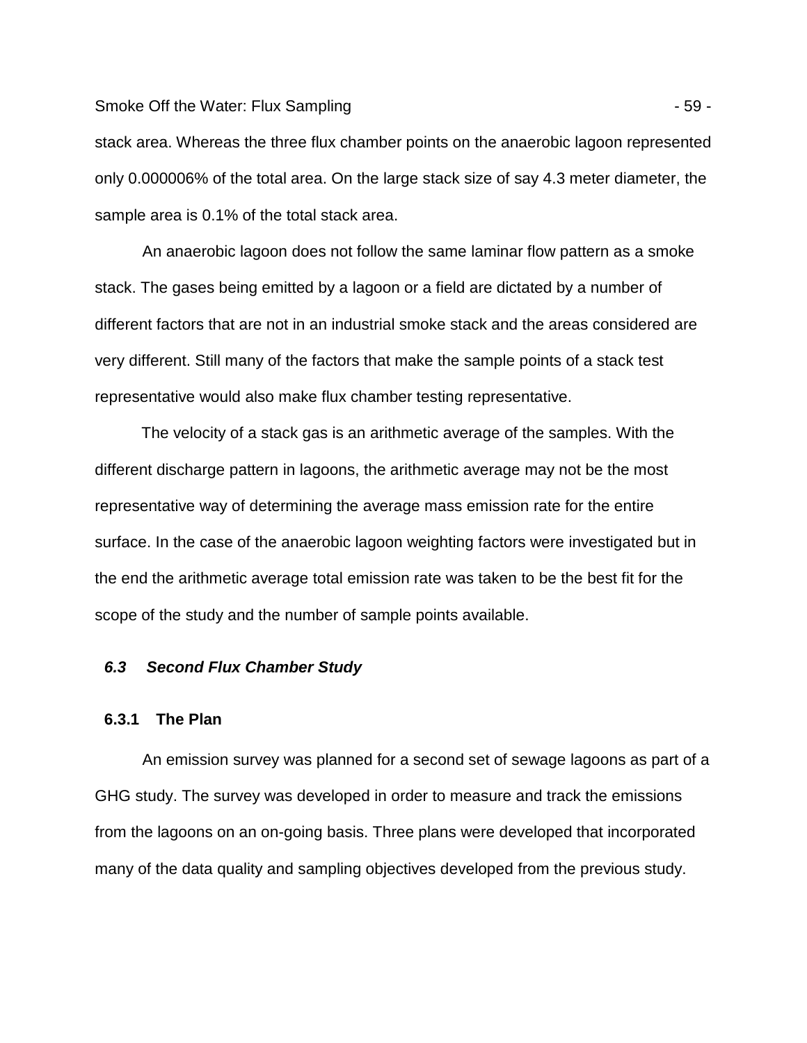stack area. Whereas the three flux chamber points on the anaerobic lagoon represented only 0.000006% of the total area. On the large stack size of say 4.3 meter diameter, the sample area is 0.1% of the total stack area.

An anaerobic lagoon does not follow the same laminar flow pattern as a smoke stack. The gases being emitted by a lagoon or a field are dictated by a number of different factors that are not in an industrial smoke stack and the areas considered are very different. Still many of the factors that make the sample points of a stack test representative would also make flux chamber testing representative.

The velocity of a stack gas is an arithmetic average of the samples. With the different discharge pattern in lagoons, the arithmetic average may not be the most representative way of determining the average mass emission rate for the entire surface. In the case of the anaerobic lagoon weighting factors were investigated but in the end the arithmetic average total emission rate was taken to be the best fit for the scope of the study and the number of sample points available.

## *6.3 Second Flux Chamber Study*

### 6.3.1 The Plan

An emission survey was planned for a second set of sewage lagoons as part of a GHG study. The survey was developed in order to measure and track the emissions from the lagoons on an on-going basis. Three plans were developed that incorporated many of the data quality and sampling objectives developed from the previous study.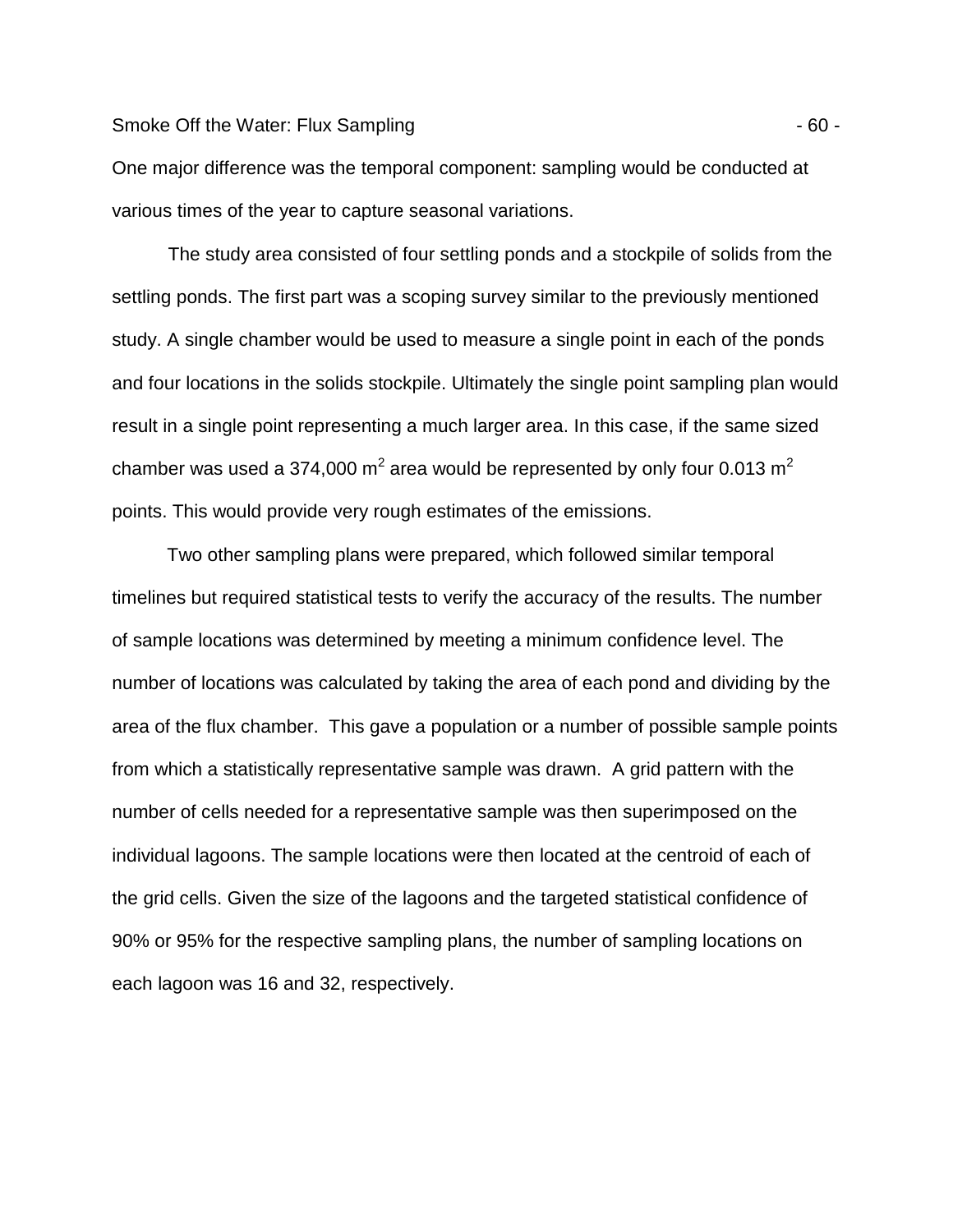One major difference was the temporal component: sampling would be conducted at various times of the year to capture seasonal variations.

The study area consisted of four settling ponds and a stockpile of solids from the settling ponds. The first part was a scoping survey similar to the previously mentioned study. A single chamber would be used to measure a single point in each of the ponds and four locations in the solids stockpile. Ultimately the single point sampling plan would result in a single point representing a much larger area. In this case, if the same sized chamber was used a 374,000 $m^2$ area would be represented by only four 0.013 $m^2$ points. This would provide very rough estimates of the emissions.

Two other sampling plans were prepared, which followed similar temporal timelines but required statistical tests to verify the accuracy of the results. The number of sample locations was determined by meeting a minimum confidence level. The number of locations was calculated by taking the area of each pond and dividing by the area of the flux chamber. This gave a population or a number of possible sample points from which a statistically representative sample was drawn. A grid pattern with the number of cells needed for a representative sample was then superimposed on the individual lagoons. The sample locations were then located at the centroid of each of the grid cells. Given the size of the lagoons and the targeted statistical confidence of 90% or 95% for the respective sampling plans, the number of sampling locations on each lagoon was 16 and 32, respectively.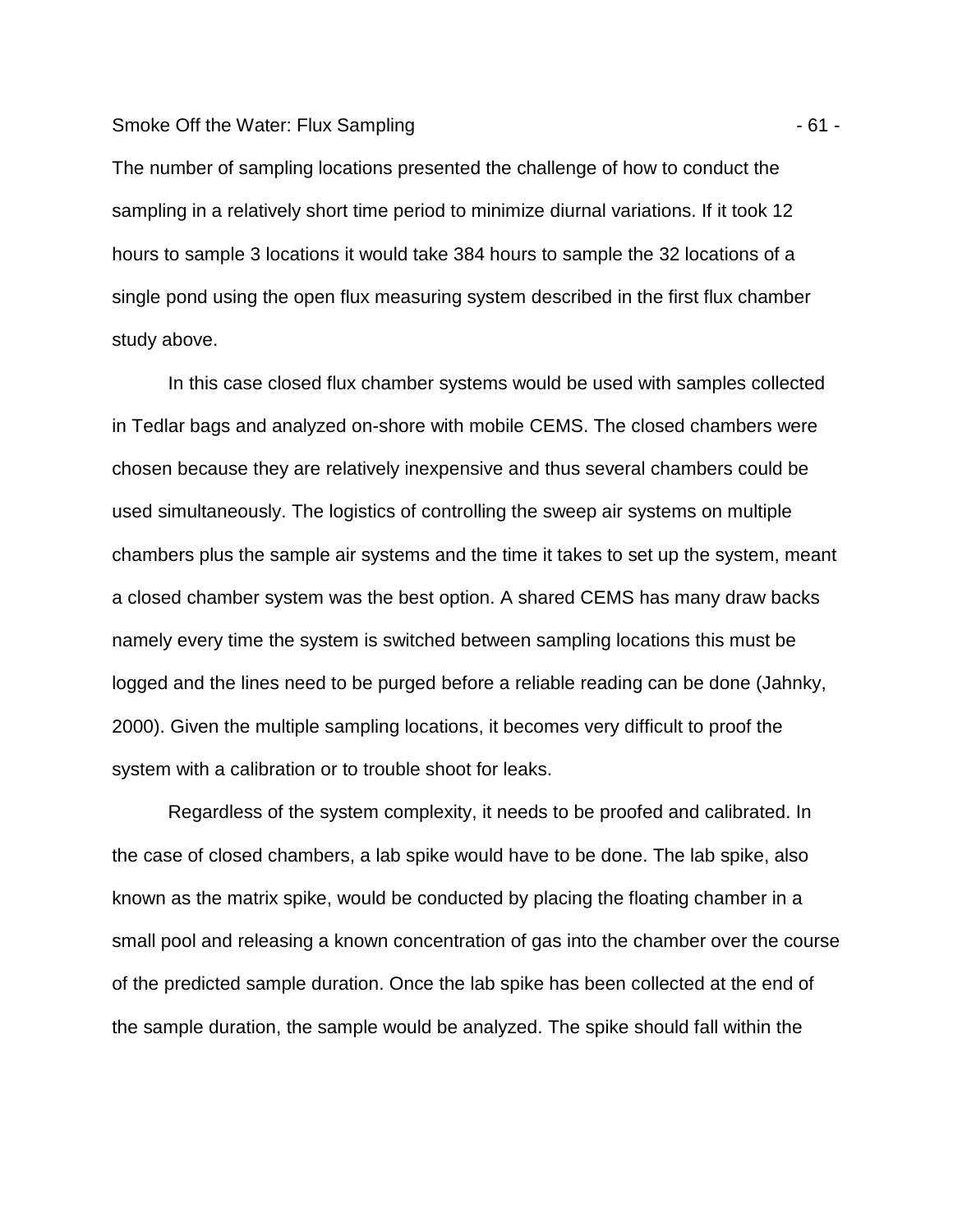The number of sampling locations presented the challenge of how to conduct the sampling in a relatively short time period to minimize diurnal variations. If it took 12 hours to sample 3 locations it would take 384 hours to sample the 32 locations of a single pond using the open flux measuring system described in the first flux chamber study above.

In this case closed flux chamber systems would be used with samples collected in Tedlar bags and analyzed on-shore with mobile CEMS. The closed chambers were chosen because they are relatively inexpensive and thus several chambers could be used simultaneously. The logistics of controlling the sweep air systems on multiple chambers plus the sample air systems and the time it takes to set up the system, meant a closed chamber system was the best option. A shared CEMS has many draw backs namely every time the system is switched between sampling locations this must be logged and the lines need to be purged before a reliable reading can be done (Jahnky, 2000). Given the multiple sampling locations, it becomes very difficult to proof the system with a calibration or to trouble shoot for leaks.

Regardless of the system complexity, it needs to be proofed and calibrated. In the case of closed chambers, a lab spike would have to be done. The lab spike, also known as the matrix spike, would be conducted by placing the floating chamber in a small pool and releasing a known concentration of gas into the chamber over the course of the predicted sample duration. Once the lab spike has been collected at the end of the sample duration, the sample would be analyzed. The spike should fall within the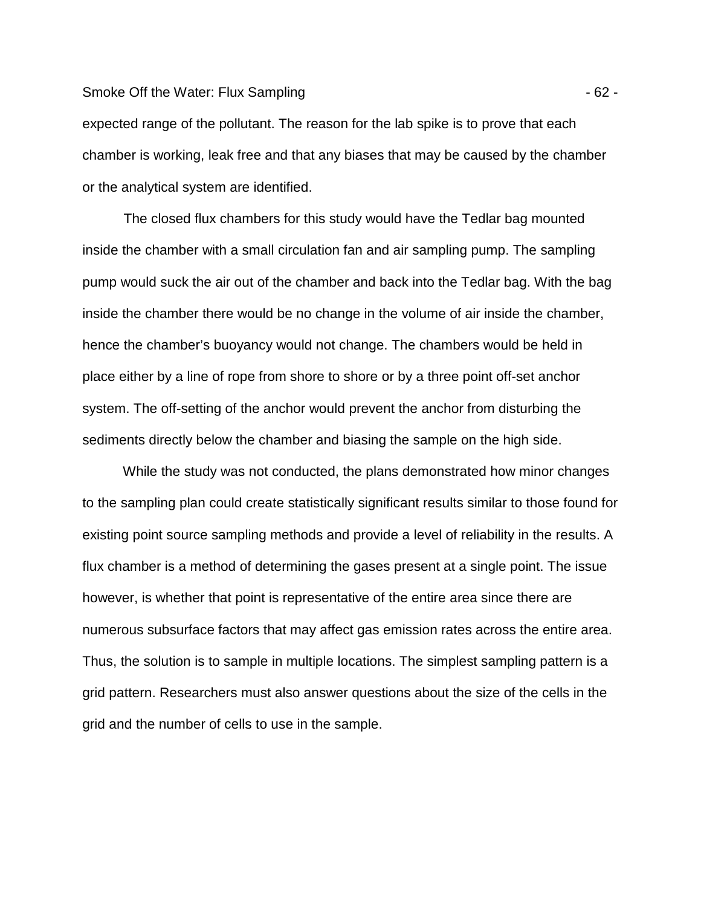expected range of the pollutant. The reason for the lab spike is to prove that each chamber is working, leak free and that any biases that may be caused by the chamber or the analytical system are identified.

The closed flux chambers for this study would have the Tedlar bag mounted inside the chamber with a small circulation fan and air sampling pump. The sampling pump would suck the air out of the chamber and back into the Tedlar bag. With the bag inside the chamber there would be no change in the volume of air inside the chamber, hence the chamber's buoyancy would not change. The chambers would be held in place either by a line of rope from shore to shore or by a three point off-set anchor system. The off-setting of the anchor would prevent the anchor from disturbing the sediments directly below the chamber and biasing the sample on the high side.

While the study was not conducted, the plans demonstrated how minor changes to the sampling plan could create statistically significant results similar to those found for existing point source sampling methods and provide a level of reliability in the results. A flux chamber is a method of determining the gases present at a single point. The issue however, is whether that point is representative of the entire area since there are numerous subsurface factors that may affect gas emission rates across the entire area. Thus, the solution is to sample in multiple locations. The simplest sampling pattern is a grid pattern. Researchers must also answer questions about the size of the cells in the grid and the number of cells to use in the sample.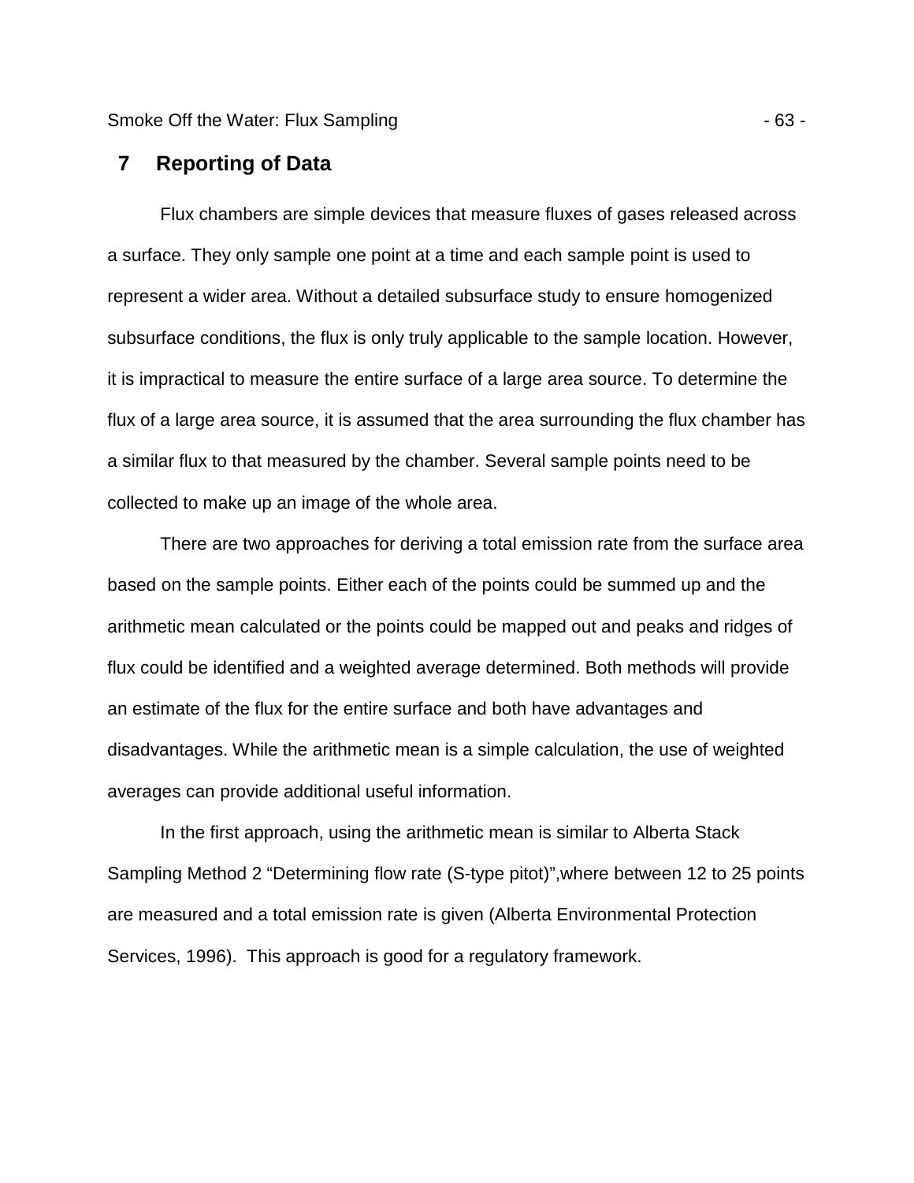# 7 Reporting of Data

Flux chambers are simple devices that measure fluxes of gases released across a surface. They only sample one point at a time and each sample point is used to represent a wider area. Without a detailed subsurface study to ensure homogenized subsurface conditions, the flux is only truly applicable to the sample location. However, it is impractical to measure the entire surface of a large area source. To determine the flux of a large area source, it is assumed that the area surrounding the flux chamber has a similar flux to that measured by the chamber. Several sample points need to be collected to make up an image of the whole area.

There are two approaches for deriving a total emission rate from the surface area based on the sample points. Either each of the points could be summed up and the arithmetic mean calculated or the points could be mapped out and peaks and ridges of flux could be identified and a weighted average determined. Both methods will provide an estimate of the flux for the entire surface and both have advantages and disadvantages. While the arithmetic mean is a simple calculation, the use of weighted averages can provide additional useful information.

In the first approach, using the arithmetic mean is similar to Alberta Stack Sampling Method 2 "Determining flow rate (S-type pitot)",where between 12 to 25 points are measured and a total emission rate is given (Alberta Environmental Protection Services, 1996). This approach is good for a regulatory framework.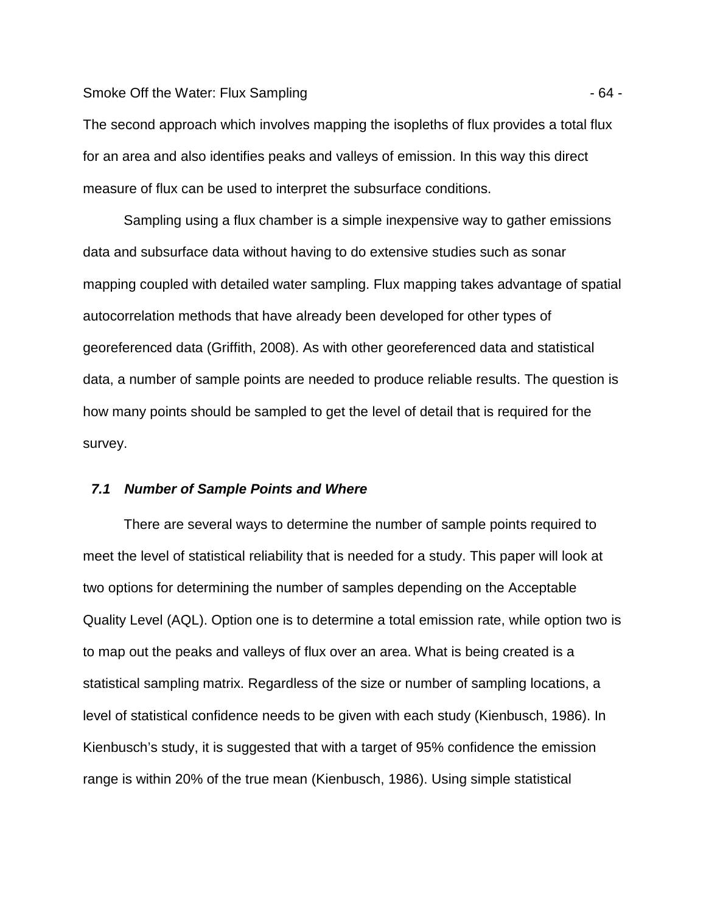The second approach which involves mapping the isopleths of flux provides a total flux for an area and also identifies peaks and valleys of emission. In this way this direct measure of flux can be used to interpret the subsurface conditions.

Sampling using a flux chamber is a simple inexpensive way to gather emissions data and subsurface data without having to do extensive studies such as sonar mapping coupled with detailed water sampling. Flux mapping takes advantage of spatial autocorrelation methods that have already been developed for other types of georeferenced data (Griffith, 2008). As with other georeferenced data and statistical data, a number of sample points are needed to produce reliable results. The question is how many points should be sampled to get the level of detail that is required for the survey.

### *7.1 Number of Sample Points and Where*

There are several ways to determine the number of sample points required to meet the level of statistical reliability that is needed for a study. This paper will look at two options for determining the number of samples depending on the Acceptable Quality Level (AQL). Option one is to determine a total emission rate, while option two is to map out the peaks and valleys of flux over an area. What is being created is a statistical sampling matrix. Regardless of the size or number of sampling locations, a level of statistical confidence needs to be given with each study (Kienbusch, 1986). In Kienbusch's study, it is suggested that with a target of 95% confidence the emission range is within 20% of the true mean (Kienbusch, 1986). Using simple statistical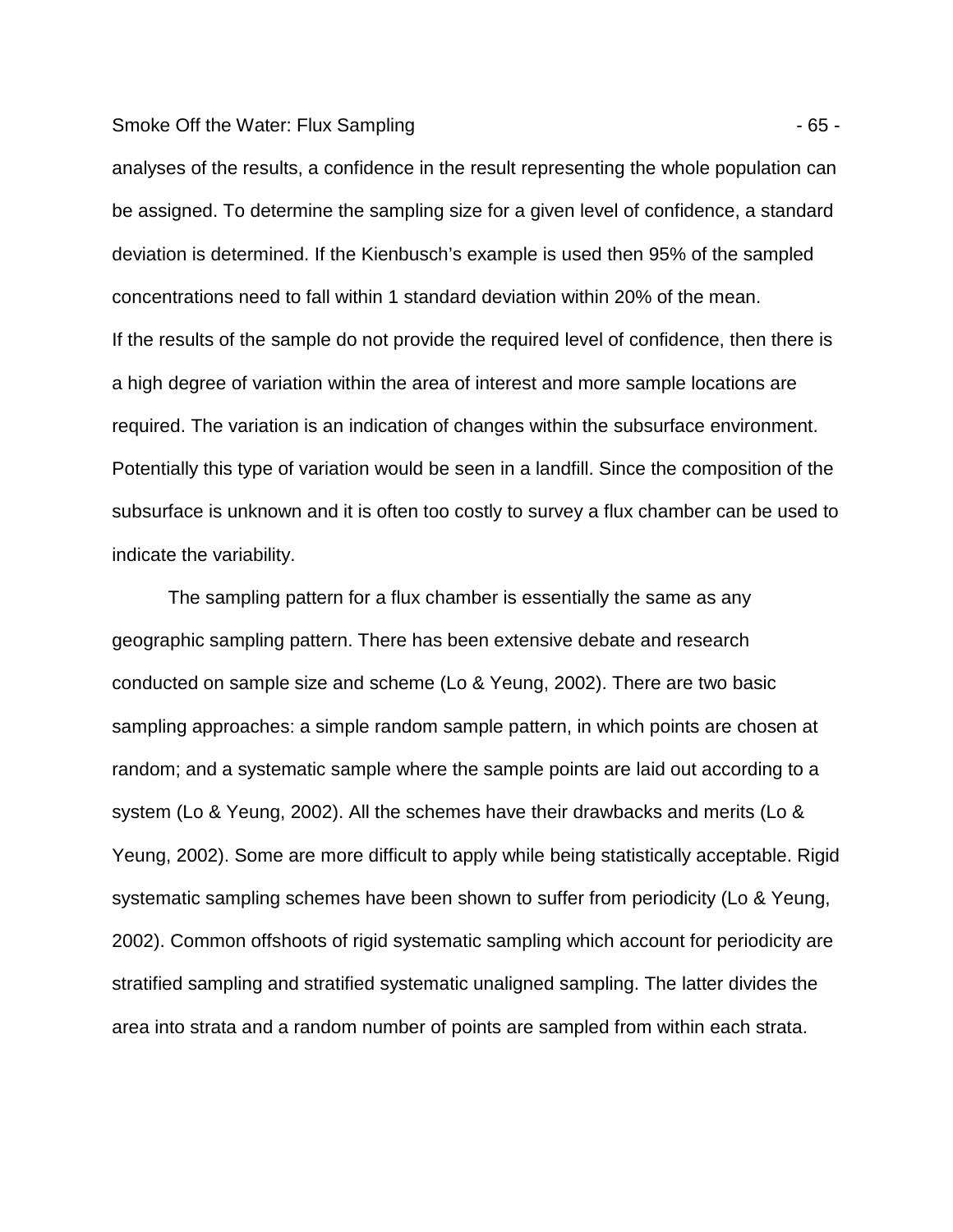analyses of the results, a confidence in the result representing the whole population can be assigned. To determine the sampling size for a given level of confidence, a standard deviation is determined. If the Kienbusch's example is used then 95% of the sampled concentrations need to fall within 1 standard deviation within 20% of the mean.
If the results of the sample do not provide the required level of confidence, then there is a high degree of variation within the area of interest and more sample locations are required. The variation is an indication of changes within the subsurface environment. Potentially this type of variation would be seen in a landfill. Since the composition of the subsurface is unknown and it is often too costly to survey a flux chamber can be used to indicate the variability.

The sampling pattern for a flux chamber is essentially the same as any geographic sampling pattern. There has been extensive debate and research conducted on sample size and scheme (Lo & Yeung, 2002). There are two basic sampling approaches: a simple random sample pattern, in which points are chosen at random; and a systematic sample where the sample points are laid out according to a system (Lo & Yeung, 2002). All the schemes have their drawbacks and merits (Lo & Yeung, 2002). Some are more difficult to apply while being statistically acceptable. Rigid systematic sampling schemes have been shown to suffer from periodicity (Lo & Yeung, 2002). Common offshoots of rigid systematic sampling which account for periodicity are stratified sampling and stratified systematic unaligned sampling. The latter divides the area into strata and a random number of points are sampled from within each strata.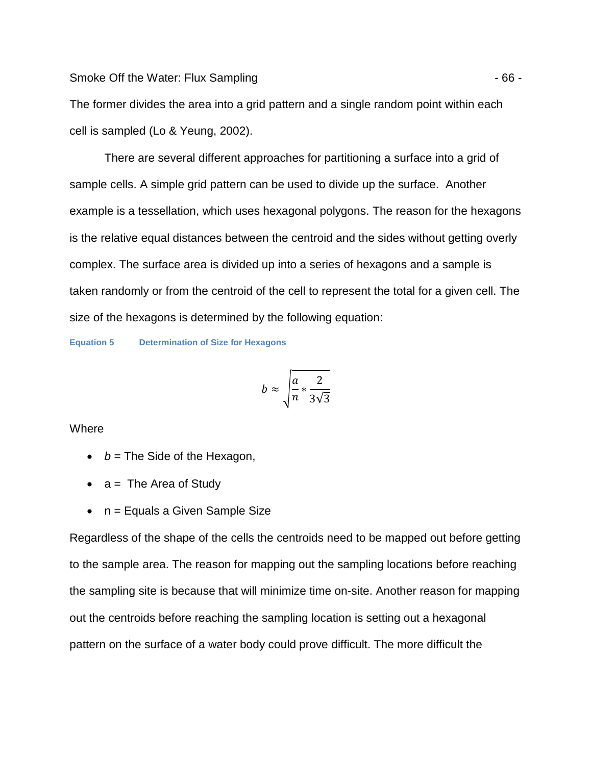The former divides the area into a grid pattern and a single random point within each cell is sampled (Lo & Yeung, 2002).

There are several different approaches for partitioning a surface into a grid of sample cells. A simple grid pattern can be used to divide up the surface. Another example is a tessellation, which uses hexagonal polygons. The reason for the hexagons is the relative equal distances between the centroid and the sides without getting overly complex. The surface area is divided up into a series of hexagons and a sample is taken randomly or from the centroid of the cell to represent the total for a given cell. The size of the hexagons is determined by the following equation:

**Equation 5 Determination of Size for Hexagons**

$$b \approx \sqrt{\frac{a}{n} * \frac{2}{3\sqrt{3}}}$$

Where

- $b$ = The Side of the Hexagon,
- a = The Area of Study
- n = Equals a Given Sample Size

Regardless of the shape of the cells the centroids need to be mapped out before getting to the sample area. The reason for mapping out the sampling locations before reaching the sampling site is because that will minimize time on-site. Another reason for mapping out the centroids before reaching the sampling location is setting out a hexagonal pattern on the surface of a water body could prove difficult. The more difficult the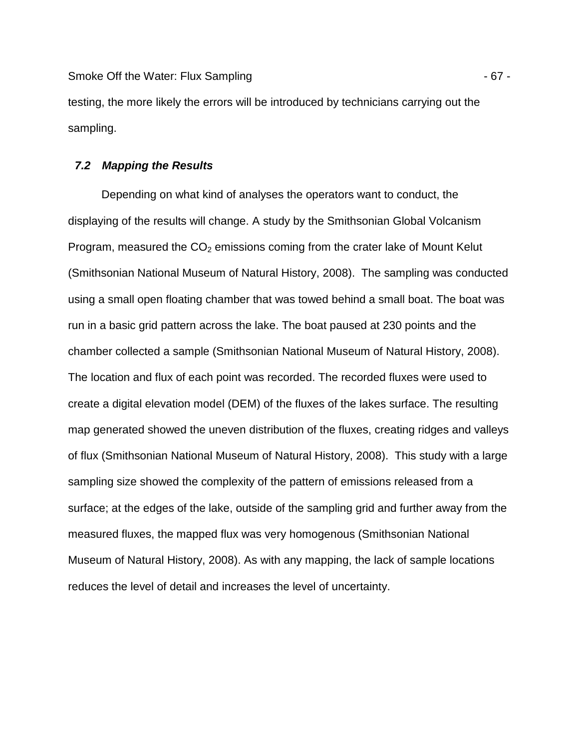testing, the more likely the errors will be introduced by technicians carrying out the sampling.

### *7.2 Mapping the Results*

Depending on what kind of analyses the operators want to conduct, the displaying of the results will change. A study by the Smithsonian Global Volcanism Program, measured the $CO_2$ emissions coming from the crater lake of Mount Kelut (Smithsonian National Museum of Natural History, 2008). The sampling was conducted using a small open floating chamber that was towed behind a small boat. The boat was run in a basic grid pattern across the lake. The boat paused at 230 points and the chamber collected a sample (Smithsonian National Museum of Natural History, 2008). The location and flux of each point was recorded. The recorded fluxes were used to create a digital elevation model (DEM) of the fluxes of the lakes surface. The resulting map generated showed the uneven distribution of the fluxes, creating ridges and valleys of flux (Smithsonian National Museum of Natural History, 2008). This study with a large sampling size showed the complexity of the pattern of emissions released from a surface; at the edges of the lake, outside of the sampling grid and further away from the measured fluxes, the mapped flux was very homogenous (Smithsonian National Museum of Natural History, 2008). As with any mapping, the lack of sample locations reduces the level of detail and increases the level of uncertainty.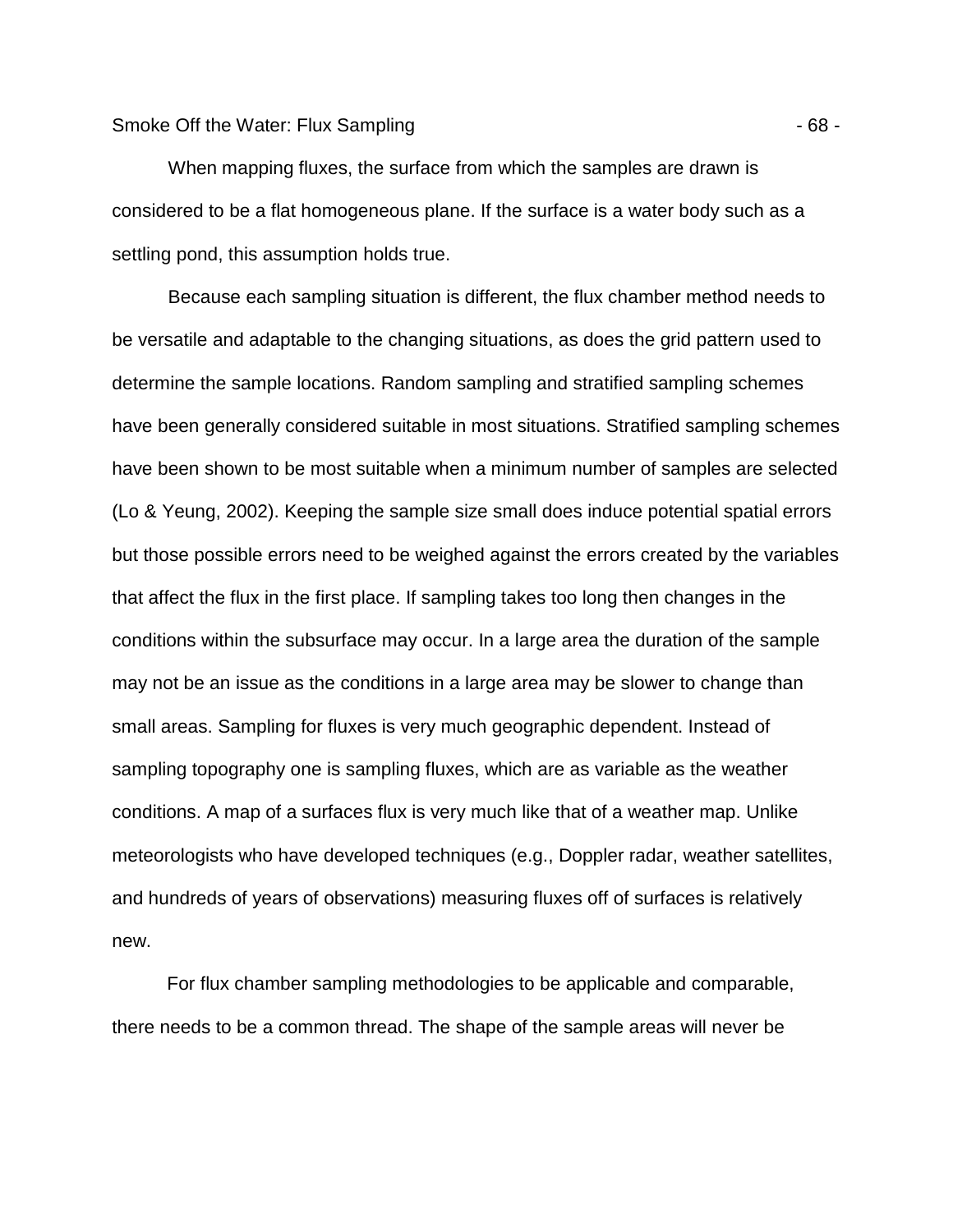When mapping fluxes, the surface from which the samples are drawn is considered to be a flat homogeneous plane. If the surface is a water body such as a settling pond, this assumption holds true.

Because each sampling situation is different, the flux chamber method needs to be versatile and adaptable to the changing situations, as does the grid pattern used to determine the sample locations. Random sampling and stratified sampling schemes have been generally considered suitable in most situations. Stratified sampling schemes have been shown to be most suitable when a minimum number of samples are selected (Lo & Yeung, 2002). Keeping the sample size small does induce potential spatial errors but those possible errors need to be weighed against the errors created by the variables that affect the flux in the first place. If sampling takes too long then changes in the conditions within the subsurface may occur. In a large area the duration of the sample may not be an issue as the conditions in a large area may be slower to change than small areas. Sampling for fluxes is very much geographic dependent. Instead of sampling topography one is sampling fluxes, which are as variable as the weather conditions. A map of a surfaces flux is very much like that of a weather map. Unlike meteorologists who have developed techniques (e.g., Doppler radar, weather satellites, and hundreds of years of observations) measuring fluxes off of surfaces is relatively new.

For flux chamber sampling methodologies to be applicable and comparable, there needs to be a common thread. The shape of the sample areas will never be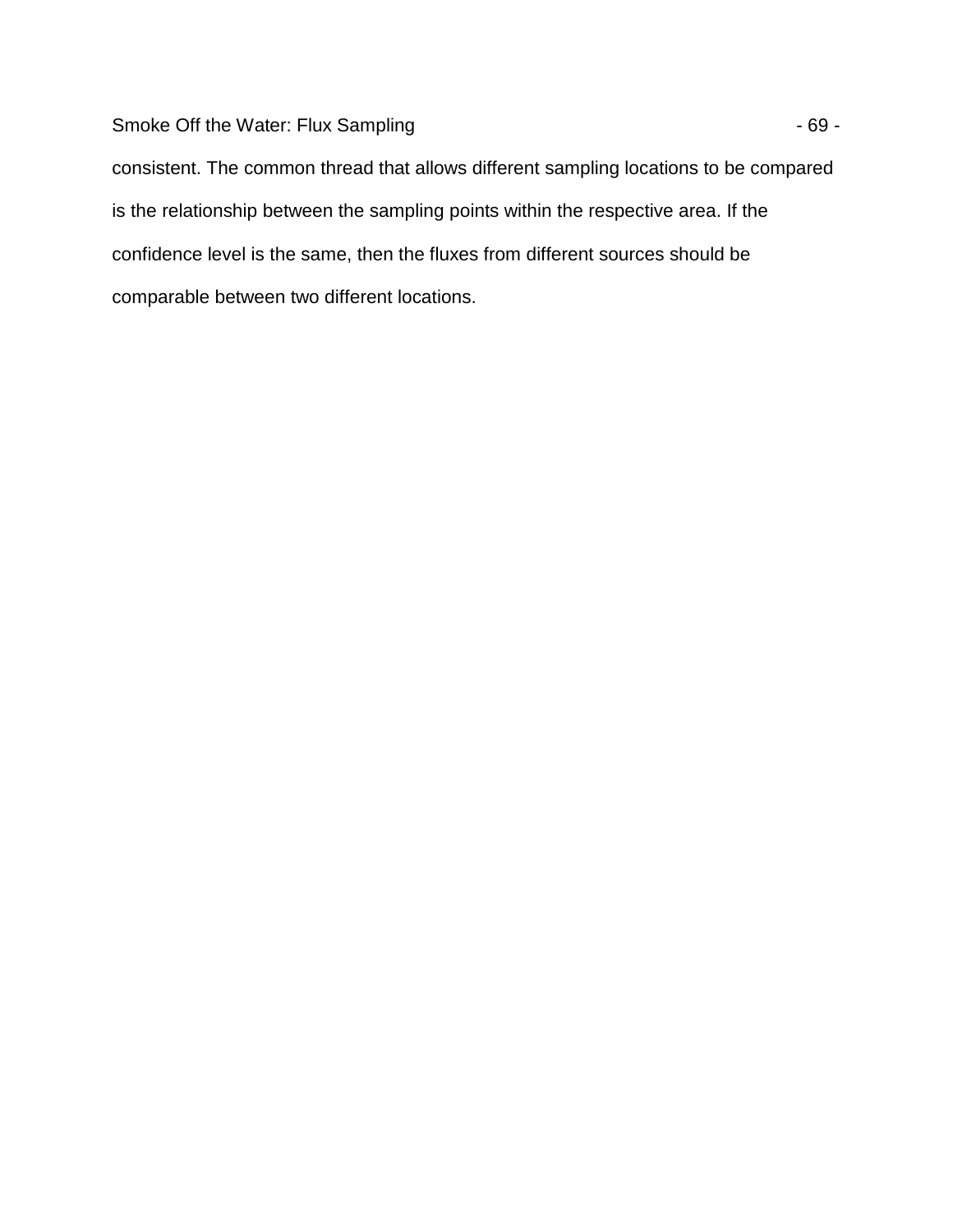consistent. The common thread that allows different sampling locations to be compared is the relationship between the sampling points within the respective area. If the confidence level is the same, then the fluxes from different sources should be comparable between two different locations.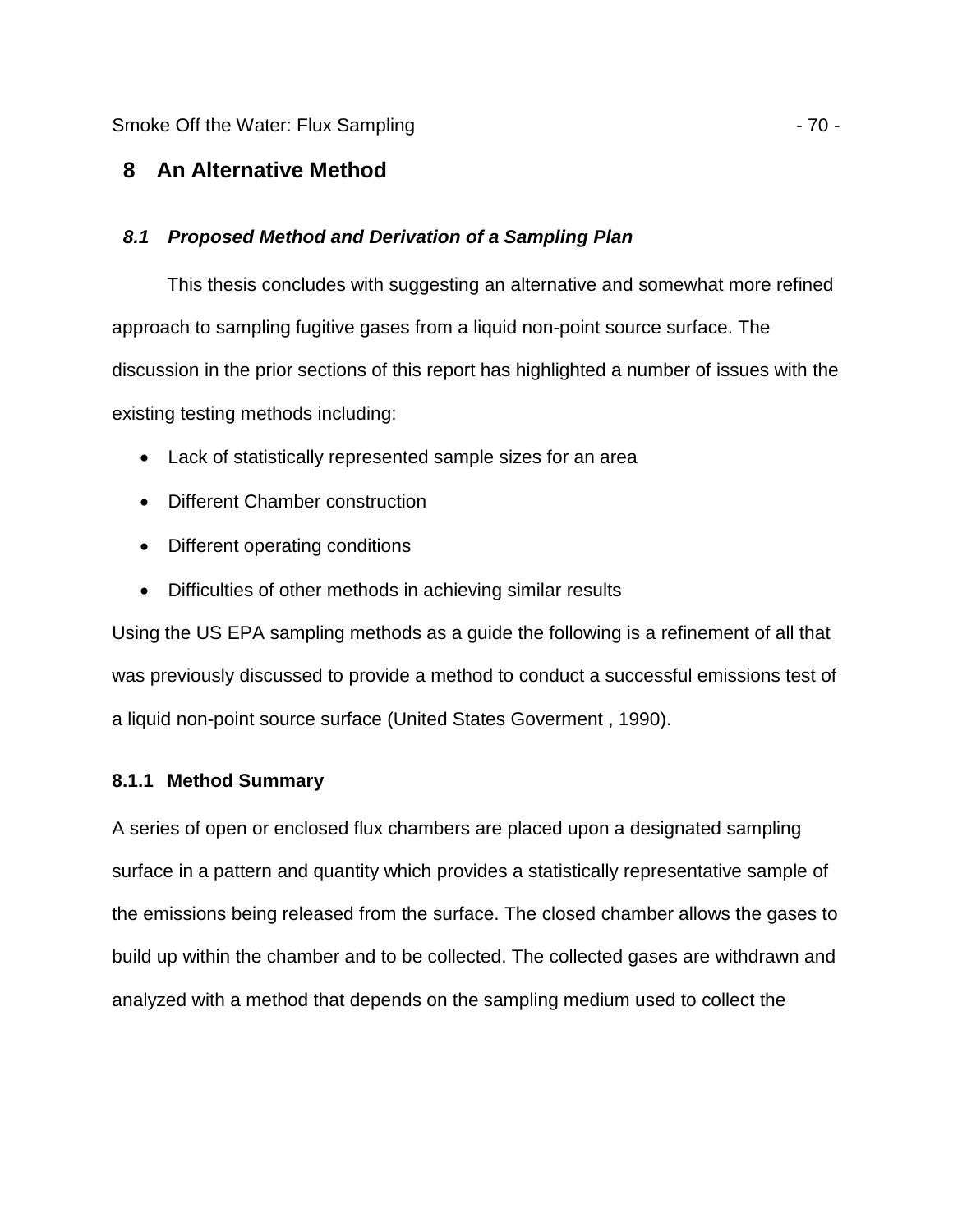# 8 An Alternative Method

## *8.1 Proposed Method and Derivation of a Sampling Plan*

This thesis concludes with suggesting an alternative and somewhat more refined approach to sampling fugitive gases from a liquid non-point source surface. The discussion in the prior sections of this report has highlighted a number of issues with the existing testing methods including:

- Lack of statistically represented sample sizes for an area
- Different Chamber construction
- Different operating conditions
- Difficulties of other methods in achieving similar results

Using the US EPA sampling methods as a guide the following is a refinement of all that was previously discussed to provide a method to conduct a successful emissions test of a liquid non-point source surface (United States Goverment , 1990).

### 8.1.1 Method Summary

A series of open or enclosed flux chambers are placed upon a designated sampling surface in a pattern and quantity which provides a statistically representative sample of the emissions being released from the surface. The closed chamber allows the gases to build up within the chamber and to be collected. The collected gases are withdrawn and analyzed with a method that depends on the sampling medium used to collect the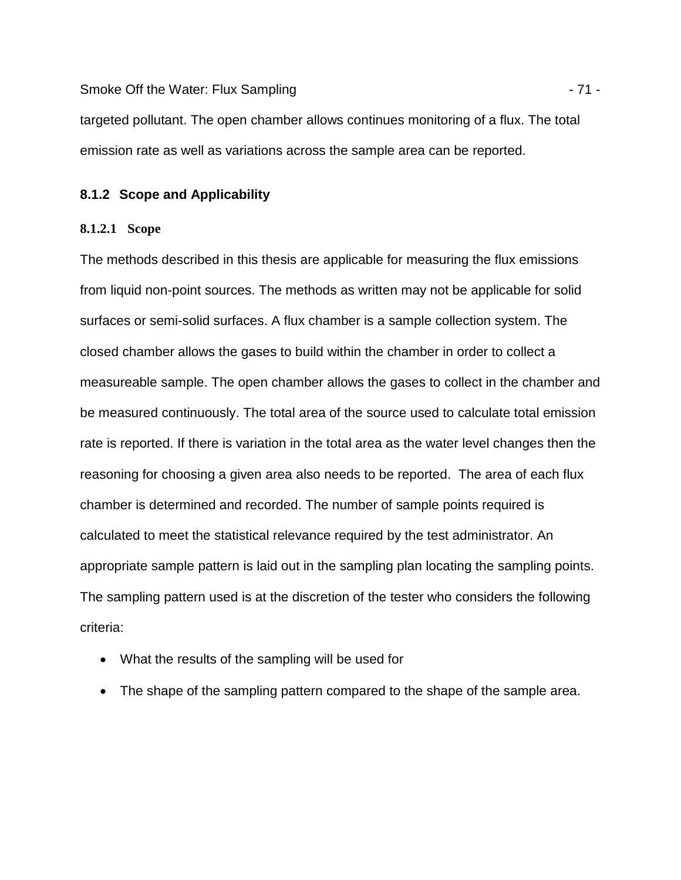targeted pollutant. The open chamber allows continues monitoring of a flux. The total emission rate as well as variations across the sample area can be reported.

### 8.1.2 Scope and Applicability

#### 8.1.2.1 Scope

The methods described in this thesis are applicable for measuring the flux emissions from liquid non-point sources. The methods as written may not be applicable for solid surfaces or semi-solid surfaces. A flux chamber is a sample collection system. The closed chamber allows the gases to build within the chamber in order to collect a measureable sample. The open chamber allows the gases to collect in the chamber and be measured continuously. The total area of the source used to calculate total emission rate is reported. If there is variation in the total area as the water level changes then the reasoning for choosing a given area also needs to be reported. The area of each flux chamber is determined and recorded. The number of sample points required is calculated to meet the statistical relevance required by the test administrator. An appropriate sample pattern is laid out in the sampling plan locating the sampling points. The sampling pattern used is at the discretion of the tester who considers the following criteria:

- What the results of the sampling will be used for
- The shape of the sampling pattern compared to the shape of the sample area.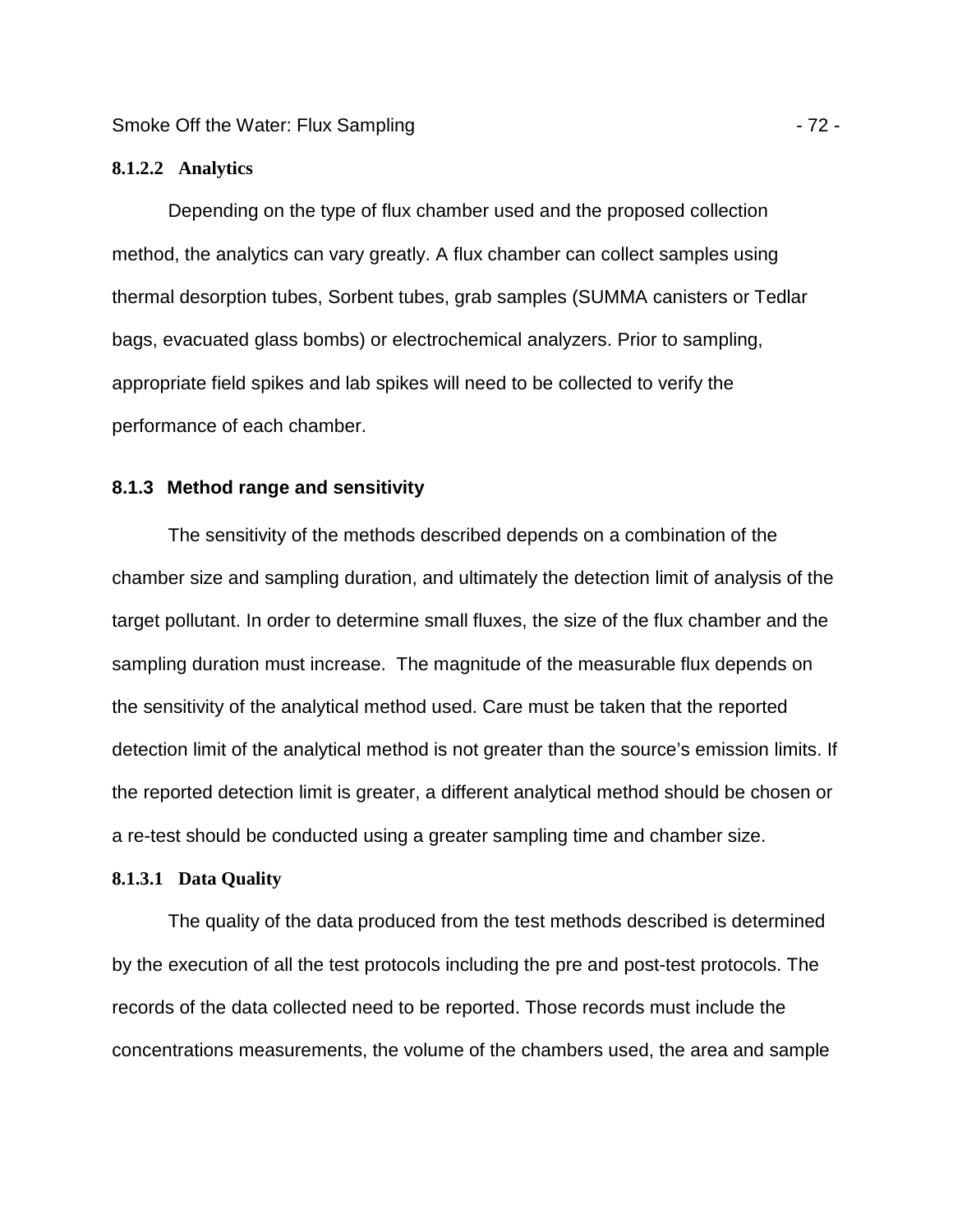#### 8.1.2.2 Analytics

Depending on the type of flux chamber used and the proposed collection method, the analytics can vary greatly. A flux chamber can collect samples using thermal desorption tubes, Sorbent tubes, grab samples (SUMMA canisters or Tedlar bags, evacuated glass bombs) or electrochemical analyzers. Prior to sampling, appropriate field spikes and lab spikes will need to be collected to verify the performance of each chamber.

### 8.1.3 Method range and sensitivity

The sensitivity of the methods described depends on a combination of the chamber size and sampling duration, and ultimately the detection limit of analysis of the target pollutant. In order to determine small fluxes, the size of the flux chamber and the sampling duration must increase. The magnitude of the measurable flux depends on the sensitivity of the analytical method used. Care must be taken that the reported detection limit of the analytical method is not greater than the source's emission limits. If the reported detection limit is greater, a different analytical method should be chosen or a re-test should be conducted using a greater sampling time and chamber size.

#### 8.1.3.1 Data Quality

The quality of the data produced from the test methods described is determined by the execution of all the test protocols including the pre and post-test protocols. The records of the data collected need to be reported. Those records must include the concentrations measurements, the volume of the chambers used, the area and sample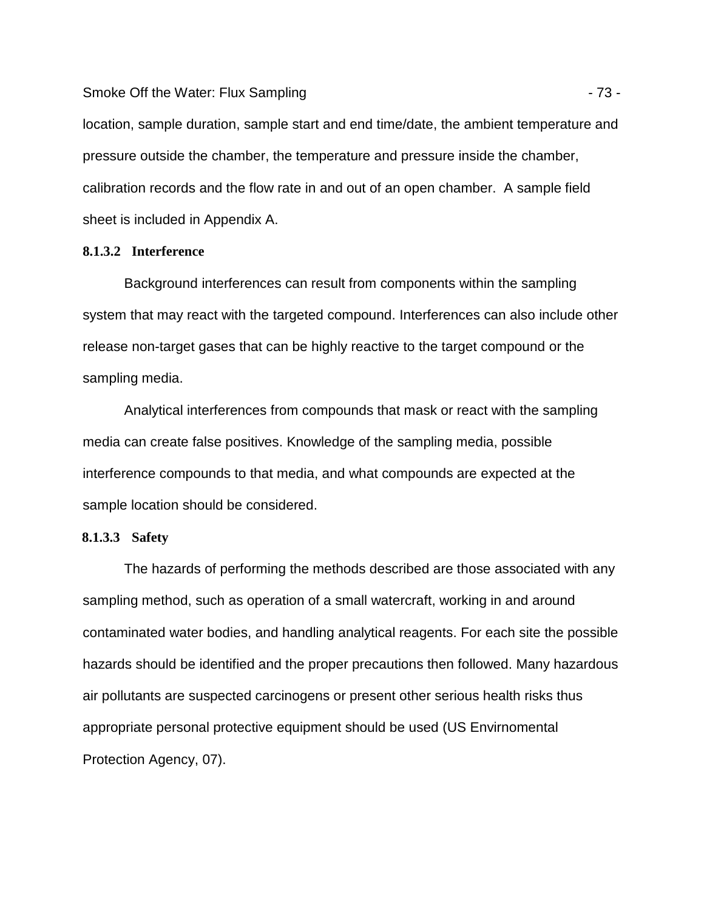location, sample duration, sample start and end time/date, the ambient temperature and pressure outside the chamber, the temperature and pressure inside the chamber, calibration records and the flow rate in and out of an open chamber. A sample field sheet is included in Appendix A.

#### 8.1.3.2 Interference

Background interferences can result from components within the sampling system that may react with the targeted compound. Interferences can also include other release non-target gases that can be highly reactive to the target compound or the sampling media.

Analytical interferences from compounds that mask or react with the sampling media can create false positives. Knowledge of the sampling media, possible interference compounds to that media, and what compounds are expected at the sample location should be considered.

#### 8.1.3.3 Safety

The hazards of performing the methods described are those associated with any sampling method, such as operation of a small watercraft, working in and around contaminated water bodies, and handling analytical reagents. For each site the possible hazards should be identified and the proper precautions then followed. Many hazardous air pollutants are suspected carcinogens or present other serious health risks thus appropriate personal protective equipment should be used (US Envirnomental Protection Agency, 07).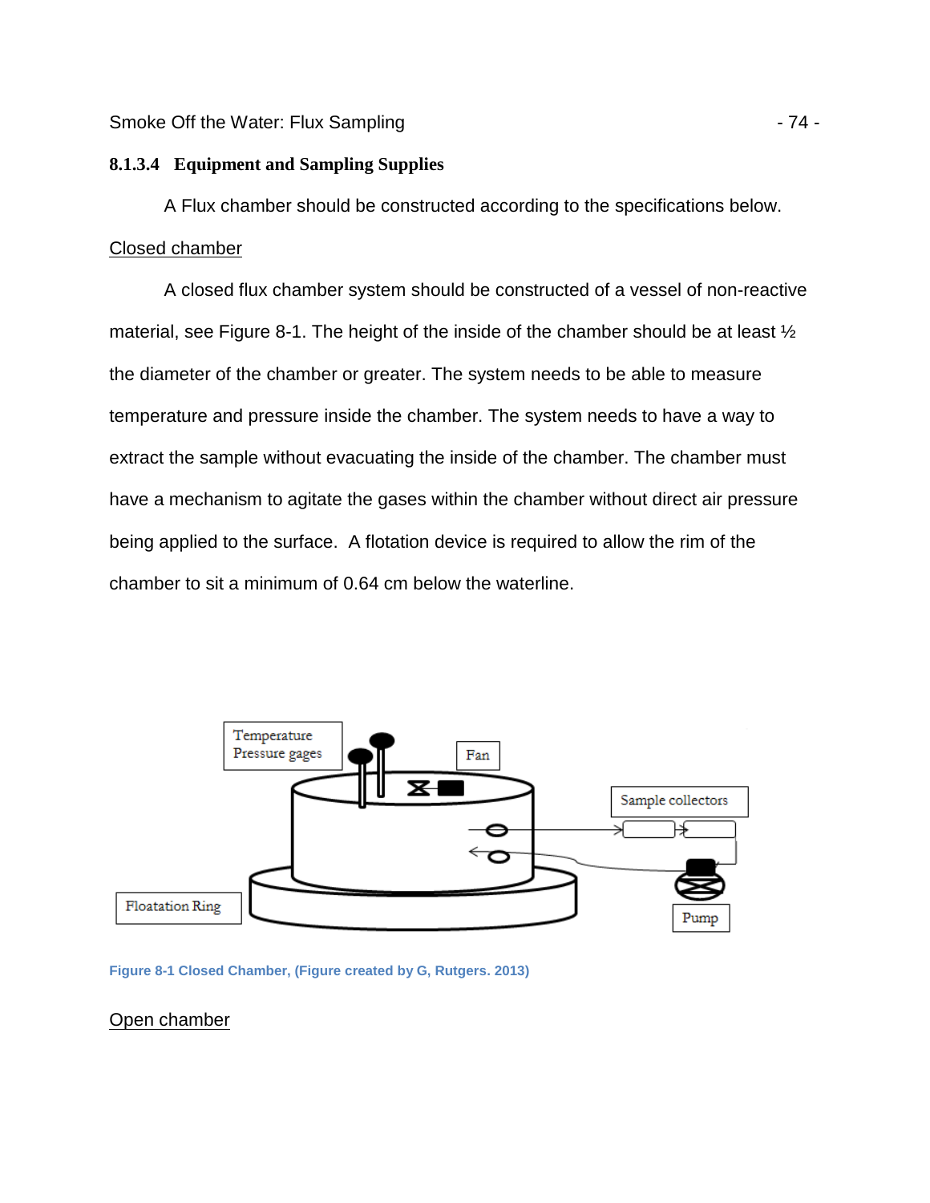#### 8.1.3.4 Equipment and Sampling Supplies

A Flux chamber should be constructed according to the specifications below.

Closed chamber

A closed flux chamber system should be constructed of a vessel of non-reactive material, see Figure 8-1. The height of the inside of the chamber should be at least ½ the diameter of the chamber or greater. The system needs to be able to measure temperature and pressure inside the chamber. The system needs to have a way to extract the sample without evacuating the inside of the chamber. The chamber must have a mechanism to agitate the gases within the chamber without direct air pressure being applied to the surface. A flotation device is required to allow the rim of the chamber to sit a minimum of 0.64 cm below the waterline.

Temperature Pressure gages

Fan

Sample collectors

Floatation Ring

Pump

**Figure 8-1 Closed Chamber, (Figure created by G, Rutgers. 2013)**

Open chamber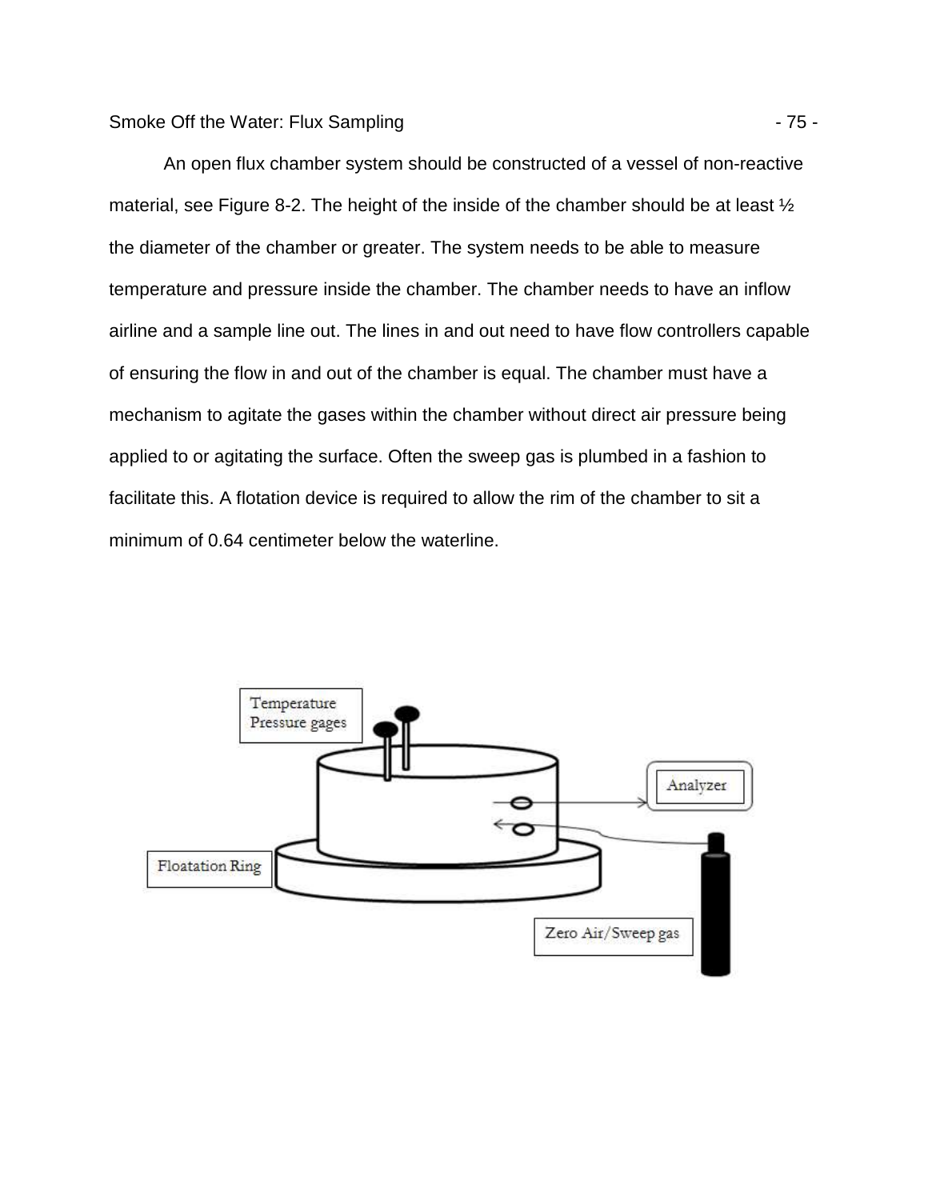An open flux chamber system should be constructed of a vessel of non-reactive material, see Figure 8-2. The height of the inside of the chamber should be at least ½ the diameter of the chamber or greater. The system needs to be able to measure temperature and pressure inside the chamber. The chamber needs to have an inflow airline and a sample line out. The lines in and out need to have flow controllers capable of ensuring the flow in and out of the chamber is equal. The chamber must have a mechanism to agitate the gases within the chamber without direct air pressure being applied to or agitating the surface. Often the sweep gas is plumbed in a fashion to facilitate this. A flotation device is required to allow the rim of the chamber to sit a minimum of 0.64 centimeter below the waterline.

Temperature Pressure gages

Analyzer

Floatation Ring

Zero Air/Sweep gas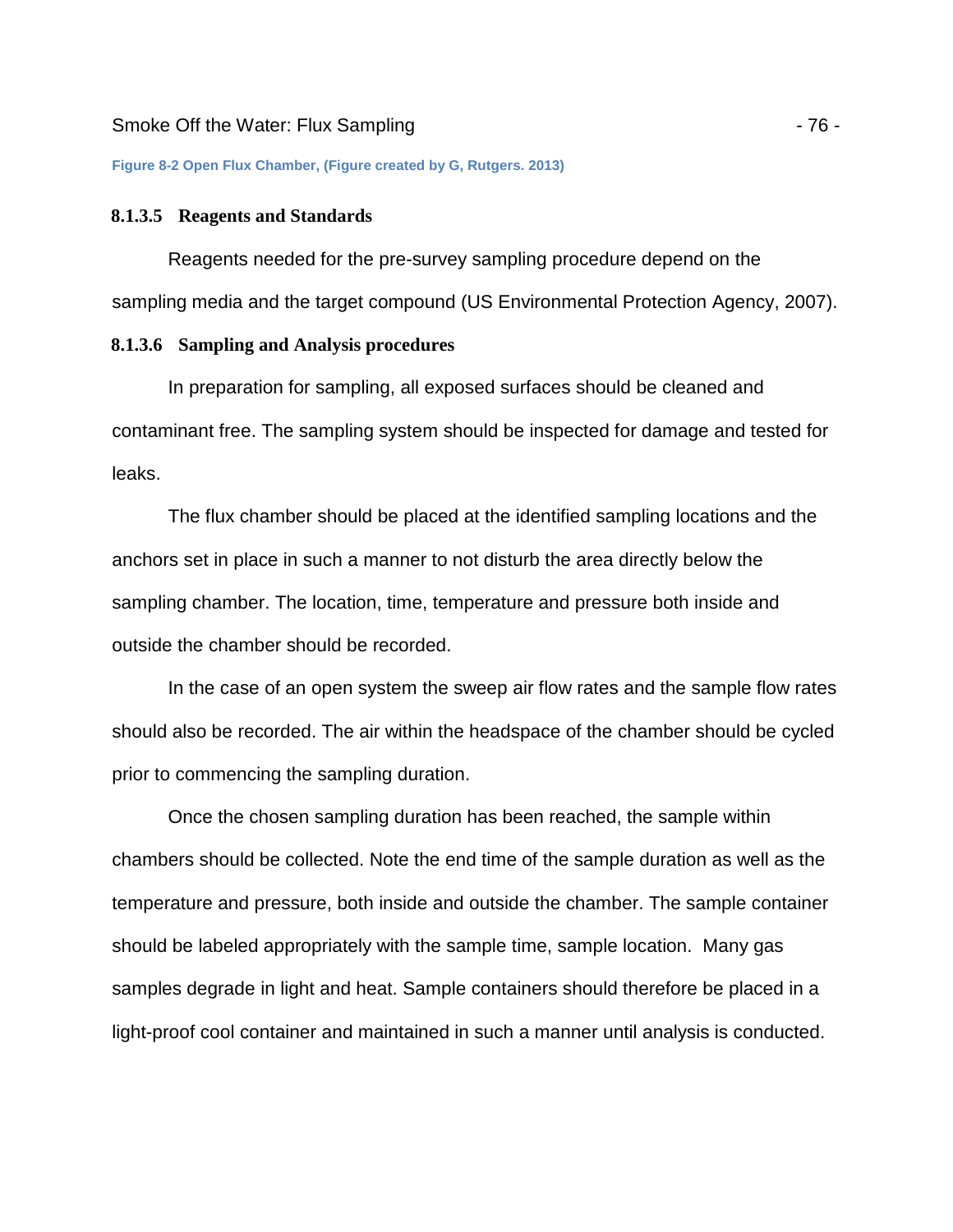**Figure 8-2 Open Flux Chamber, (Figure created by G, Rutgers. 2013)**

#### 8.1.3.5 Reagents and Standards

Reagents needed for the pre-survey sampling procedure depend on the sampling media and the target compound (US Environmental Protection Agency, 2007).

#### 8.1.3.6 Sampling and Analysis procedures

In preparation for sampling, all exposed surfaces should be cleaned and contaminant free. The sampling system should be inspected for damage and tested for leaks.

The flux chamber should be placed at the identified sampling locations and the anchors set in place in such a manner to not disturb the area directly below the sampling chamber. The location, time, temperature and pressure both inside and outside the chamber should be recorded.

In the case of an open system the sweep air flow rates and the sample flow rates should also be recorded. The air within the headspace of the chamber should be cycled prior to commencing the sampling duration.

Once the chosen sampling duration has been reached, the sample within chambers should be collected. Note the end time of the sample duration as well as the temperature and pressure, both inside and outside the chamber. The sample container should be labeled appropriately with the sample time, sample location. Many gas samples degrade in light and heat. Sample containers should therefore be placed in a light-proof cool container and maintained in such a manner until analysis is conducted.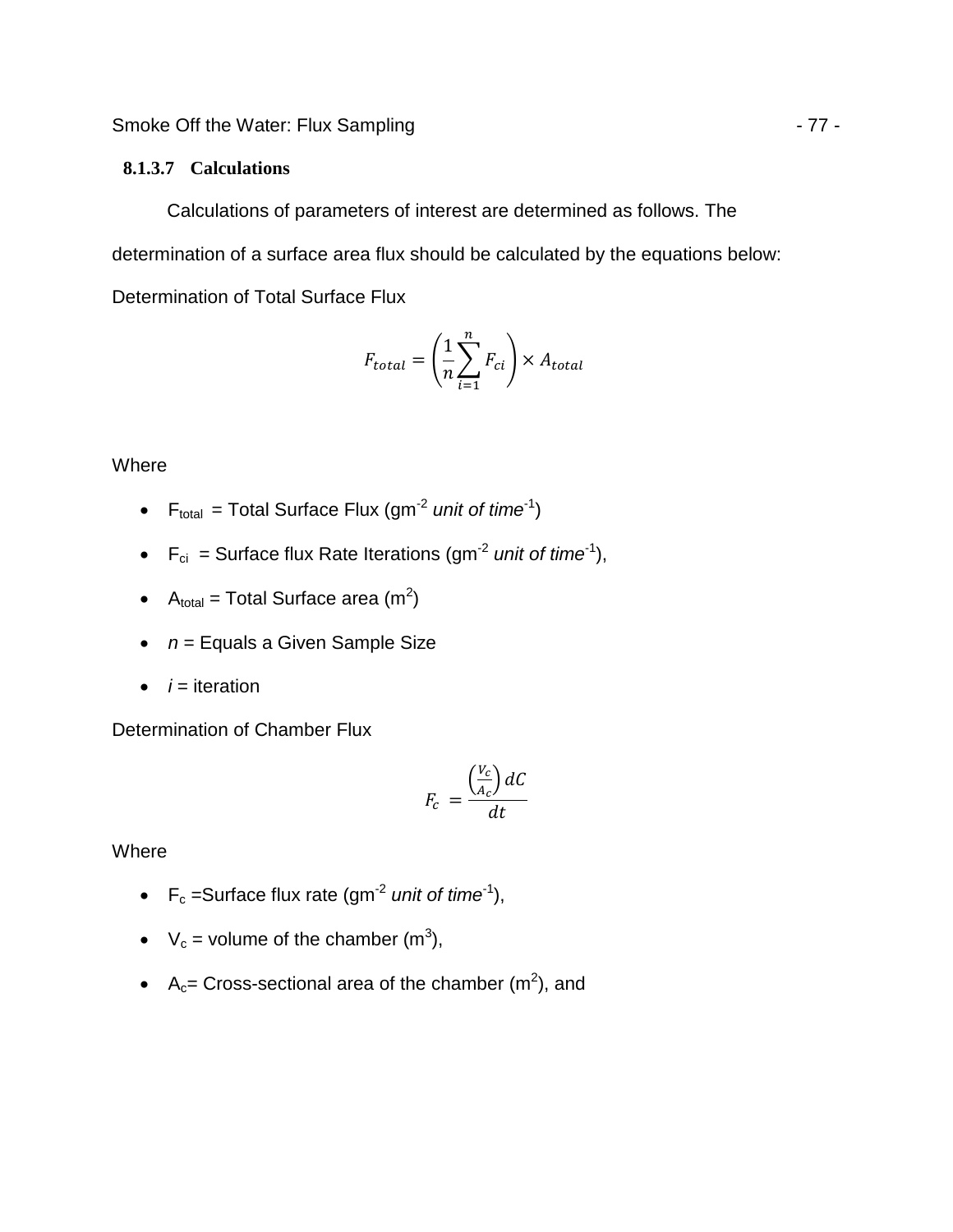#### 8.1.3.7 Calculations

Calculations of parameters of interest are determined as follows. The determination of a surface area flux should be calculated by the equations below:

Determination of Total Surface Flux

$$F_{total} = \left(\frac{1}{n}\sum_{i=1}^{n} F_{ci}\right) \times A_{total}$$

Where

- $F_{total}$ = Total Surface Flux (gm$^{-2}$ *unit of time*$^{-1}$)
- $F_{ci}$ = Surface flux Rate Iterations (gm$^{-2}$ *unit of time*$^{-1}$),
- $A_{total}$ = Total Surface area (m$^2$)
- $n$ = Equals a Given Sample Size
- $i$ = iteration

Determination of Chamber Flux

$$F_c = \frac{\left(\frac{V_c}{A_c}\right) dC}{dt}$$

Where

- $F_c$ =Surface flux rate (gm$^{-2}$ *unit of time*$^{-1}$),
- $V_c$ = volume of the chamber (m$^3$),
- $A_c$= Cross-sectional area of the chamber (m$^2$), and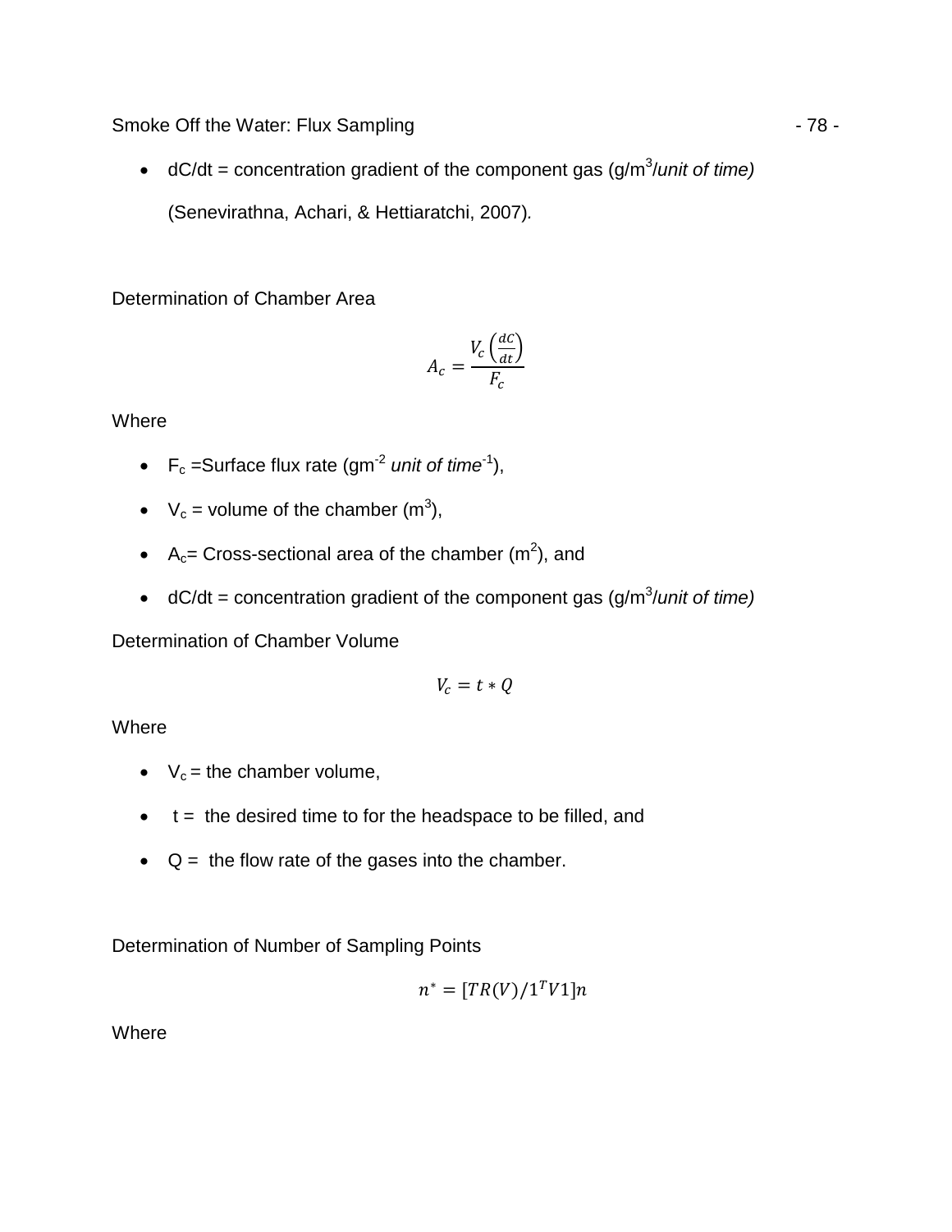- dC/dt = concentration gradient of the component gas (g/$m^3$/*unit of time)*

  (Senevirathna, Achari, & Hettiaratchi, 2007).

Determination of Chamber Area

$$A_c = \frac{V_c\left(\frac{dC}{dt}\right)}{F_c}$$

Where

- $F_c$ =Surface flux rate (g$m^{-2}$ *unit of time*$^{-1}$),
- $V_c$ = volume of the chamber ($m^3$),
- $A_c$= Cross-sectional area of the chamber ($m^2$), and
- dC/dt = concentration gradient of the component gas (g/$m^3$/*unit of time)*

Determination of Chamber Volume

$$V_c = t * Q$$

Where

- $V_c$ = the chamber volume,
- t = the desired time to for the headspace to be filled, and
- Q = the flow rate of the gases into the chamber.

Determination of Number of Sampling Points

$$n^* = [TR(V)/1^T V 1]n$$

Where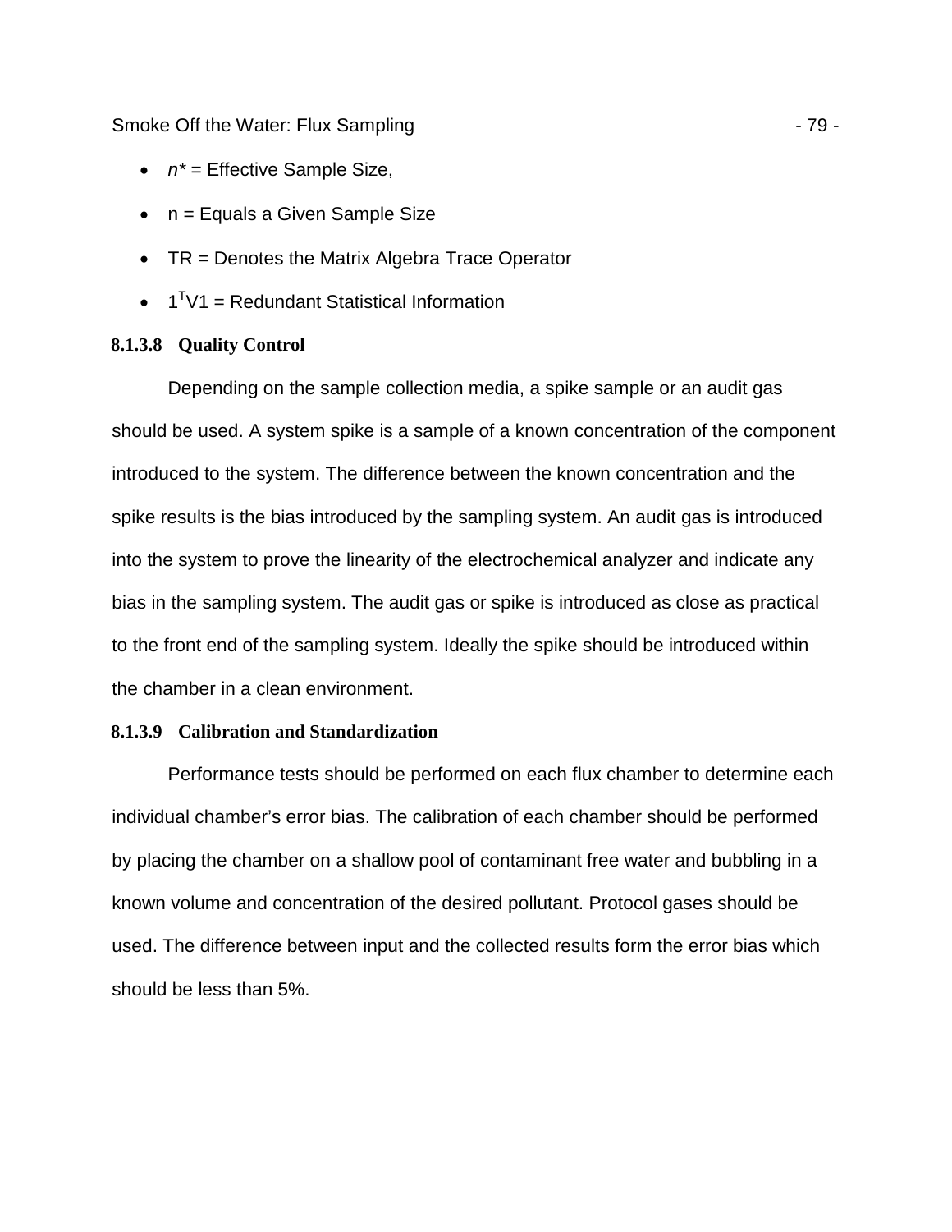- $n^*$ = Effective Sample Size,
- n = Equals a Given Sample Size
- TR = Denotes the Matrix Algebra Trace Operator
- $1^T V1$ = Redundant Statistical Information

#### 8.1.3.8 Quality Control

Depending on the sample collection media, a spike sample or an audit gas should be used. A system spike is a sample of a known concentration of the component introduced to the system. The difference between the known concentration and the spike results is the bias introduced by the sampling system. An audit gas is introduced into the system to prove the linearity of the electrochemical analyzer and indicate any bias in the sampling system. The audit gas or spike is introduced as close as practical to the front end of the sampling system. Ideally the spike should be introduced within the chamber in a clean environment.

#### 8.1.3.9 Calibration and Standardization

Performance tests should be performed on each flux chamber to determine each individual chamber's error bias. The calibration of each chamber should be performed by placing the chamber on a shallow pool of contaminant free water and bubbling in a known volume and concentration of the desired pollutant. Protocol gases should be used. The difference between input and the collected results form the error bias which should be less than 5%.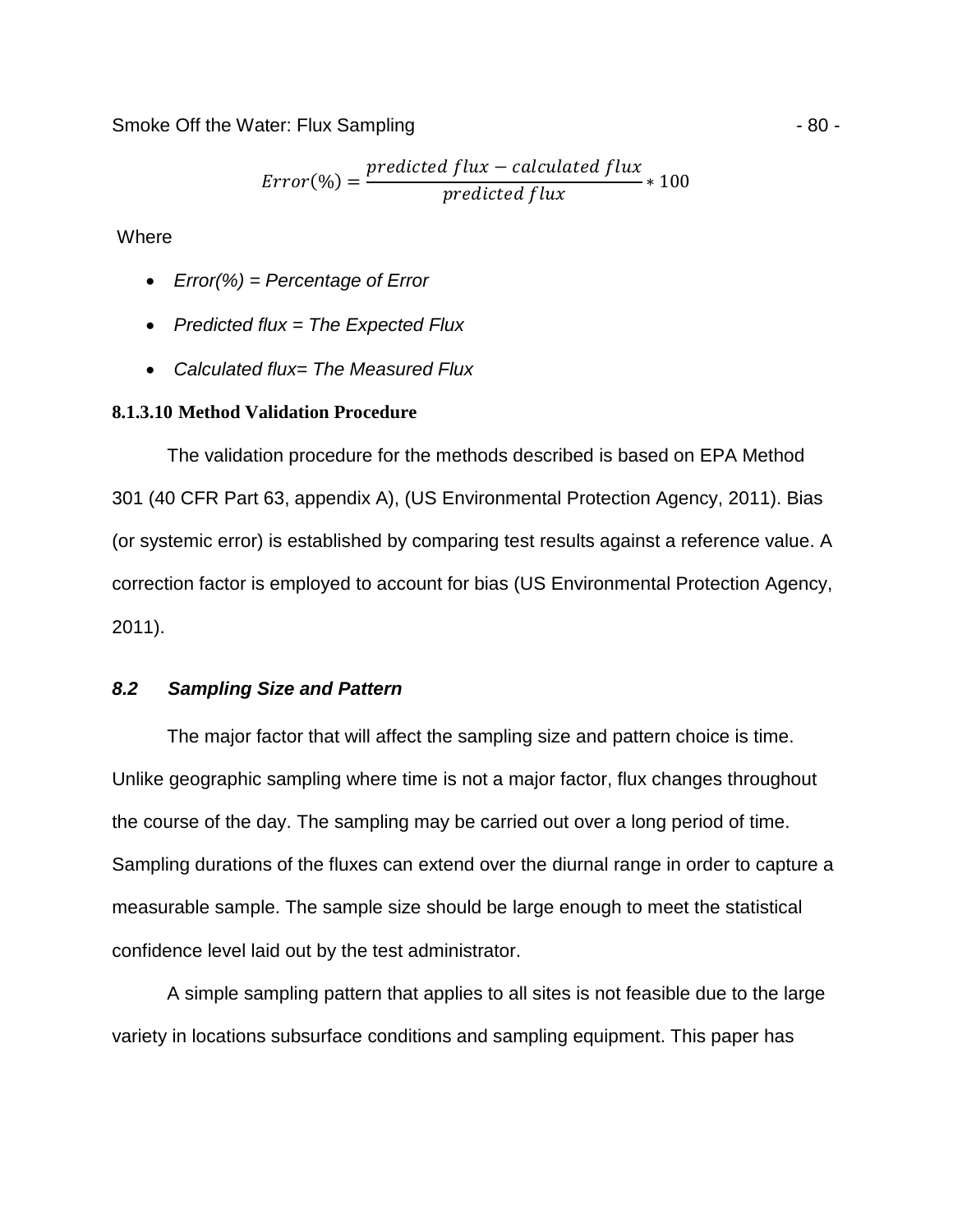$$Error(\%) = \frac{predicted\ flux - calculated\ flux}{predicted\ flux} * 100$$

Where

- *Error(%) = Percentage of Error*
- *Predicted flux = The Expected Flux*
- *Calculated flux= The Measured Flux*

#### 8.1.3.10 Method Validation Procedure

The validation procedure for the methods described is based on EPA Method 301 (40 CFR Part 63, appendix A), (US Environmental Protection Agency, 2011). Bias (or systemic error) is established by comparing test results against a reference value. A correction factor is employed to account for bias (US Environmental Protection Agency, 2011).

## *8.2 Sampling Size and Pattern*

The major factor that will affect the sampling size and pattern choice is time. Unlike geographic sampling where time is not a major factor, flux changes throughout the course of the day. The sampling may be carried out over a long period of time. Sampling durations of the fluxes can extend over the diurnal range in order to capture a measurable sample. The sample size should be large enough to meet the statistical confidence level laid out by the test administrator.

A simple sampling pattern that applies to all sites is not feasible due to the large variety in locations subsurface conditions and sampling equipment. This paper has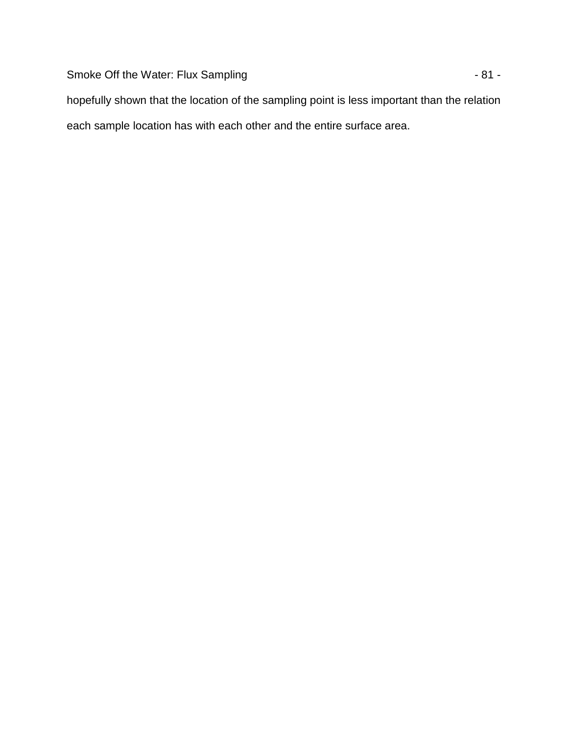hopefully shown that the location of the sampling point is less important than the relation each sample location has with each other and the entire surface area.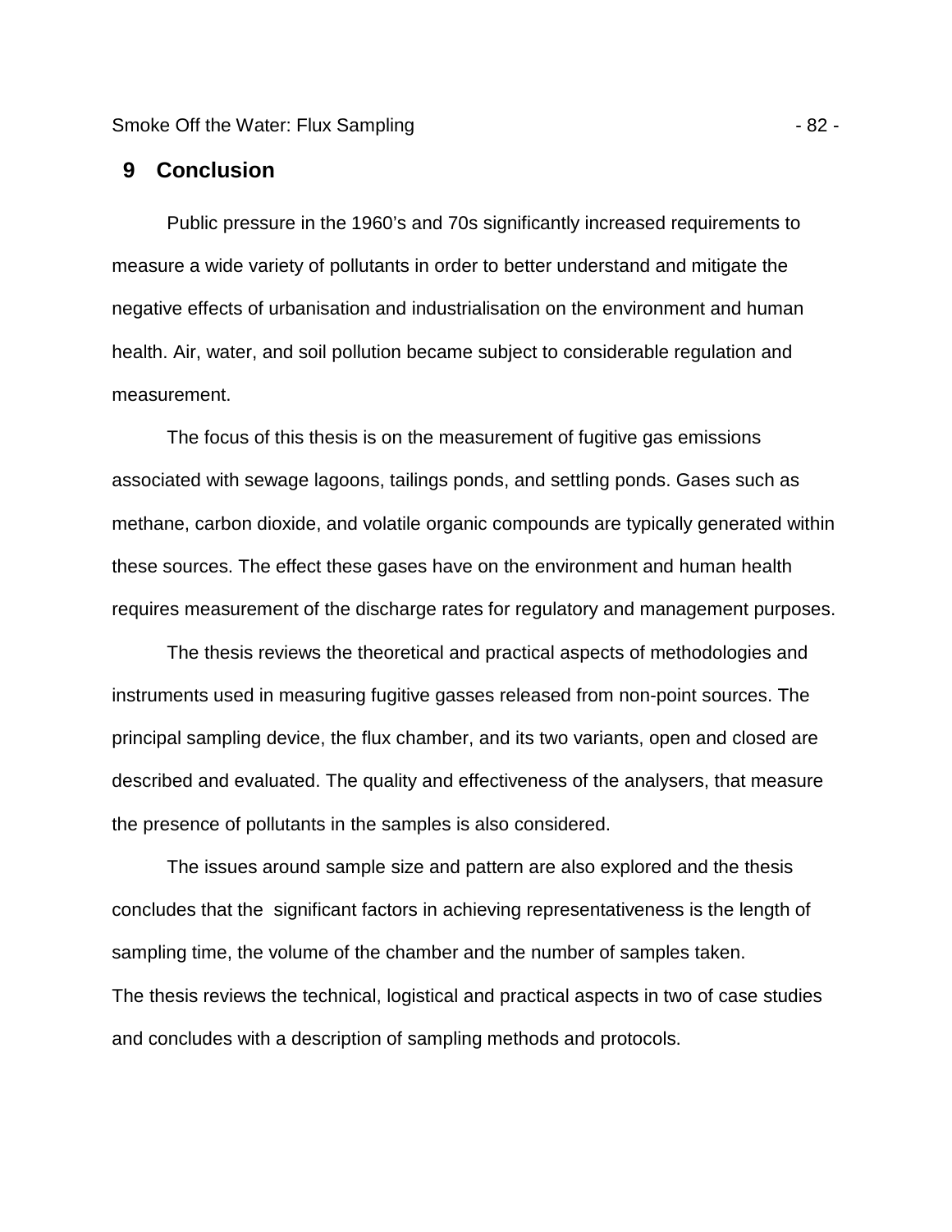# 9 Conclusion

Public pressure in the 1960's and 70s significantly increased requirements to measure a wide variety of pollutants in order to better understand and mitigate the negative effects of urbanisation and industrialisation on the environment and human health. Air, water, and soil pollution became subject to considerable regulation and measurement.

The focus of this thesis is on the measurement of fugitive gas emissions associated with sewage lagoons, tailings ponds, and settling ponds. Gases such as methane, carbon dioxide, and volatile organic compounds are typically generated within these sources. The effect these gases have on the environment and human health requires measurement of the discharge rates for regulatory and management purposes.

The thesis reviews the theoretical and practical aspects of methodologies and instruments used in measuring fugitive gasses released from non-point sources. The principal sampling device, the flux chamber, and its two variants, open and closed are described and evaluated. The quality and effectiveness of the analysers, that measure the presence of pollutants in the samples is also considered.

The issues around sample size and pattern are also explored and the thesis concludes that the significant factors in achieving representativeness is the length of sampling time, the volume of the chamber and the number of samples taken.
The thesis reviews the technical, logistical and practical aspects in two of case studies and concludes with a description of sampling methods and protocols.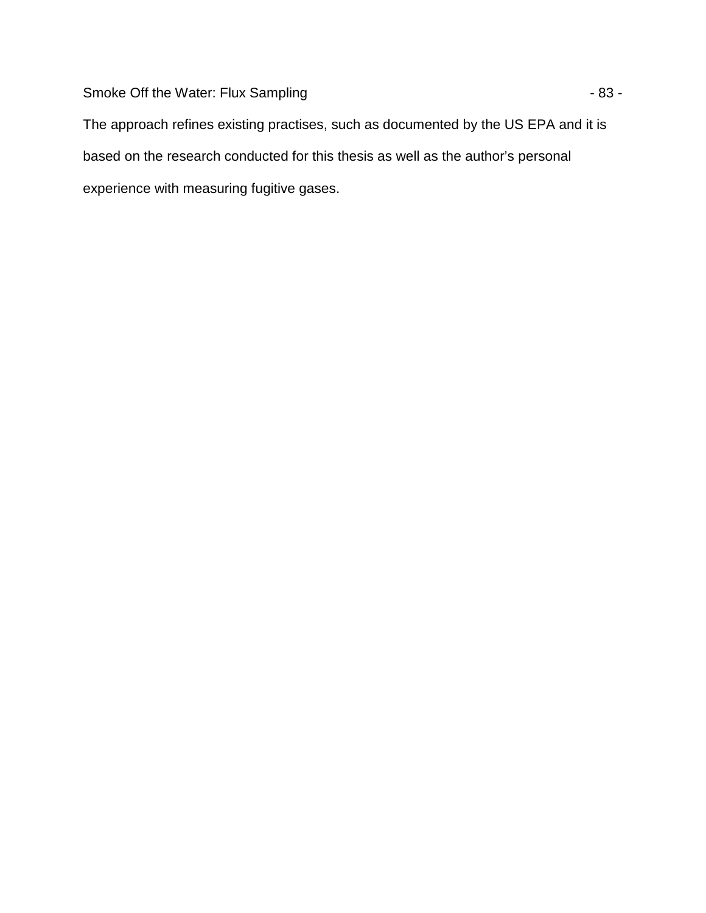The approach refines existing practises, such as documented by the US EPA and it is based on the research conducted for this thesis as well as the author's personal experience with measuring fugitive gases.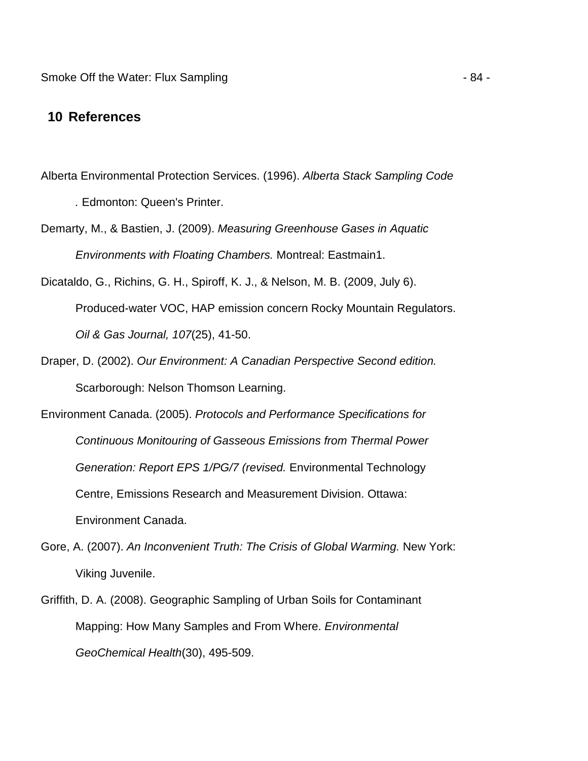# 10 References

Alberta Environmental Protection Services. (1996). *Alberta Stack Sampling Code* . Edmonton: Queen's Printer.

Demarty, M., & Bastien, J. (2009). *Measuring Greenhouse Gases in Aquatic Environments with Floating Chambers.* Montreal: Eastmain1.

Dicataldo, G., Richins, G. H., Spiroff, K. J., & Nelson, M. B. (2009, July 6). Produced-water VOC, HAP emission concern Rocky Mountain Regulators. *Oil & Gas Journal, 107*(25), 41-50.

Draper, D. (2002). *Our Environment: A Canadian Perspective Second edition.* Scarborough: Nelson Thomson Learning.

Environment Canada. (2005). *Protocols and Performance Specifications for Continuous Monitouring of Gasseous Emissions from Thermal Power Generation: Report EPS 1/PG/7 (revised.* Environmental Technology Centre, Emissions Research and Measurement Division. Ottawa: Environment Canada.

Gore, A. (2007). *An Inconvenient Truth: The Crisis of Global Warming.* New York: Viking Juvenile.

Griffith, D. A. (2008). Geographic Sampling of Urban Soils for Contaminant Mapping: How Many Samples and From Where. *Environmental GeoChemical Health*(30), 495-509.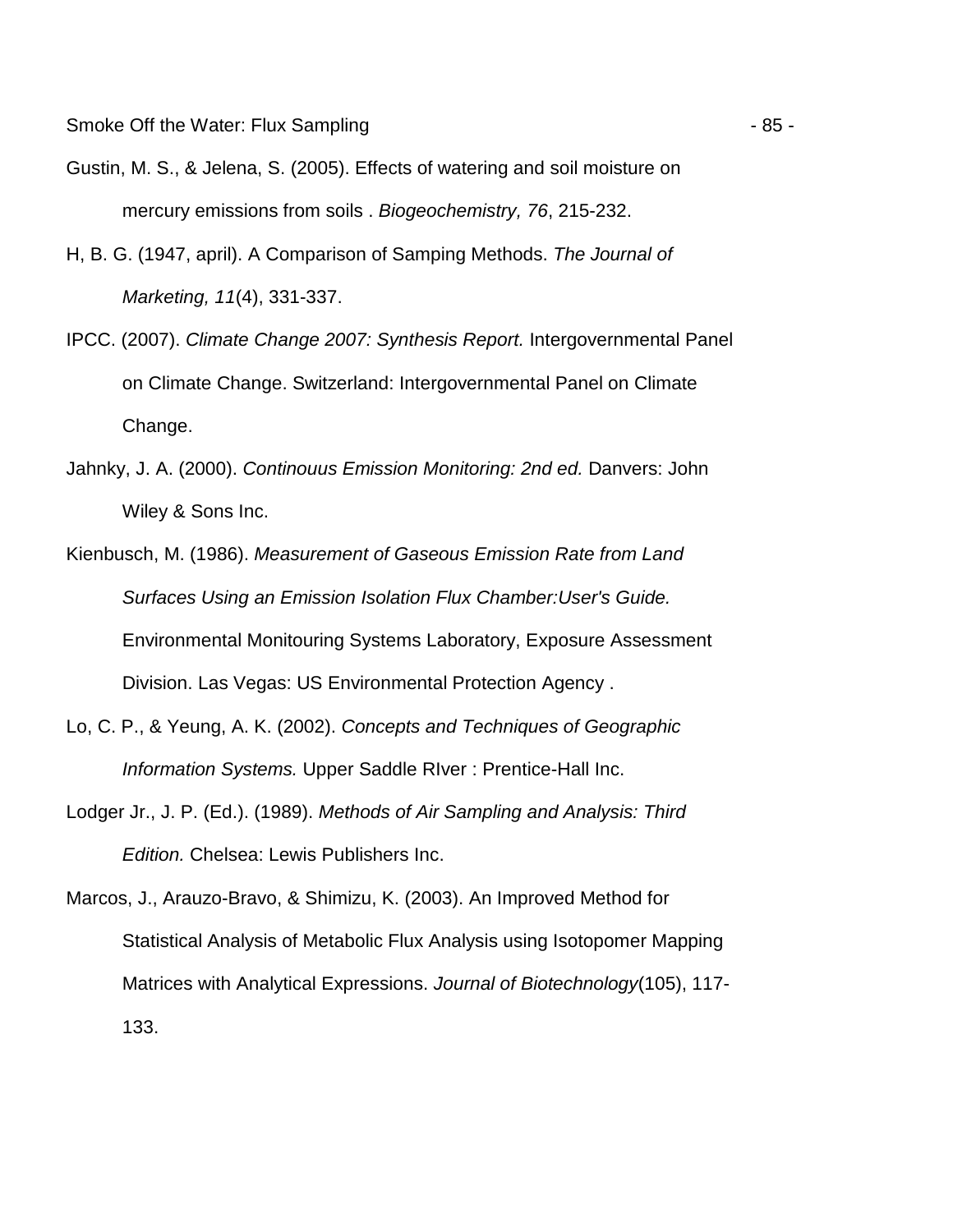Gustin, M. S., & Jelena, S. (2005). Effects of watering and soil moisture on mercury emissions from soils . *Biogeochemistry, 76*, 215-232.

H, B. G. (1947, april). A Comparison of Samping Methods. *The Journal of Marketing, 11*(4), 331-337.

IPCC. (2007). *Climate Change 2007: Synthesis Report.* Intergovernmental Panel on Climate Change. Switzerland: Intergovernmental Panel on Climate Change.

Jahnky, J. A. (2000). *Continouus Emission Monitoring: 2nd ed.* Danvers: John Wiley & Sons Inc.

Kienbusch, M. (1986). *Measurement of Gaseous Emission Rate from Land Surfaces Using an Emission Isolation Flux Chamber:User's Guide.* Environmental Monitouring Systems Laboratory, Exposure Assessment Division. Las Vegas: US Environmental Protection Agency .

Lo, C. P., & Yeung, A. K. (2002). *Concepts and Techniques of Geographic Information Systems.* Upper Saddle RIver : Prentice-Hall Inc.

Lodger Jr., J. P. (Ed.). (1989). *Methods of Air Sampling and Analysis: Third Edition.* Chelsea: Lewis Publishers Inc.

Marcos, J., Arauzo-Bravo, & Shimizu, K. (2003). An Improved Method for Statistical Analysis of Metabolic Flux Analysis using Isotopomer Mapping Matrices with Analytical Expressions. *Journal of Biotechnology*(105), 117-133.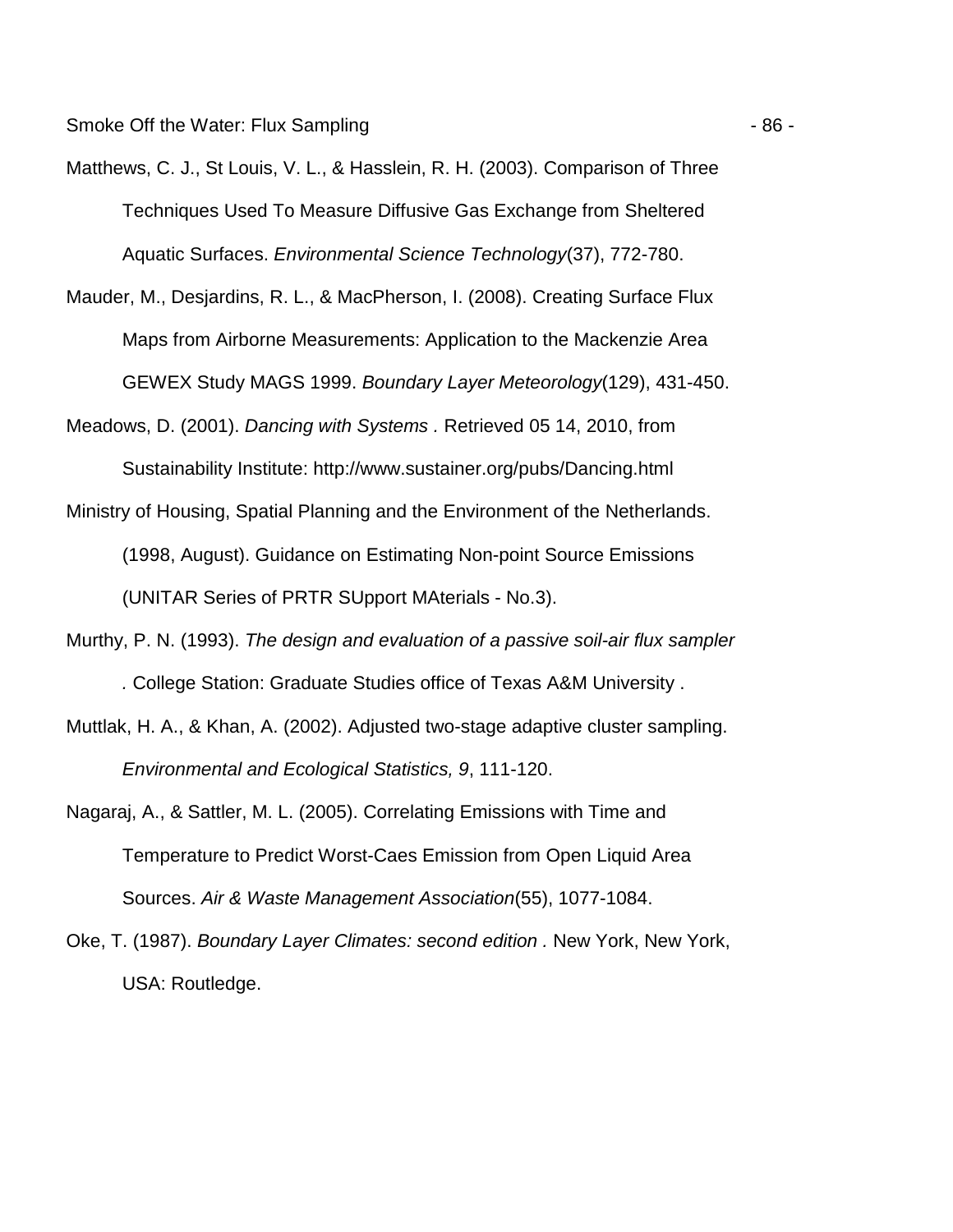Matthews, C. J., St Louis, V. L., & Hasslein, R. H. (2003). Comparison of Three Techniques Used To Measure Diffusive Gas Exchange from Sheltered Aquatic Surfaces. *Environmental Science Technology*(37), 772-780.

Mauder, M., Desjardins, R. L., & MacPherson, I. (2008). Creating Surface Flux Maps from Airborne Measurements: Application to the Mackenzie Area GEWEX Study MAGS 1999. *Boundary Layer Meteorology*(129), 431-450.

Meadows, D. (2001). *Dancing with Systems .* Retrieved 05 14, 2010, from Sustainability Institute: http://www.sustainer.org/pubs/Dancing.html

Ministry of Housing, Spatial Planning and the Environment of the Netherlands. (1998, August). Guidance on Estimating Non-point Source Emissions (UNITAR Series of PRTR SUpport MAterials - No.3).

Murthy, P. N. (1993). *The design and evaluation of a passive soil-air flux sampler .* College Station: Graduate Studies office of Texas A&M University .

Muttlak, H. A., & Khan, A. (2002). Adjusted two-stage adaptive cluster sampling. *Environmental and Ecological Statistics, 9*, 111-120.

Nagaraj, A., & Sattler, M. L. (2005). Correlating Emissions with Time and Temperature to Predict Worst-Caes Emission from Open Liquid Area Sources. *Air & Waste Management Association*(55), 1077-1084.

Oke, T. (1987). *Boundary Layer Climates: second edition .* New York, New York, USA: Routledge.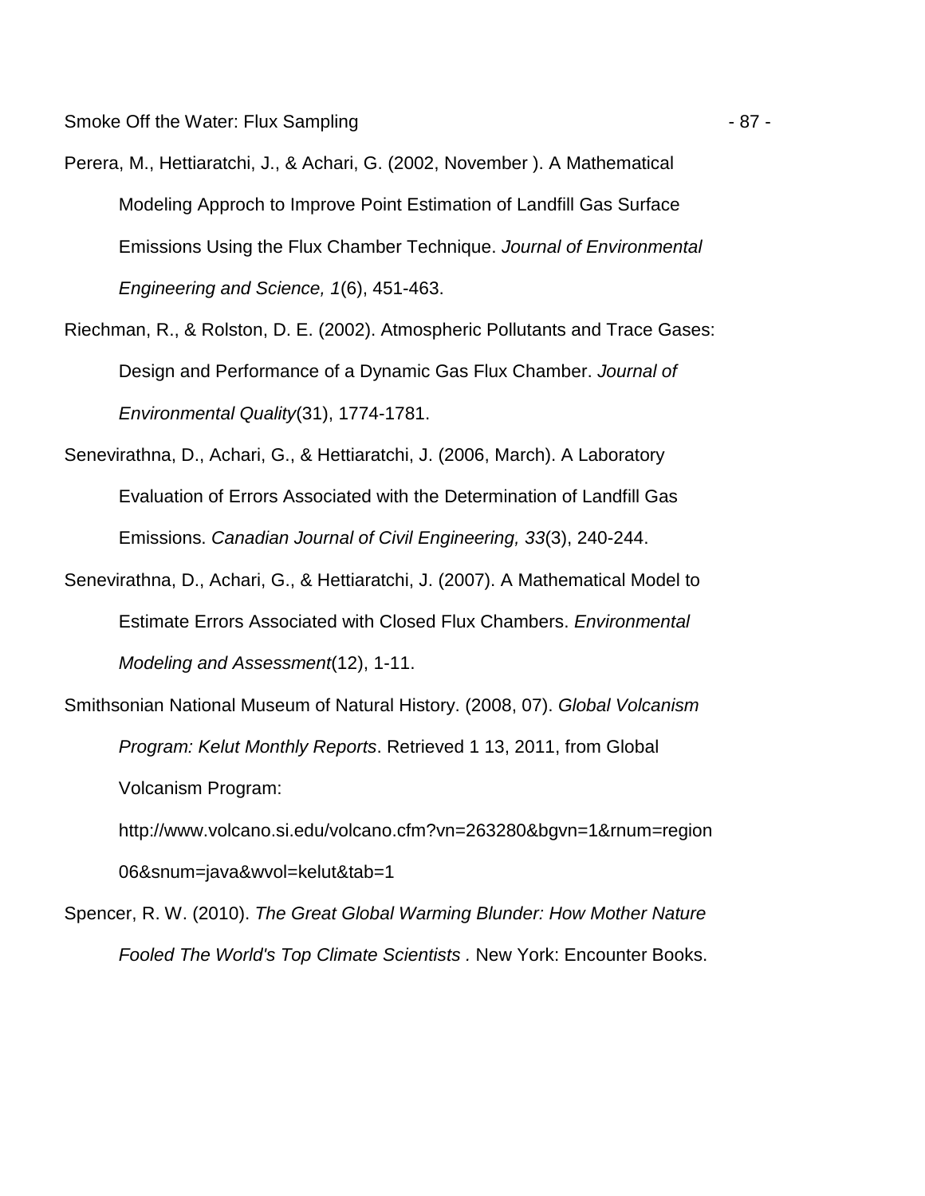Perera, M., Hettiaratchi, J., & Achari, G. (2002, November ). A Mathematical Modeling Approch to Improve Point Estimation of Landfill Gas Surface Emissions Using the Flux Chamber Technique. *Journal of Environmental Engineering and Science, 1*(6), 451-463.

Riechman, R., & Rolston, D. E. (2002). Atmospheric Pollutants and Trace Gases: Design and Performance of a Dynamic Gas Flux Chamber. *Journal of Environmental Quality*(31), 1774-1781.

Senevirathna, D., Achari, G., & Hettiaratchi, J. (2006, March). A Laboratory Evaluation of Errors Associated with the Determination of Landfill Gas Emissions. *Canadian Journal of Civil Engineering, 33*(3), 240-244.

Senevirathna, D., Achari, G., & Hettiaratchi, J. (2007). A Mathematical Model to Estimate Errors Associated with Closed Flux Chambers. *Environmental Modeling and Assessment*(12), 1-11.

Smithsonian National Museum of Natural History. (2008, 07). *Global Volcanism Program: Kelut Monthly Reports*. Retrieved 1 13, 2011, from Global Volcanism Program: http://www.volcano.si.edu/volcano.cfm?vn=263280&bgvn=1&rnum=region06&snum=java&wvol=kelut&tab=1

Spencer, R. W. (2010). *The Great Global Warming Blunder: How Mother Nature Fooled The World's Top Climate Scientists* . New York: Encounter Books.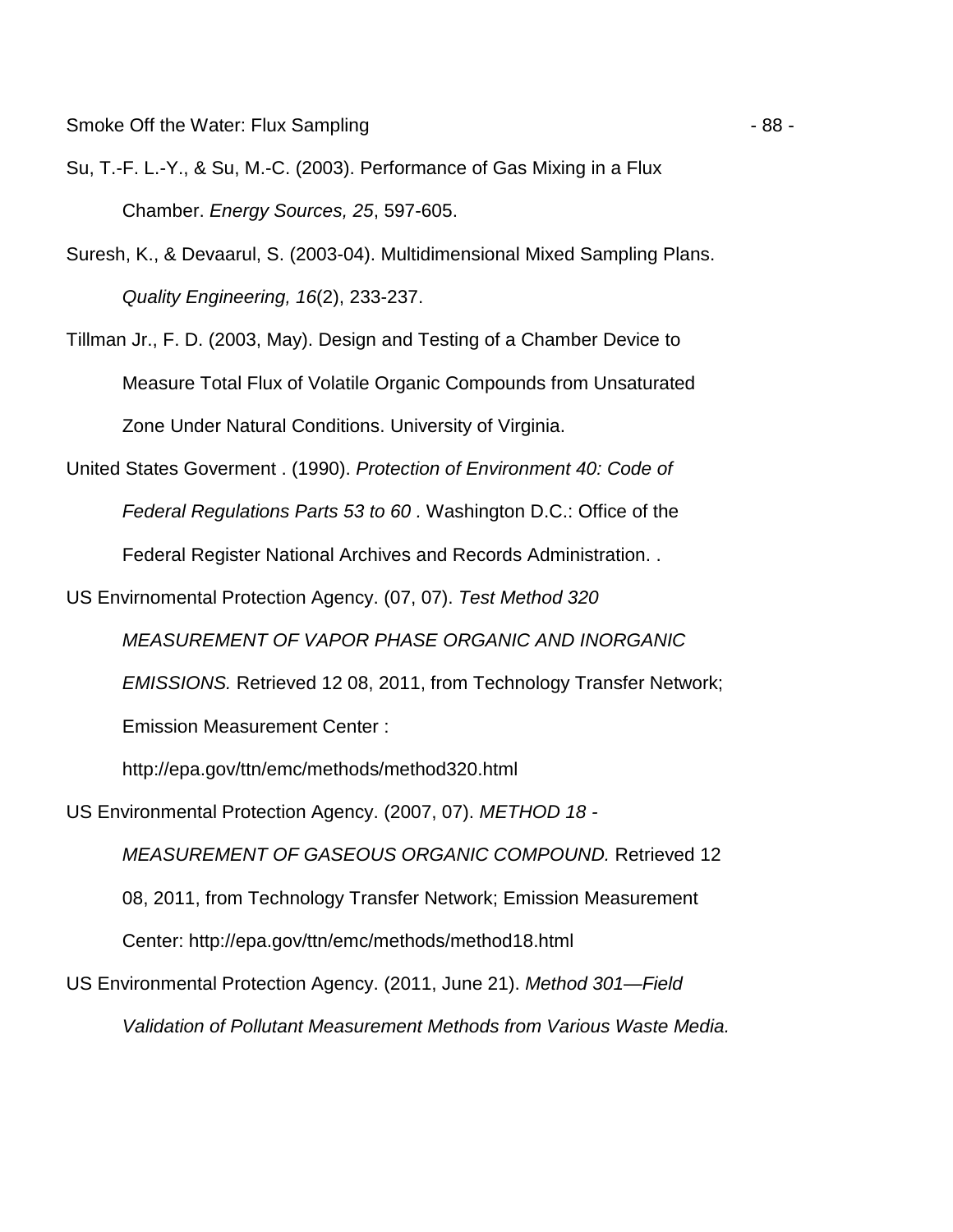Su, T.-F. L.-Y., & Su, M.-C. (2003). Performance of Gas Mixing in a Flux Chamber. *Energy Sources, 25*, 597-605.

Suresh, K., & Devaarul, S. (2003-04). Multidimensional Mixed Sampling Plans. *Quality Engineering, 16*(2), 233-237.

Tillman Jr., F. D. (2003, May). Design and Testing of a Chamber Device to Measure Total Flux of Volatile Organic Compounds from Unsaturated Zone Under Natural Conditions. University of Virginia.

United States Goverment . (1990). *Protection of Environment 40: Code of Federal Regulations Parts 53 to 60* . Washington D.C.: Office of the Federal Register National Archives and Records Administration. .

US Envirnomental Protection Agency. (07, 07). *Test Method 320 MEASUREMENT OF VAPOR PHASE ORGANIC AND INORGANIC EMISSIONS.* Retrieved 12 08, 2011, from Technology Transfer Network; Emission Measurement Center : http://epa.gov/ttn/emc/methods/method320.html

US Environmental Protection Agency. (2007, 07). *METHOD 18 - MEASUREMENT OF GASEOUS ORGANIC COMPOUND.* Retrieved 12 08, 2011, from Technology Transfer Network; Emission Measurement Center: http://epa.gov/ttn/emc/methods/method18.html

US Environmental Protection Agency. (2011, June 21). *Method 301—Field Validation of Pollutant Measurement Methods from Various Waste Media.*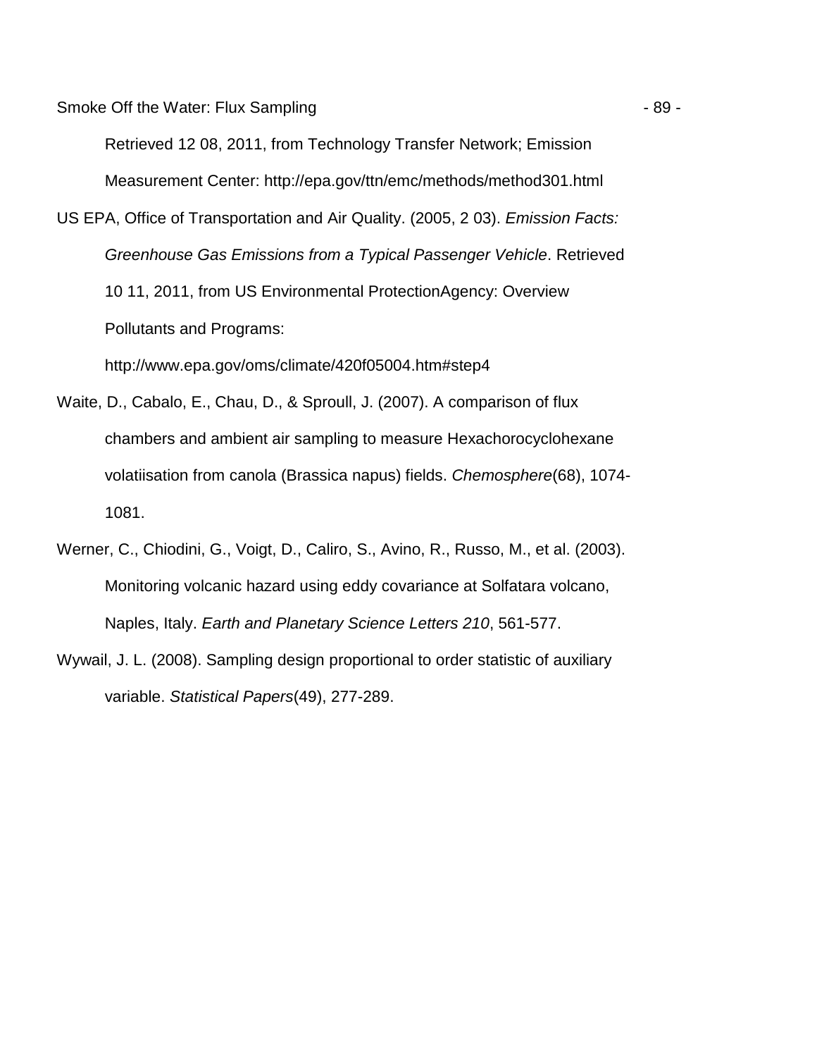Retrieved 12 08, 2011, from Technology Transfer Network; Emission Measurement Center: http://epa.gov/ttn/emc/methods/method301.html

US EPA, Office of Transportation and Air Quality. (2005, 2 03). *Emission Facts: Greenhouse Gas Emissions from a Typical Passenger Vehicle*. Retrieved 10 11, 2011, from US Environmental ProtectionAgency: Overview Pollutants and Programs: http://www.epa.gov/oms/climate/420f05004.htm#step4

Waite, D., Cabalo, E., Chau, D., & Sproull, J. (2007). A comparison of flux chambers and ambient air sampling to measure Hexachorocyclohexane volatiisation from canola (Brassica napus) fields. *Chemosphere*(68), 1074-1081.

Werner, C., Chiodini, G., Voigt, D., Caliro, S., Avino, R., Russo, M., et al. (2003). Monitoring volcanic hazard using eddy covariance at Solfatara volcano, Naples, Italy. *Earth and Planetary Science Letters 210*, 561-577.

Wywail, J. L. (2008). Sampling design proportional to order statistic of auxiliary variable. *Statistical Papers*(49), 277-289.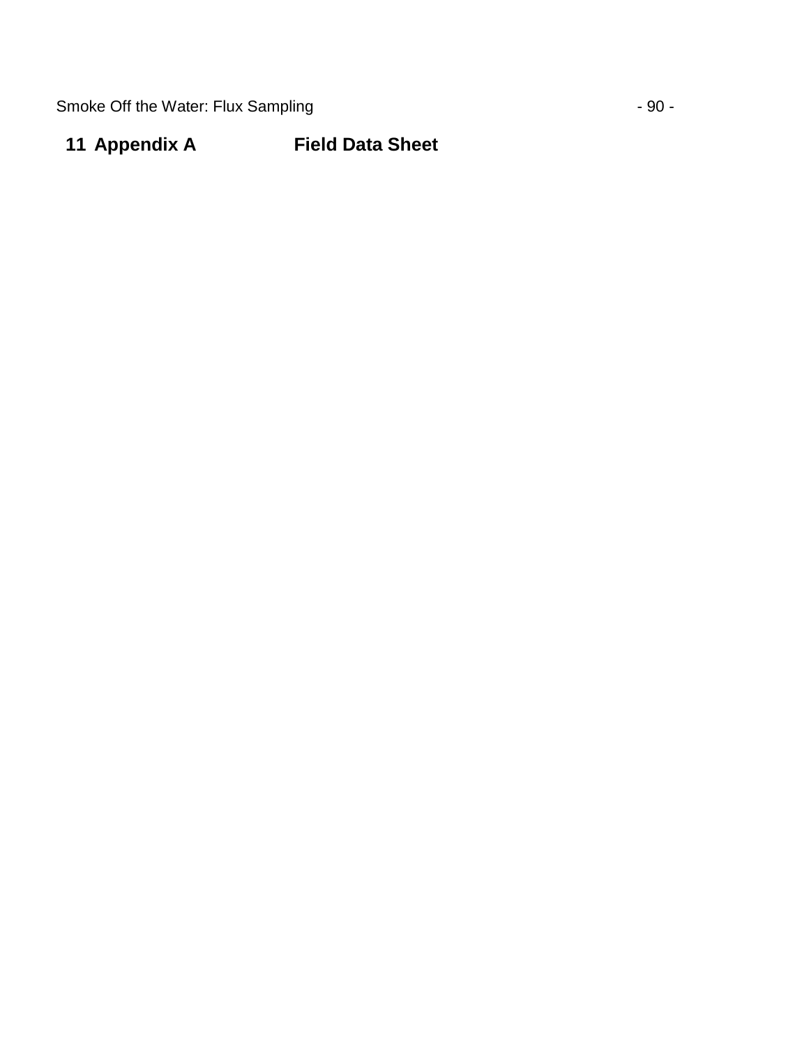# 11 Appendix A Field Data Sheet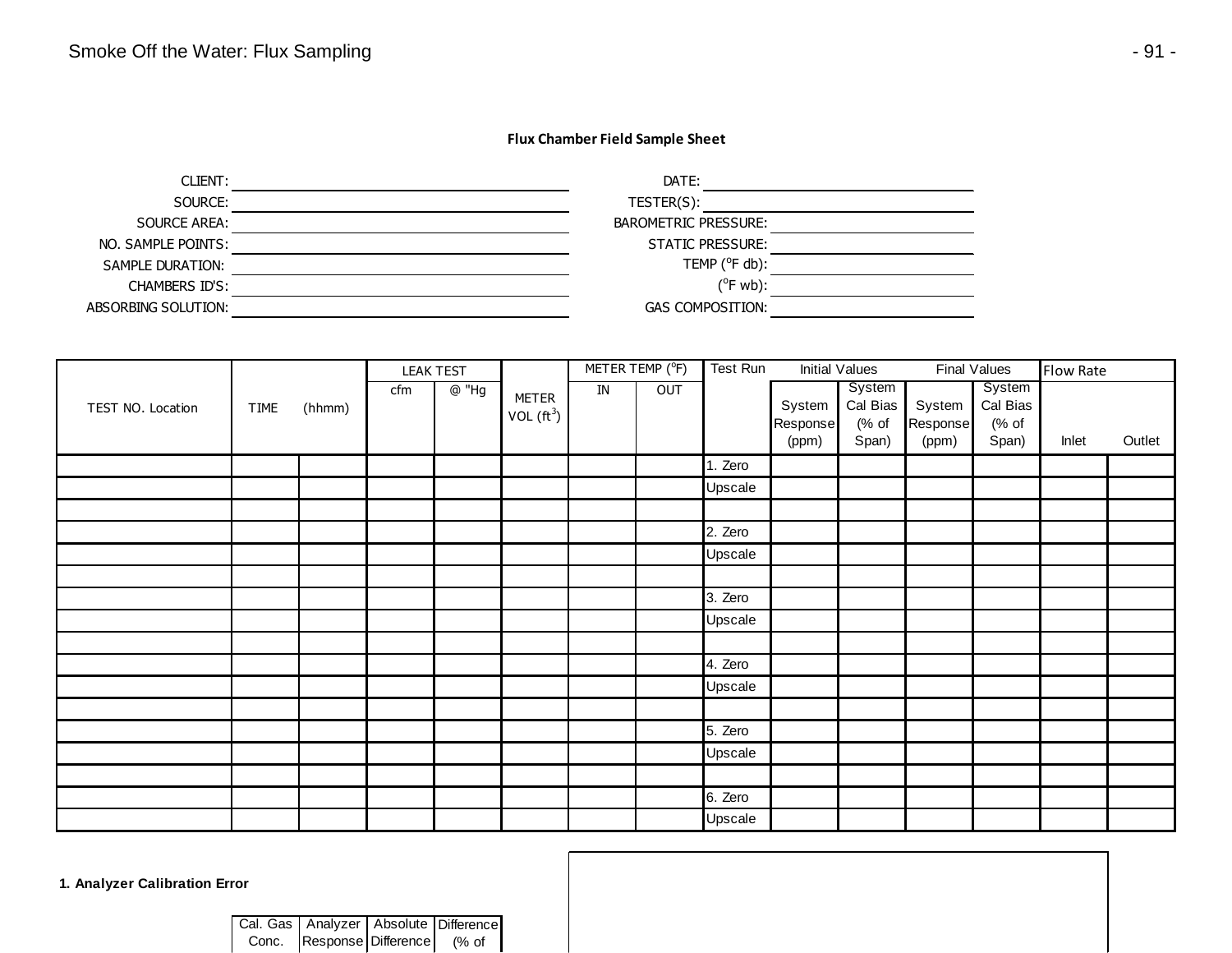**Flux Chamber Field Sample Sheet**

CLIENT: ______________________

SOURCE: ______________________

SOURCE AREA: ______________________

NO. SAMPLE POINTS: ______________________

SAMPLE DURATION: ______________________

CHAMBERS ID'S: ______________________

ABSORBING SOLUTION: ______________________

DATE: ______________________

TESTER(S): ______________________

BAROMETRIC PRESSURE: ______________________

STATIC PRESSURE: ______________________

TEMP ($^oF$ db): ______________________

($^oF$ wb): ______________________

GAS COMPOSITION: ______________________

| TEST NO. Location | TIME | (hhmm) | LEAK TEST cfm | LEAK TEST @ "Hg | METER VOL ($ft^3$) | METER TEMP ($^oF$) IN | METER TEMP ($^oF$) OUT | Test Run | Initial Values System Response (ppm) | Initial Values System Cal Bias (% of Span) | Final Values System Response (ppm) | Final Values System Cal Bias (% of Span) | Flow Rate Inlet | Flow Rate Outlet |
|---|---|---|---|---|---|---|---|---|---|---|---|---|---|---|
| | | | | | | | | 1. Zero | | | | | | |
| | | | | | | | | Upscale | | | | | | |
| | | | | | | | | | | | | | | |
| | | | | | | | | 2. Zero | | | | | | |
| | | | | | | | | Upscale | | | | | | |
| | | | | | | | | | | | | | | |
| | | | | | | | | 3. Zero | | | | | | |
| | | | | | | | | Upscale | | | | | | |
| | | | | | | | | | | | | | | |
| | | | | | | | | 4. Zero | | | | | | |
| | | | | | | | | Upscale | | | | | | |
| | | | | | | | | | | | | | | |
| | | | | | | | | 5. Zero | | | | | | |
| | | | | | | | | Upscale | | | | | | |
| | | | | | | | | | | | | | | |
| | | | | | | | | 6. Zero | | | | | | |
| | | | | | | | | Upscale | | | | | | |

**1. Analyzer Calibration Error**

| Cal. Gas Conc. | Analyzer Response | Absolute Difference | Difference (% of |
|---|---|---|---|